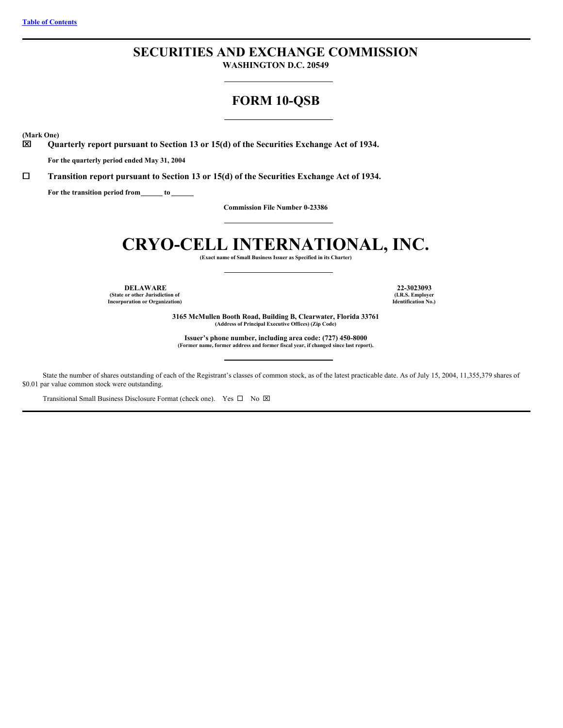[Table of Contents](#)

# SECURITIES AND EXCHANGE COMMISSION

**WASHINGTON D.C. 20549**

## FORM 10-QSB

**(Mark One)**

☒ **Quarterly report pursuant to Section 13 or 15(d) of the Securities Exchange Act of 1934.**

**For the quarterly period ended May 31, 2004**

☐ **Transition report pursuant to Section 13 or 15(d) of the Securities Exchange Act of 1934.**

**For the transition period from\_\_\_\_\_\_ to \_\_\_\_\_\_**

**Commission File Number 0-23386**

# CRYO-CELL INTERNATIONAL, INC.

**(Exact name of Small Business Issuer as Specified in its Charter)**

| **DELAWARE** | **22-3023093** |
|---|---|
| **(State or other Jurisdiction of Incorporation or Organization)** | **(I.R.S. Employer Identification No.)** |

**3165 McMullen Booth Road, Building B, Clearwater, Florida 33761**
**(Address of Principal Executive Offices) (Zip Code)**

**Issuer's phone number, including area code: (727) 450-8000**
**(Former name, former address and former fiscal year, if changed since last report).**

State the number of shares outstanding of each of the Registrant's classes of common stock, as of the latest practicable date. As of July 15, 2004, 11,355,379 shares of $0.01 par value common stock were outstanding.

Transitional Small Business Disclosure Format (check one). Yes ☐ No ☒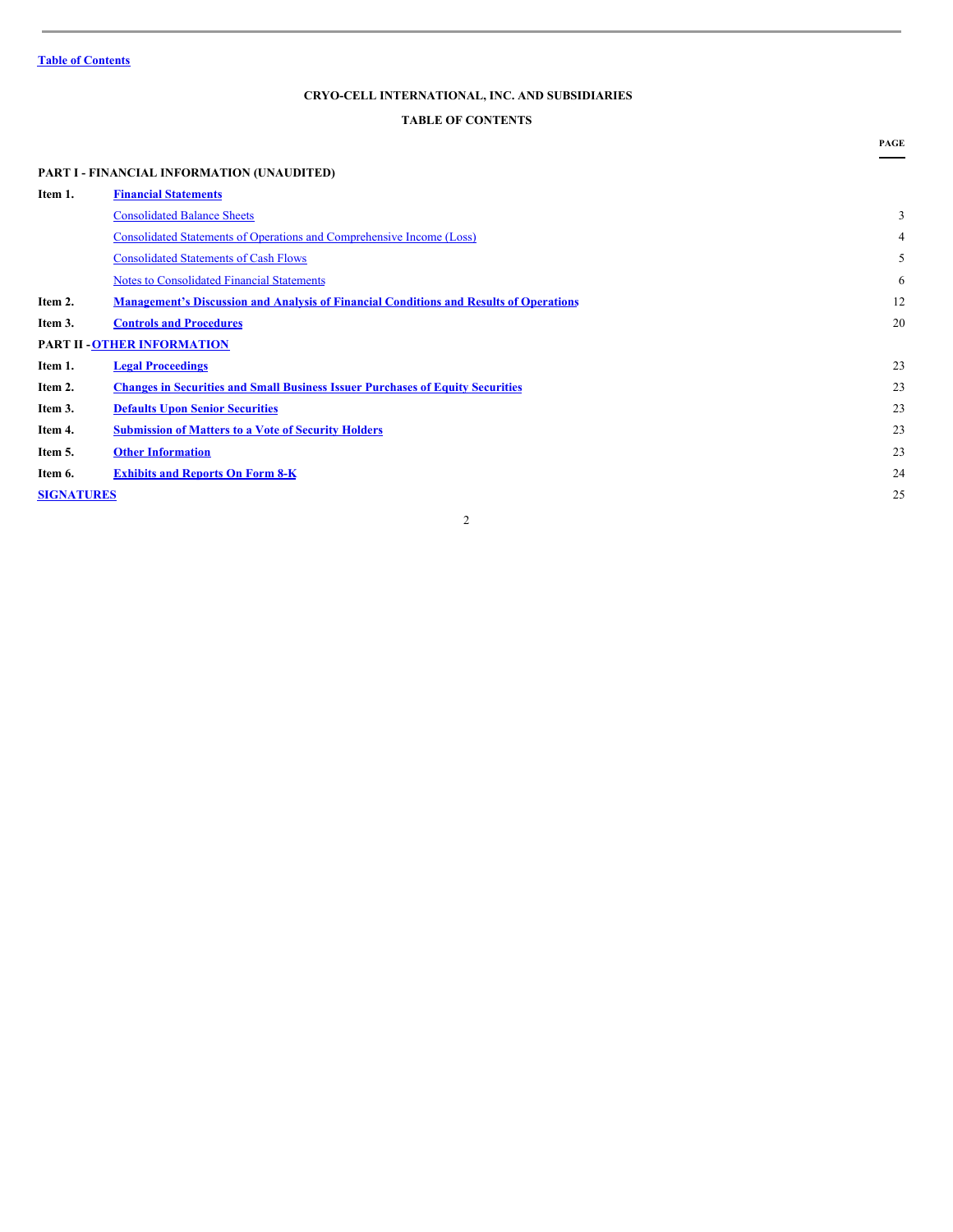Table of Contents

**CRYO-CELL INTERNATIONAL, INC. AND SUBSIDIARIES**

**TABLE OF CONTENTS**

| | | PAGE |
|---|---|---|
| **PART I - FINANCIAL INFORMATION (UNAUDITED)** | | |
| **Item 1.** | **Financial Statements** | |
| | Consolidated Balance Sheets | 3 |
| | Consolidated Statements of Operations and Comprehensive Income (Loss) | 4 |
| | Consolidated Statements of Cash Flows | 5 |
| | Notes to Consolidated Financial Statements | 6 |
| **Item 2.** | **Management's Discussion and Analysis of Financial Conditions and Results of Operations** | 12 |
| **Item 3.** | **Controls and Procedures** | 20 |
| **PART II - OTHER INFORMATION** | | |
| **Item 1.** | **Legal Proceedings** | 23 |
| **Item 2.** | **Changes in Securities and Small Business Issuer Purchases of Equity Securities** | 23 |
| **Item 3.** | **Defaults Upon Senior Securities** | 23 |
| **Item 4.** | **Submission of Matters to a Vote of Security Holders** | 23 |
| **Item 5.** | **Other Information** | 23 |
| **Item 6.** | **Exhibits and Reports On Form 8-K** | 24 |
| **SIGNATURES** | | 25 |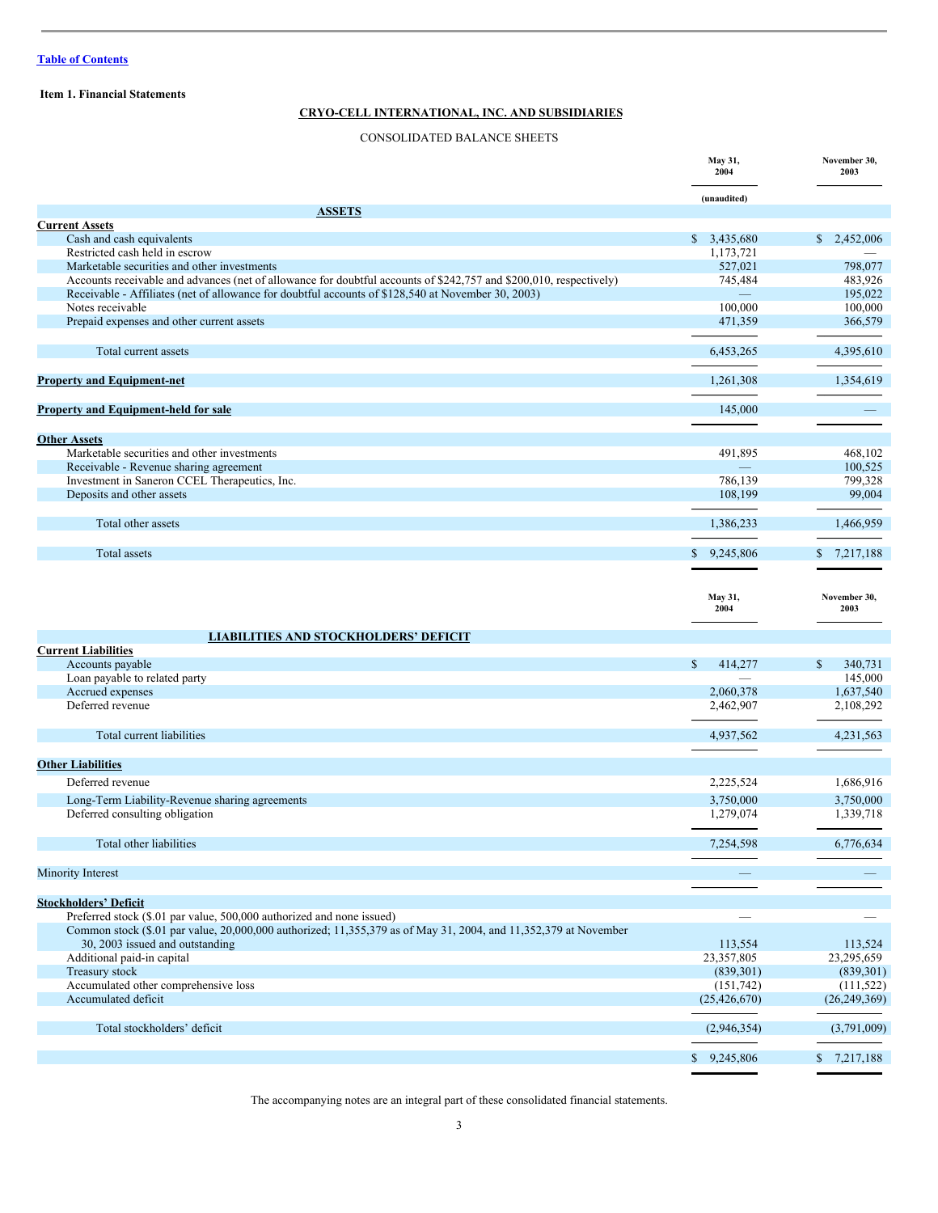[Table of Contents](#)

**Item 1. Financial Statements**

**CRYO-CELL INTERNATIONAL, INC. AND SUBSIDIARIES**

CONSOLIDATED BALANCE SHEETS

| | May 31, 2004 | November 30, 2003 |
|---|---|---|
| | (unaudited) | |
| **ASSETS** | | |
| **Current Assets** | | |
| Cash and cash equivalents | $ 3,435,680 | $ 2,452,006 |
| Restricted cash held in escrow | 1,173,721 | — |
| Marketable securities and other investments | 527,021 | 798,077 |
| Accounts receivable and advances (net of allowance for doubtful accounts of $242,757 and $200,010, respectively) | 745,484 | 483,926 |
| Receivable - Affiliates (net of allowance for doubtful accounts of $128,540 at November 30, 2003) | — | 195,022 |
| Notes receivable | 100,000 | 100,000 |
| Prepaid expenses and other current assets | 471,359 | 366,579 |
| Total current assets | 6,453,265 | 4,395,610 |
| **Property and Equipment-net** | 1,261,308 | 1,354,619 |
| **Property and Equipment-held for sale** | 145,000 | — |
| **Other Assets** | | |
| Marketable securities and other investments | 491,895 | 468,102 |
| Receivable - Revenue sharing agreement | — | 100,525 |
| Investment in Saneron CCEL Therapeutics, Inc. | 786,139 | 799,328 |
| Deposits and other assets | 108,199 | 99,004 |
| Total other assets | 1,386,233 | 1,466,959 |
| Total assets | $ 9,245,806 | $ 7,217,188 |

| | May 31, 2004 | November 30, 2003 |
|---|---|---|
| **LIABILITIES AND STOCKHOLDERS' DEFICIT** | | |
| **Current Liabilities** | | |
| Accounts payable | $ 414,277 | $ 340,731 |
| Loan payable to related party | — | 145,000 |
| Accrued expenses | 2,060,378 | 1,637,540 |
| Deferred revenue | 2,462,907 | 2,108,292 |
| Total current liabilities | 4,937,562 | 4,231,563 |
| **Other Liabilities** | | |
| Deferred revenue | 2,225,524 | 1,686,916 |
| Long-Term Liability-Revenue sharing agreements | 3,750,000 | 3,750,000 |
| Deferred consulting obligation | 1,279,074 | 1,339,718 |
| Total other liabilities | 7,254,598 | 6,776,634 |
| Minority Interest | — | — |
| **Stockholders' Deficit** | | |
| Preferred stock ($.01 par value, 500,000 authorized and none issued) | — | — |
| Common stock ($.01 par value, 20,000,000 authorized; 11,355,379 as of May 31, 2004, and 11,352,379 at November 30, 2003 issued and outstanding | 113,554 | 113,524 |
| Additional paid-in capital | 23,357,805 | 23,295,659 |
| Treasury stock | (839,301) | (839,301) |
| Accumulated other comprehensive loss | (151,742) | (111,522) |
| Accumulated deficit | (25,426,670) | (26,249,369) |
| Total stockholders' deficit | (2,946,354) | (3,791,009) |
| | $ 9,245,806 | $ 7,217,188 |

The accompanying notes are an integral part of these consolidated financial statements.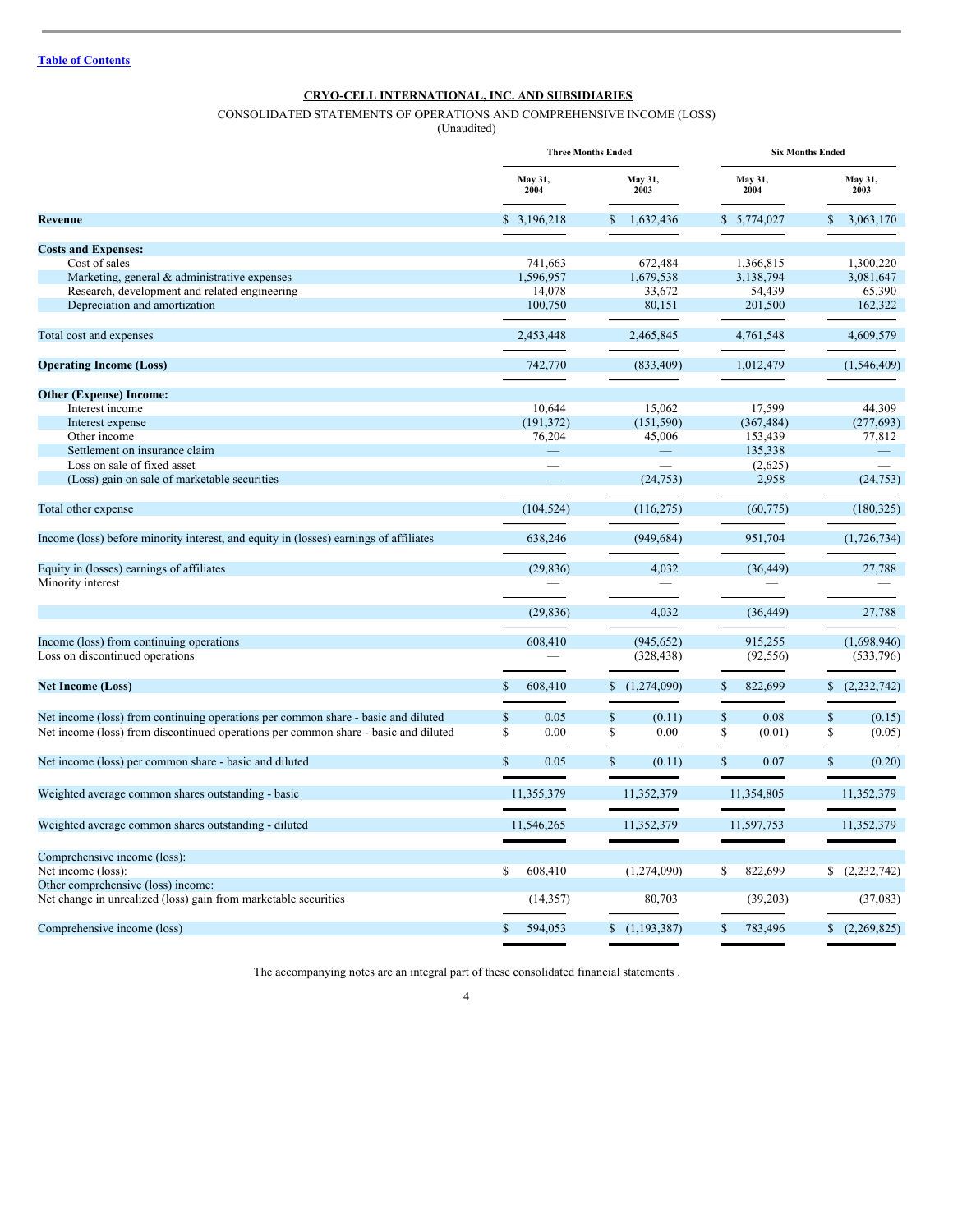Table of Contents

**CRYO-CELL INTERNATIONAL, INC. AND SUBSIDIARIES**

CONSOLIDATED STATEMENTS OF OPERATIONS AND COMPREHENSIVE INCOME (LOSS)
(Unaudited)

| | Three Months Ended | | Six Months Ended | |
|---|---|---|---|---|
| | May 31, 2004 | May 31, 2003 | May 31, 2004 | May 31, 2003 |
| **Revenue** | $ 3,196,218 | $ 1,632,436 | $ 5,774,027 | $ 3,063,170 |
| **Costs and Expenses:** | | | | |
| Cost of sales | 741,663 | 672,484 | 1,366,815 | 1,300,220 |
| Marketing, general & administrative expenses | 1,596,957 | 1,679,538 | 3,138,794 | 3,081,647 |
| Research, development and related engineering | 14,078 | 33,672 | 54,439 | 65,390 |
| Depreciation and amortization | 100,750 | 80,151 | 201,500 | 162,322 |
| Total cost and expenses | 2,453,448 | 2,465,845 | 4,761,548 | 4,609,579 |
| **Operating Income (Loss)** | 742,770 | (833,409) | 1,012,479 | (1,546,409) |
| **Other (Expense) Income:** | | | | |
| Interest income | 10,644 | 15,062 | 17,599 | 44,309 |
| Interest expense | (191,372) | (151,590) | (367,484) | (277,693) |
| Other income | 76,204 | 45,006 | 153,439 | 77,812 |
| Settlement on insurance claim | — | — | 135,338 | — |
| Loss on sale of fixed asset | — | — | (2,625) | — |
| (Loss) gain on sale of marketable securities | — | (24,753) | 2,958 | (24,753) |
| Total other expense | (104,524) | (116,275) | (60,775) | (180,325) |
| Income (loss) before minority interest, and equity in (losses) earnings of affiliates | 638,246 | (949,684) | 951,704 | (1,726,734) |
| Equity in (losses) earnings of affiliates | (29,836) | 4,032 | (36,449) | 27,788 |
| Minority interest | — | — | — | — |
| | (29,836) | 4,032 | (36,449) | 27,788 |
| Income (loss) from continuing operations | 608,410 | (945,652) | 915,255 | (1,698,946) |
| Loss on discontinued operations | — | (328,438) | (92,556) | (533,796) |
| **Net Income (Loss)** | $ 608,410 | $ (1,274,090) | $ 822,699 | $ (2,232,742) |
| Net income (loss) from continuing operations per common share - basic and diluted | $ 0.05 | $ (0.11) | $ 0.08 | $ (0.15) |
| Net income (loss) from discontinued operations per common share - basic and diluted | $ 0.00 | $ 0.00 | $ (0.01) | $ (0.05) |
| Net income (loss) per common share - basic and diluted | $ 0.05 | $ (0.11) | $ 0.07 | $ (0.20) |
| Weighted average common shares outstanding - basic | 11,355,379 | 11,352,379 | 11,354,805 | 11,352,379 |
| Weighted average common shares outstanding - diluted | 11,546,265 | 11,352,379 | 11,597,753 | 11,352,379 |
| Comprehensive income (loss): | | | | |
| Net income (loss): | $ 608,410 | (1,274,090) | $ 822,699 | $ (2,232,742) |
| Other comprehensive (loss) income: | | | | |
| Net change in unrealized (loss) gain from marketable securities | (14,357) | 80,703 | (39,203) | (37,083) |
| Comprehensive income (loss) | $ 594,053 | $ (1,193,387) | $ 783,496 | $ (2,269,825) |

The accompanying notes are an integral part of these consolidated financial statements .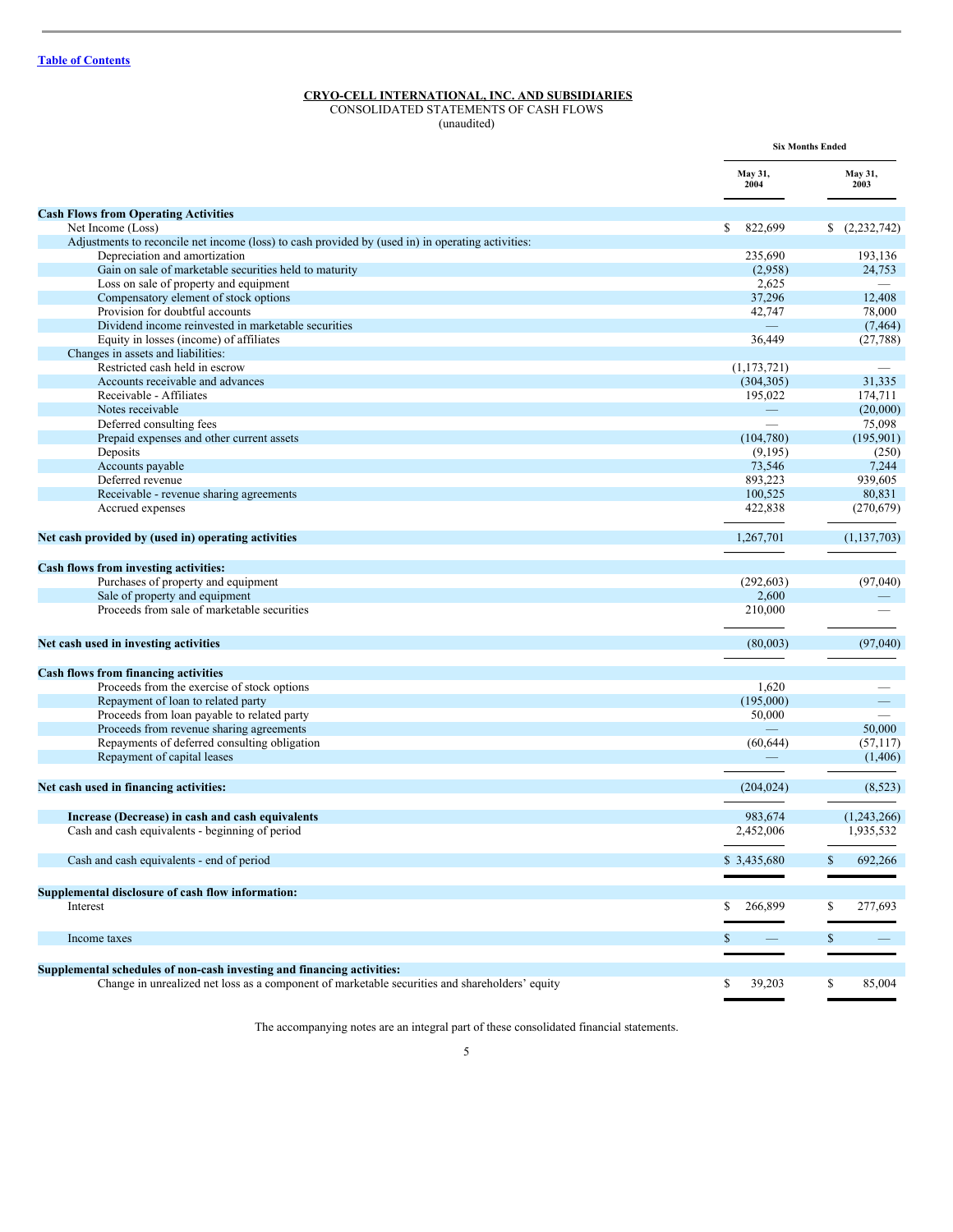Table of Contents

**CRYO-CELL INTERNATIONAL, INC. AND SUBSIDIARIES**
CONSOLIDATED STATEMENTS OF CASH FLOWS
(unaudited)

| | Six Months Ended | |
|---|---|---|
| | May 31, 2004 | May 31, 2003 |
| **Cash Flows from Operating Activities** | | |
| Net Income (Loss) | $ 822,699 | $ (2,232,742) |
| Adjustments to reconcile net income (loss) to cash provided by (used in) in operating activities: | | |
| Depreciation and amortization | 235,690 | 193,136 |
| Gain on sale of marketable securities held to maturity | (2,958) | 24,753 |
| Loss on sale of property and equipment | 2,625 | — |
| Compensatory element of stock options | 37,296 | 12,408 |
| Provision for doubtful accounts | 42,747 | 78,000 |
| Dividend income reinvested in marketable securities | — | (7,464) |
| Equity in losses (income) of affiliates | 36,449 | (27,788) |
| Changes in assets and liabilities: | | |
| Restricted cash held in escrow | (1,173,721) | — |
| Accounts receivable and advances | (304,305) | 31,335 |
| Receivable - Affiliates | 195,022 | 174,711 |
| Notes receivable | — | (20,000) |
| Deferred consulting fees | — | 75,098 |
| Prepaid expenses and other current assets | (104,780) | (195,901) |
| Deposits | (9,195) | (250) |
| Accounts payable | 73,546 | 7,244 |
| Deferred revenue | 893,223 | 939,605 |
| Receivable - revenue sharing agreements | 100,525 | 80,831 |
| Accrued expenses | 422,838 | (270,679) |
| **Net cash provided by (used in) operating activities** | 1,267,701 | (1,137,703) |
| **Cash flows from investing activities:** | | |
| Purchases of property and equipment | (292,603) | (97,040) |
| Sale of property and equipment | 2,600 | — |
| Proceeds from sale of marketable securities | 210,000 | — |
| **Net cash used in investing activities** | (80,003) | (97,040) |
| **Cash flows from financing activities** | | |
| Proceeds from the exercise of stock options | 1,620 | — |
| Repayment of loan to related party | (195,000) | — |
| Proceeds from loan payable to related party | 50,000 | — |
| Proceeds from revenue sharing agreements | — | 50,000 |
| Repayments of deferred consulting obligation | (60,644) | (57,117) |
| Repayment of capital leases | — | (1,406) |
| **Net cash used in financing activities:** | (204,024) | (8,523) |
| **Increase (Decrease) in cash and cash equivalents** | 983,674 | (1,243,266) |
| Cash and cash equivalents - beginning of period | 2,452,006 | 1,935,532 |
| Cash and cash equivalents - end of period | $ 3,435,680 | $ 692,266 |
| **Supplemental disclosure of cash flow information:** | | |
| Interest | $ 266,899 | $ 277,693 |
| Income taxes | $ — | $ — |
| **Supplemental schedules of non-cash investing and financing activities:** | | |
| Change in unrealized net loss as a component of marketable securities and shareholders' equity | $ 39,203 | $ 85,004 |

The accompanying notes are an integral part of these consolidated financial statements.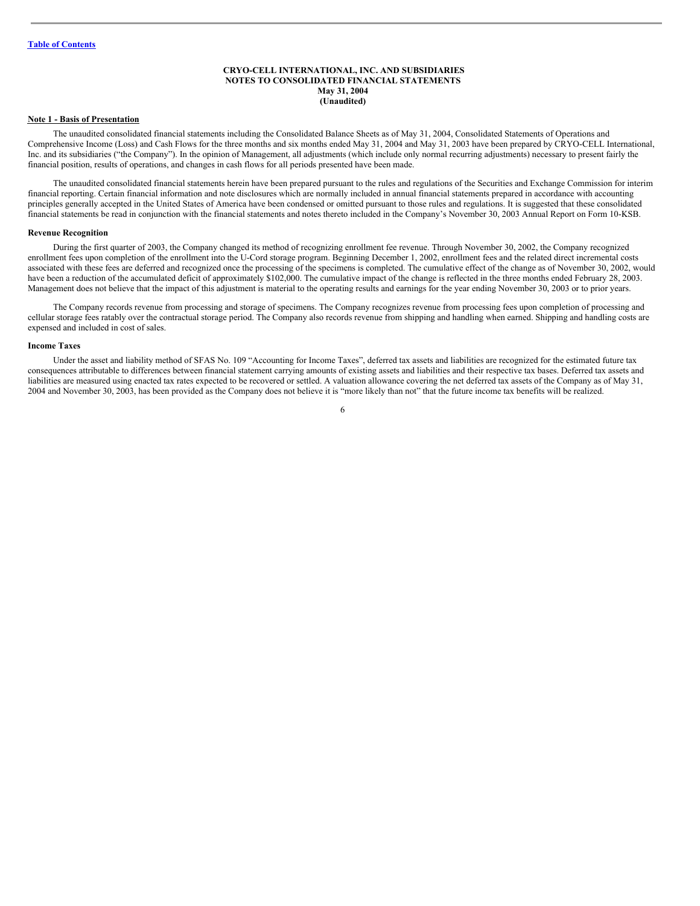[Table of Contents](#)

**CRYO-CELL INTERNATIONAL, INC. AND SUBSIDIARIES**
**NOTES TO CONSOLIDATED FINANCIAL STATEMENTS**
**May 31, 2004**
**(Unaudited)**

## Note 1 - Basis of Presentation

The unaudited consolidated financial statements including the Consolidated Balance Sheets as of May 31, 2004, Consolidated Statements of Operations and Comprehensive Income (Loss) and Cash Flows for the three months and six months ended May 31, 2004 and May 31, 2003 have been prepared by CRYO-CELL International, Inc. and its subsidiaries ("the Company"). In the opinion of Management, all adjustments (which include only normal recurring adjustments) necessary to present fairly the financial position, results of operations, and changes in cash flows for all periods presented have been made.

The unaudited consolidated financial statements herein have been prepared pursuant to the rules and regulations of the Securities and Exchange Commission for interim financial reporting. Certain financial information and note disclosures which are normally included in annual financial statements prepared in accordance with accounting principles generally accepted in the United States of America have been condensed or omitted pursuant to those rules and regulations. It is suggested that these consolidated financial statements be read in conjunction with the financial statements and notes thereto included in the Company's November 30, 2003 Annual Report on Form 10-KSB.

### Revenue Recognition

During the first quarter of 2003, the Company changed its method of recognizing enrollment fee revenue. Through November 30, 2002, the Company recognized enrollment fees upon completion of the enrollment into the U-Cord storage program. Beginning December 1, 2002, enrollment fees and the related direct incremental costs associated with these fees are deferred and recognized once the processing of the specimens is completed. The cumulative effect of the change as of November 30, 2002, would have been a reduction of the accumulated deficit of approximately $102,000. The cumulative impact of the change is reflected in the three months ended February 28, 2003. Management does not believe that the impact of this adjustment is material to the operating results and earnings for the year ending November 30, 2003 or to prior years.

The Company records revenue from processing and storage of specimens. The Company recognizes revenue from processing fees upon completion of processing and cellular storage fees ratably over the contractual storage period. The Company also records revenue from shipping and handling when earned. Shipping and handling costs are expensed and included in cost of sales.

### Income Taxes

Under the asset and liability method of SFAS No. 109 "Accounting for Income Taxes", deferred tax assets and liabilities are recognized for the estimated future tax consequences attributable to differences between financial statement carrying amounts of existing assets and liabilities and their respective tax bases. Deferred tax assets and liabilities are measured using enacted tax rates expected to be recovered or settled. A valuation allowance covering the net deferred tax assets of the Company as of May 31, 2004 and November 30, 2003, has been provided as the Company does not believe it is "more likely than not" that the future income tax benefits will be realized.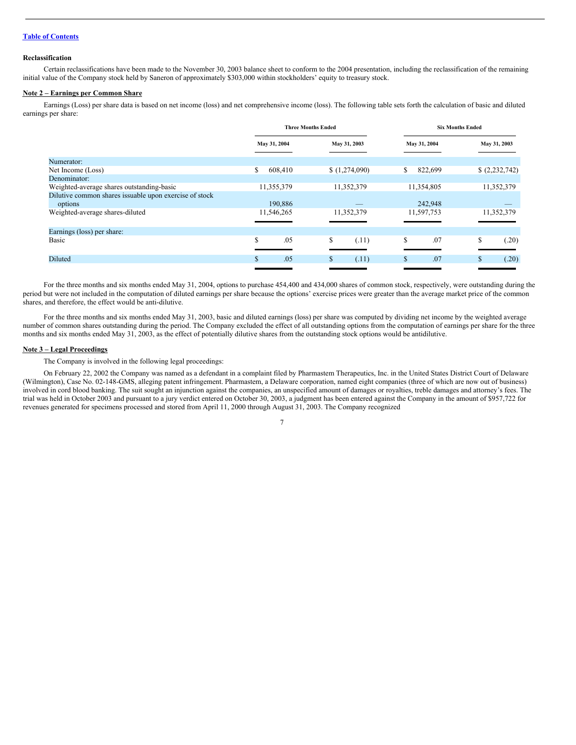[Table of Contents](#)

**Reclassification**

Certain reclassifications have been made to the November 30, 2003 balance sheet to conform to the 2004 presentation, including the reclassification of the remaining initial value of the Company stock held by Saneron of approximately $303,000 within stockholders' equity to treasury stock.

**Note 2 – Earnings per Common Share**

Earnings (Loss) per share data is based on net income (loss) and net comprehensive income (loss). The following table sets forth the calculation of basic and diluted earnings per share:

| | Three Months Ended | | Six Months Ended | |
|---|---|---|---|---|
| | May 31, 2004 | May 31, 2003 | May 31, 2004 | May 31, 2003 |
| Numerator: | | | | |
| Net Income (Loss) | $ 608,410 | $ (1,274,090) | $ 822,699 | $ (2,232,742) |
| Denominator: | | | | |
| Weighted-average shares outstanding-basic | 11,355,379 | 11,352,379 | 11,354,805 | 11,352,379 |
| Dilutive common shares issuable upon exercise of stock options | 190,886 | — | 242,948 | — |
| Weighted-average shares-diluted | 11,546,265 | 11,352,379 | 11,597,753 | 11,352,379 |
| Earnings (loss) per share: | | | | |
| Basic | $ .05 | $ (.11) | $ .07 | $ (.20) |
| Diluted | $ .05 | $ (.11) | $ .07 | $ (.20) |

For the three months and six months ended May 31, 2004, options to purchase 454,400 and 434,000 shares of common stock, respectively, were outstanding during the period but were not included in the computation of diluted earnings per share because the options' exercise prices were greater than the average market price of the common shares, and therefore, the effect would be anti-dilutive.

For the three months and six months ended May 31, 2003, basic and diluted earnings (loss) per share was computed by dividing net income by the weighted average number of common shares outstanding during the period. The Company excluded the effect of all outstanding options from the computation of earnings per share for the three months and six months ended May 31, 2003, as the effect of potentially dilutive shares from the outstanding stock options would be antidilutive.

**Note 3 – Legal Proceedings**

The Company is involved in the following legal proceedings:

On February 22, 2002 the Company was named as a defendant in a complaint filed by Pharmastem Therapeutics, Inc. in the United States District Court of Delaware (Wilmington), Case No. 02-148-GMS, alleging patent infringement. Pharmastem, a Delaware corporation, named eight companies (three of which are now out of business) involved in cord blood banking. The suit sought an injunction against the companies, an unspecified amount of damages or royalties, treble damages and attorney's fees. The trial was held in October 2003 and pursuant to a jury verdict entered on October 30, 2003, a judgment has been entered against the Company in the amount of $957,722 for revenues generated for specimens processed and stored from April 11, 2000 through August 31, 2003. The Company recognized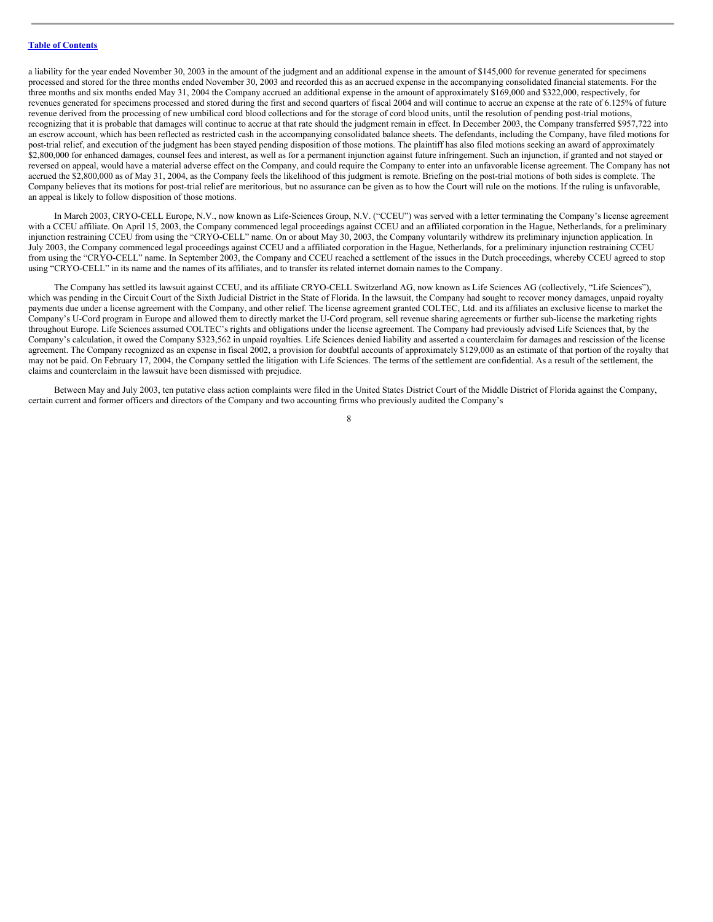a liability for the year ended November 30, 2003 in the amount of the judgment and an additional expense in the amount of $145,000 for revenue generated for specimens processed and stored for the three months ended November 30, 2003 and recorded this as an accrued expense in the accompanying consolidated financial statements. For the three months and six months ended May 31, 2004 the Company accrued an additional expense in the amount of approximately $169,000 and $322,000, respectively, for revenues generated for specimens processed and stored during the first and second quarters of fiscal 2004 and will continue to accrue an expense at the rate of 6.125% of future revenue derived from the processing of new umbilical cord blood collections and for the storage of cord blood units, until the resolution of pending post-trial motions, recognizing that it is probable that damages will continue to accrue at that rate should the judgment remain in effect. In December 2003, the Company transferred $957,722 into an escrow account, which has been reflected as restricted cash in the accompanying consolidated balance sheets. The defendants, including the Company, have filed motions for post-trial relief, and execution of the judgment has been stayed pending disposition of those motions. The plaintiff has also filed motions seeking an award of approximately $2,800,000 for enhanced damages, counsel fees and interest, as well as for a permanent injunction against future infringement. Such an injunction, if granted and not stayed or reversed on appeal, would have a material adverse effect on the Company, and could require the Company to enter into an unfavorable license agreement. The Company has not accrued the $2,800,000 as of May 31, 2004, as the Company feels the likelihood of this judgment is remote. Briefing on the post-trial motions of both sides is complete. The Company believes that its motions for post-trial relief are meritorious, but no assurance can be given as to how the Court will rule on the motions. If the ruling is unfavorable, an appeal is likely to follow disposition of those motions.

In March 2003, CRYO-CELL Europe, N.V., now known as Life-Sciences Group, N.V. ("CCEU") was served with a letter terminating the Company's license agreement with a CCEU affiliate. On April 15, 2003, the Company commenced legal proceedings against CCEU and an affiliated corporation in the Hague, Netherlands, for a preliminary injunction restraining CCEU from using the "CRYO-CELL" name. On or about May 30, 2003, the Company voluntarily withdrew its preliminary injunction application. In July 2003, the Company commenced legal proceedings against CCEU and a affiliated corporation in the Hague, Netherlands, for a preliminary injunction restraining CCEU from using the "CRYO-CELL" name. In September 2003, the Company and CCEU reached a settlement of the issues in the Dutch proceedings, whereby CCEU agreed to stop using "CRYO-CELL" in its name and the names of its affiliates, and to transfer its related internet domain names to the Company.

The Company has settled its lawsuit against CCEU, and its affiliate CRYO-CELL Switzerland AG, now known as Life Sciences AG (collectively, "Life Sciences"), which was pending in the Circuit Court of the Sixth Judicial District in the State of Florida. In the lawsuit, the Company had sought to recover money damages, unpaid royalty payments due under a license agreement with the Company, and other relief. The license agreement granted COLTEC, Ltd. and its affiliates an exclusive license to market the Company's U-Cord program in Europe and allowed them to directly market the U-Cord program, sell revenue sharing agreements or further sub-license the marketing rights throughout Europe. Life Sciences assumed COLTEC's rights and obligations under the license agreement. The Company had previously advised Life Sciences that, by the Company's calculation, it owed the Company $323,562 in unpaid royalties. Life Sciences denied liability and asserted a counterclaim for damages and rescission of the license agreement. The Company recognized as an expense in fiscal 2002, a provision for doubtful accounts of approximately $129,000 as an estimate of that portion of the royalty that may not be paid. On February 17, 2004, the Company settled the litigation with Life Sciences. The terms of the settlement are confidential. As a result of the settlement, the claims and counterclaim in the lawsuit have been dismissed with prejudice.

Between May and July 2003, ten putative class action complaints were filed in the United States District Court of the Middle District of Florida against the Company, certain current and former officers and directors of the Company and two accounting firms who previously audited the Company's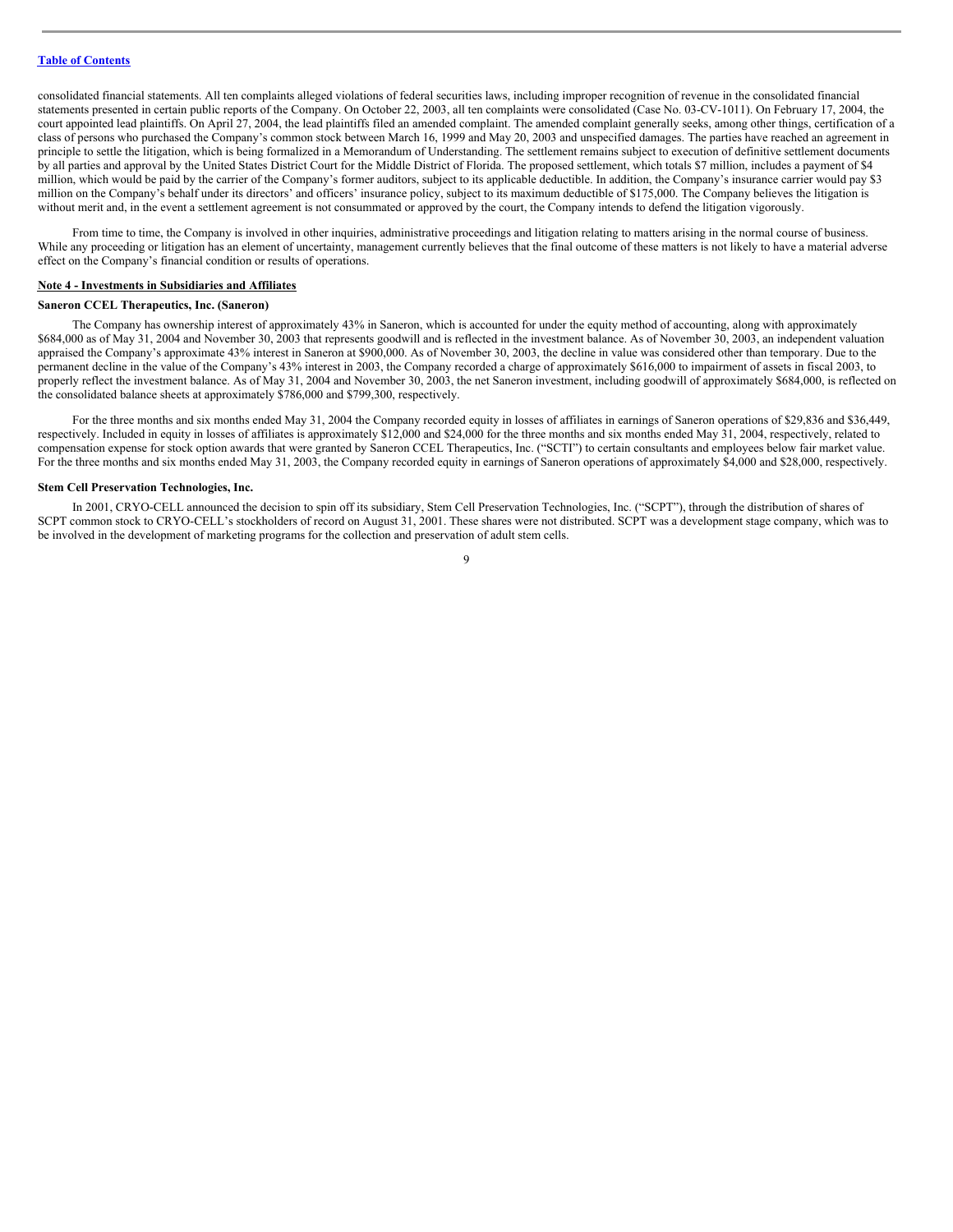consolidated financial statements. All ten complaints alleged violations of federal securities laws, including improper recognition of revenue in the consolidated financial statements presented in certain public reports of the Company. On October 22, 2003, all ten complaints were consolidated (Case No. 03-CV-1011). On February 17, 2004, the court appointed lead plaintiffs. On April 27, 2004, the lead plaintiffs filed an amended complaint. The amended complaint generally seeks, among other things, certification of a class of persons who purchased the Company's common stock between March 16, 1999 and May 20, 2003 and unspecified damages. The parties have reached an agreement in principle to settle the litigation, which is being formalized in a Memorandum of Understanding. The settlement remains subject to execution of definitive settlement documents by all parties and approval by the United States District Court for the Middle District of Florida. The proposed settlement, which totals $7 million, includes a payment of $4 million, which would be paid by the carrier of the Company's former auditors, subject to its applicable deductible. In addition, the Company's insurance carrier would pay $3 million on the Company's behalf under its directors' and officers' insurance policy, subject to its maximum deductible of $175,000. The Company believes the litigation is without merit and, in the event a settlement agreement is not consummated or approved by the court, the Company intends to defend the litigation vigorously.

From time to time, the Company is involved in other inquiries, administrative proceedings and litigation relating to matters arising in the normal course of business. While any proceeding or litigation has an element of uncertainty, management currently believes that the final outcome of these matters is not likely to have a material adverse effect on the Company's financial condition or results of operations.

**Note 4 - Investments in Subsidiaries and Affiliates**

**Saneron CCEL Therapeutics, Inc. (Saneron)**

The Company has ownership interest of approximately 43% in Saneron, which is accounted for under the equity method of accounting, along with approximately $684,000 as of May 31, 2004 and November 30, 2003 that represents goodwill and is reflected in the investment balance. As of November 30, 2003, an independent valuation appraised the Company's approximate 43% interest in Saneron at $900,000. As of November 30, 2003, the decline in value was considered other than temporary. Due to the permanent decline in the value of the Company's 43% interest in 2003, the Company recorded a charge of approximately $616,000 to impairment of assets in fiscal 2003, to properly reflect the investment balance. As of May 31, 2004 and November 30, 2003, the net Saneron investment, including goodwill of approximately $684,000, is reflected on the consolidated balance sheets at approximately $786,000 and $799,300, respectively.

For the three months and six months ended May 31, 2004 the Company recorded equity in losses of affiliates in earnings of Saneron operations of $29,836 and $36,449, respectively. Included in equity in losses of affiliates is approximately $12,000 and $24,000 for the three months and six months ended May 31, 2004, respectively, related to compensation expense for stock option awards that were granted by Saneron CCEL Therapeutics, Inc. ("SCTI") to certain consultants and employees below fair market value. For the three months and six months ended May 31, 2003, the Company recorded equity in earnings of Saneron operations of approximately $4,000 and $28,000, respectively.

**Stem Cell Preservation Technologies, Inc.**

In 2001, CRYO-CELL announced the decision to spin off its subsidiary, Stem Cell Preservation Technologies, Inc. ("SCPT"), through the distribution of shares of SCPT common stock to CRYO-CELL's stockholders of record on August 31, 2001. These shares were not distributed. SCPT was a development stage company, which was to be involved in the development of marketing programs for the collection and preservation of adult stem cells.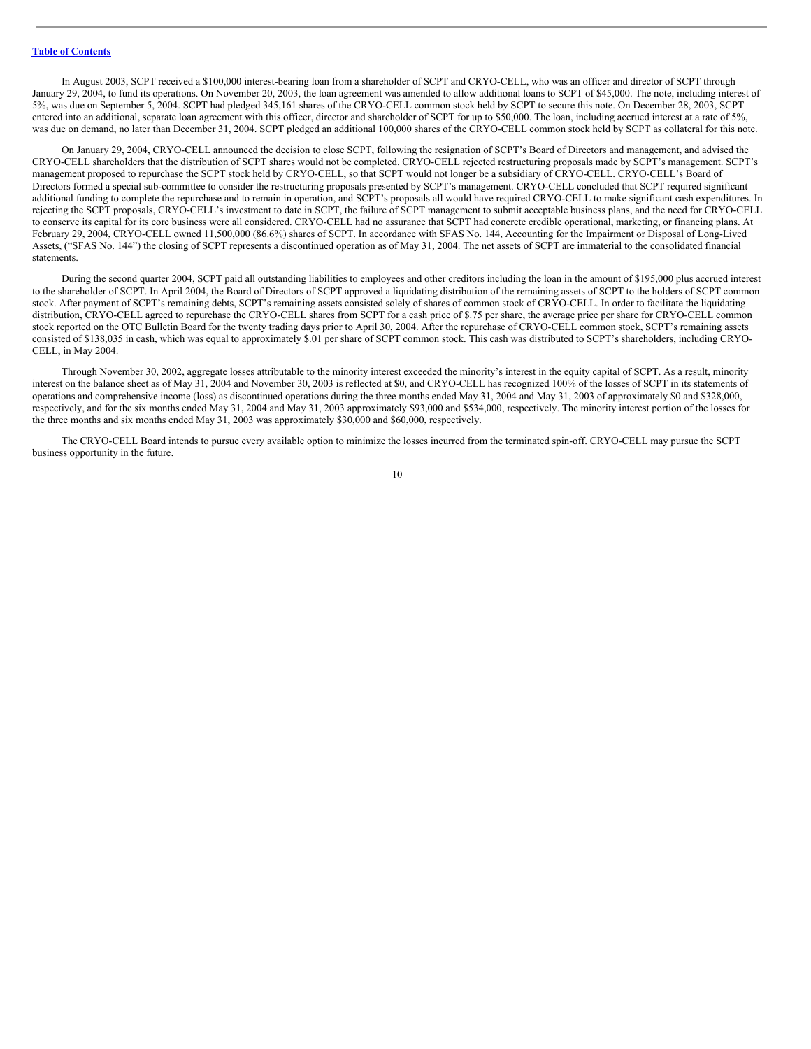In August 2003, SCPT received a $100,000 interest-bearing loan from a shareholder of SCPT and CRYO-CELL, who was an officer and director of SCPT through January 29, 2004, to fund its operations. On November 20, 2003, the loan agreement was amended to allow additional loans to SCPT of $45,000. The note, including interest of 5%, was due on September 5, 2004. SCPT had pledged 345,161 shares of the CRYO-CELL common stock held by SCPT to secure this note. On December 28, 2003, SCPT entered into an additional, separate loan agreement with this officer, director and shareholder of SCPT for up to $50,000. The loan, including accrued interest at a rate of 5%, was due on demand, no later than December 31, 2004. SCPT pledged an additional 100,000 shares of the CRYO-CELL common stock held by SCPT as collateral for this note.

On January 29, 2004, CRYO-CELL announced the decision to close SCPT, following the resignation of SCPT's Board of Directors and management, and advised the CRYO-CELL shareholders that the distribution of SCPT shares would not be completed. CRYO-CELL rejected restructuring proposals made by SCPT's management. SCPT's management proposed to repurchase the SCPT stock held by CRYO-CELL, so that SCPT would not longer be a subsidiary of CRYO-CELL. CRYO-CELL's Board of Directors formed a special sub-committee to consider the restructuring proposals presented by SCPT's management. CRYO-CELL concluded that SCPT required significant additional funding to complete the repurchase and to remain in operation, and SCPT's proposals all would have required CRYO-CELL to make significant cash expenditures. In rejecting the SCPT proposals, CRYO-CELL's investment to date in SCPT, the failure of SCPT management to submit acceptable business plans, and the need for CRYO-CELL to conserve its capital for its core business were all considered. CRYO-CELL had no assurance that SCPT had concrete credible operational, marketing, or financing plans. At February 29, 2004, CRYO-CELL owned 11,500,000 (86.6%) shares of SCPT. In accordance with SFAS No. 144, Accounting for the Impairment or Disposal of Long-Lived Assets, ("SFAS No. 144") the closing of SCPT represents a discontinued operation as of May 31, 2004. The net assets of SCPT are immaterial to the consolidated financial statements.

During the second quarter 2004, SCPT paid all outstanding liabilities to employees and other creditors including the loan in the amount of $195,000 plus accrued interest to the shareholder of SCPT. In April 2004, the Board of Directors of SCPT approved a liquidating distribution of the remaining assets of SCPT to the holders of SCPT common stock. After payment of SCPT's remaining debts, SCPT's remaining assets consisted solely of shares of common stock of CRYO-CELL. In order to facilitate the liquidating distribution, CRYO-CELL agreed to repurchase the CRYO-CELL shares from SCPT for a cash price of $.75 per share, the average price per share for CRYO-CELL common stock reported on the OTC Bulletin Board for the twenty trading days prior to April 30, 2004. After the repurchase of CRYO-CELL common stock, SCPT's remaining assets consisted of $138,035 in cash, which was equal to approximately $.01 per share of SCPT common stock. This cash was distributed to SCPT's shareholders, including CRYO-CELL, in May 2004.

Through November 30, 2002, aggregate losses attributable to the minority interest exceeded the minority's interest in the equity capital of SCPT. As a result, minority interest on the balance sheet as of May 31, 2004 and November 30, 2003 is reflected at $0, and CRYO-CELL has recognized 100% of the losses of SCPT in its statements of operations and comprehensive income (loss) as discontinued operations during the three months ended May 31, 2004 and May 31, 2003 of approximately $0 and $328,000, respectively, and for the six months ended May 31, 2004 and May 31, 2003 approximately $93,000 and $534,000, respectively. The minority interest portion of the losses for the three months and six months ended May 31, 2003 was approximately $30,000 and $60,000, respectively.

The CRYO-CELL Board intends to pursue every available option to minimize the losses incurred from the terminated spin-off. CRYO-CELL may pursue the SCPT business opportunity in the future.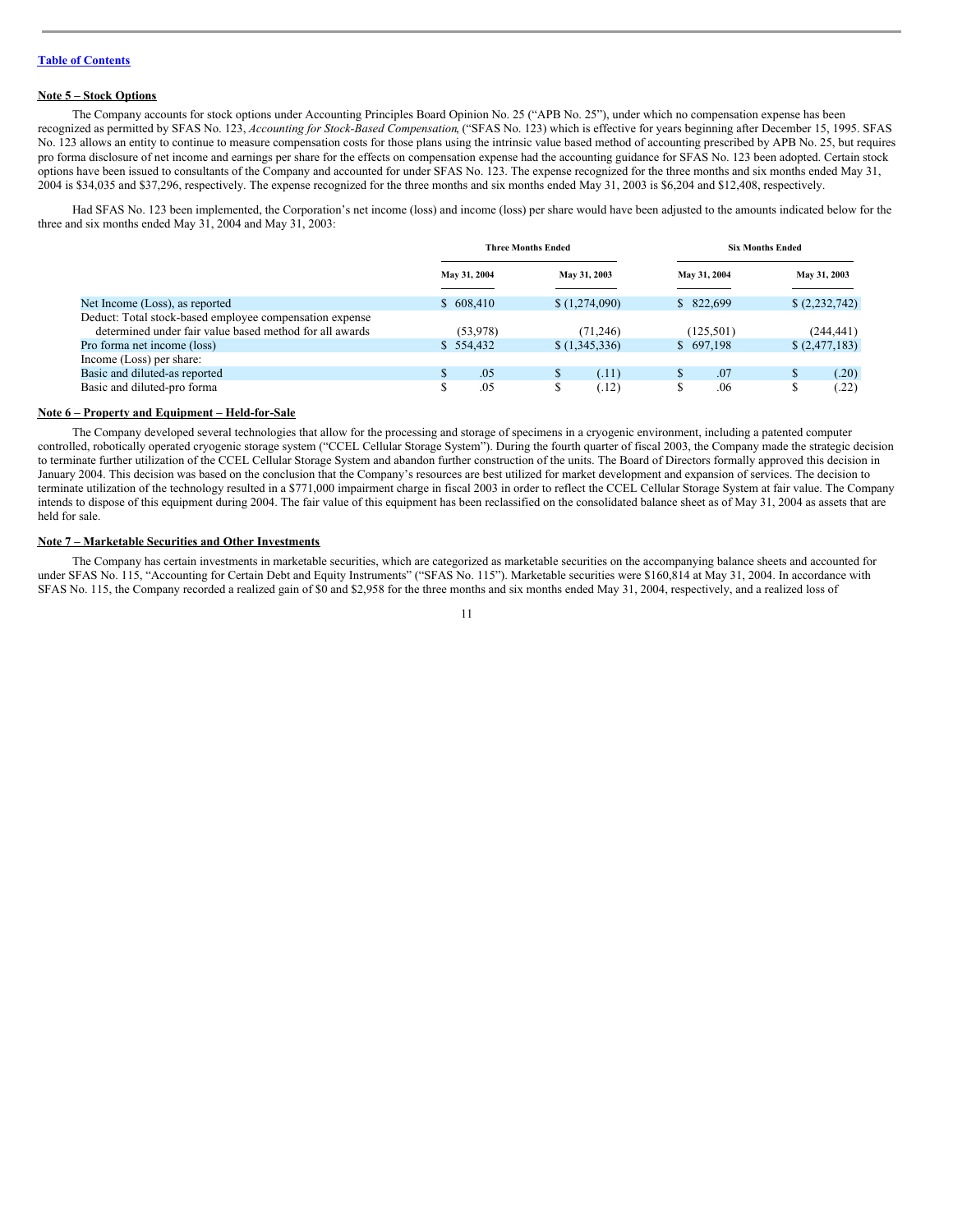[Table of Contents]

**Note 5 – Stock Options**

The Company accounts for stock options under Accounting Principles Board Opinion No. 25 ("APB No. 25"), under which no compensation expense has been recognized as permitted by SFAS No. 123, *Accounting for Stock-Based Compensation*, ("SFAS No. 123) which is effective for years beginning after December 15, 1995. SFAS No. 123 allows an entity to continue to measure compensation costs for those plans using the intrinsic value based method of accounting prescribed by APB No. 25, but requires pro forma disclosure of net income and earnings per share for the effects on compensation expense had the accounting guidance for SFAS No. 123 been adopted. Certain stock options have been issued to consultants of the Company and accounted for under SFAS No. 123. The expense recognized for the three months and six months ended May 31, 2004 is $34,035 and $37,296, respectively. The expense recognized for the three months and six months ended May 31, 2003 is $6,204 and $12,408, respectively.

Had SFAS No. 123 been implemented, the Corporation's net income (loss) and income (loss) per share would have been adjusted to the amounts indicated below for the three and six months ended May 31, 2004 and May 31, 2003:

| | Three Months Ended | | Six Months Ended | |
|---|---|---|---|---|
| | May 31, 2004 | May 31, 2003 | May 31, 2004 | May 31, 2003 |
| Net Income (Loss), as reported | $ 608,410 | $ (1,274,090) | $ 822,699 | $ (2,232,742) |
| Deduct: Total stock-based employee compensation expense determined under fair value based method for all awards | (53,978) | (71,246) | (125,501) | (244,441) |
| Pro forma net income (loss) | $ 554,432 | $ (1,345,336) | $ 697,198 | $ (2,477,183) |
| Income (Loss) per share: | | | | |
| Basic and diluted-as reported | $ .05 | $ (.11) | $ .07 | $ (.20) |
| Basic and diluted-pro forma | $ .05 | $ (.12) | $ .06 | $ (.22) |

**Note 6 – Property and Equipment – Held-for-Sale**

The Company developed several technologies that allow for the processing and storage of specimens in a cryogenic environment, including a patented computer controlled, robotically operated cryogenic storage system ("CCEL Cellular Storage System"). During the fourth quarter of fiscal 2003, the Company made the strategic decision to terminate further utilization of the CCEL Cellular Storage System and abandon further construction of the units. The Board of Directors formally approved this decision in January 2004. This decision was based on the conclusion that the Company's resources are best utilized for market development and expansion of services. The decision to terminate utilization of the technology resulted in a $771,000 impairment charge in fiscal 2003 in order to reflect the CCEL Cellular Storage System at fair value. The Company intends to dispose of this equipment during 2004. The fair value of this equipment has been reclassified on the consolidated balance sheet as of May 31, 2004 as assets that are held for sale.

**Note 7 – Marketable Securities and Other Investments**

The Company has certain investments in marketable securities, which are categorized as marketable securities on the accompanying balance sheets and accounted for under SFAS No. 115, "Accounting for Certain Debt and Equity Instruments" ("SFAS No. 115"). Marketable securities were $160,814 at May 31, 2004. In accordance with SFAS No. 115, the Company recorded a realized gain of $0 and $2,958 for the three months and six months ended May 31, 2004, respectively, and a realized loss of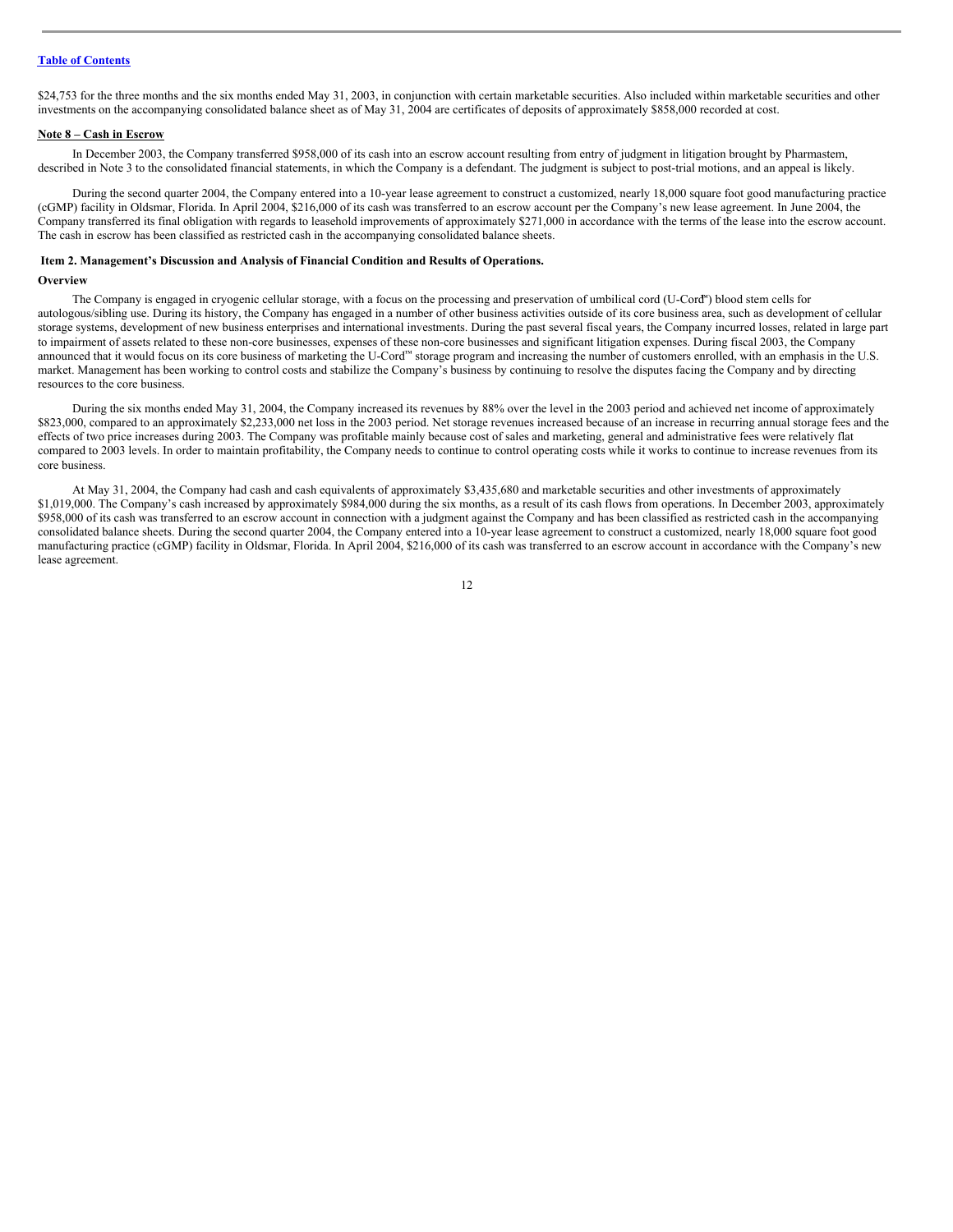$24,753 for the three months and the six months ended May 31, 2003, in conjunction with certain marketable securities. Also included within marketable securities and other investments on the accompanying consolidated balance sheet as of May 31, 2004 are certificates of deposits of approximately $858,000 recorded at cost.

**Note 8 – Cash in Escrow**

In December 2003, the Company transferred $958,000 of its cash into an escrow account resulting from entry of judgment in litigation brought by Pharmastem, described in Note 3 to the consolidated financial statements, in which the Company is a defendant. The judgment is subject to post-trial motions, and an appeal is likely.

During the second quarter 2004, the Company entered into a 10-year lease agreement to construct a customized, nearly 18,000 square foot good manufacturing practice (cGMP) facility in Oldsmar, Florida. In April 2004, $216,000 of its cash was transferred to an escrow account per the Company's new lease agreement. In June 2004, the Company transferred its final obligation with regards to leasehold improvements of approximately $271,000 in accordance with the terms of the lease into the escrow account. The cash in escrow has been classified as restricted cash in the accompanying consolidated balance sheets.

**Item 2. Management's Discussion and Analysis of Financial Condition and Results of Operations.**

**Overview**

The Company is engaged in cryogenic cellular storage, with a focus on the processing and preservation of umbilical cord (U-Cord™) blood stem cells for autologous/sibling use. During its history, the Company has engaged in a number of other business activities outside of its core business area, such as development of cellular storage systems, development of new business enterprises and international investments. During the past several fiscal years, the Company incurred losses, related in large part to impairment of assets related to these non-core businesses, expenses of these non-core businesses and significant litigation expenses. During fiscal 2003, the Company announced that it would focus on its core business of marketing the U-Cord™ storage program and increasing the number of customers enrolled, with an emphasis in the U.S. market. Management has been working to control costs and stabilize the Company's business by continuing to resolve the disputes facing the Company and by directing resources to the core business.

During the six months ended May 31, 2004, the Company increased its revenues by 88% over the level in the 2003 period and achieved net income of approximately $823,000, compared to an approximately $2,233,000 net loss in the 2003 period. Net storage revenues increased because of an increase in recurring annual storage fees and the effects of two price increases during 2003. The Company was profitable mainly because cost of sales and marketing, general and administrative fees were relatively flat compared to 2003 levels. In order to maintain profitability, the Company needs to continue to control operating costs while it works to continue to increase revenues from its core business.

At May 31, 2004, the Company had cash and cash equivalents of approximately $3,435,680 and marketable securities and other investments of approximately $1,019,000. The Company's cash increased by approximately $984,000 during the six months, as a result of its cash flows from operations. In December 2003, approximately $958,000 of its cash was transferred to an escrow account in connection with a judgment against the Company and has been classified as restricted cash in the accompanying consolidated balance sheets. During the second quarter 2004, the Company entered into a 10-year lease agreement to construct a customized, nearly 18,000 square foot good manufacturing practice (cGMP) facility in Oldsmar, Florida. In April 2004, $216,000 of its cash was transferred to an escrow account in accordance with the Company's new lease agreement.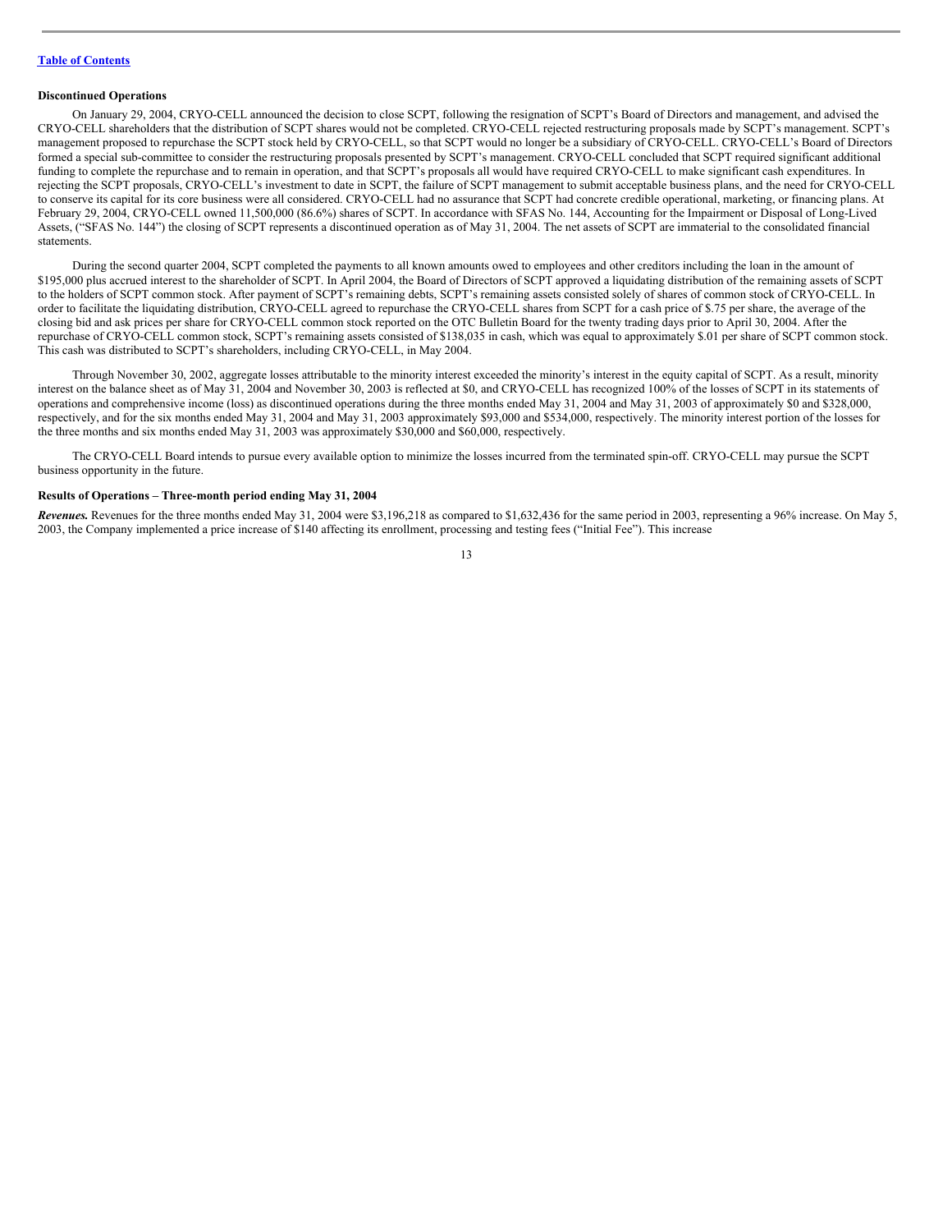**Discontinued Operations**

On January 29, 2004, CRYO-CELL announced the decision to close SCPT, following the resignation of SCPT's Board of Directors and management, and advised the CRYO-CELL shareholders that the distribution of SCPT shares would not be completed. CRYO-CELL rejected restructuring proposals made by SCPT's management. SCPT's management proposed to repurchase the SCPT stock held by CRYO-CELL, so that SCPT would no longer be a subsidiary of CRYO-CELL. CRYO-CELL's Board of Directors formed a special sub-committee to consider the restructuring proposals presented by SCPT's management. CRYO-CELL concluded that SCPT required significant additional funding to complete the repurchase and to remain in operation, and that SCPT's proposals all would have required CRYO-CELL to make significant cash expenditures. In rejecting the SCPT proposals, CRYO-CELL's investment to date in SCPT, the failure of SCPT management to submit acceptable business plans, and the need for CRYO-CELL to conserve its capital for its core business were all considered. CRYO-CELL had no assurance that SCPT had concrete credible operational, marketing, or financing plans. At February 29, 2004, CRYO-CELL owned 11,500,000 (86.6%) shares of SCPT. In accordance with SFAS No. 144, Accounting for the Impairment or Disposal of Long-Lived Assets, ("SFAS No. 144") the closing of SCPT represents a discontinued operation as of May 31, 2004. The net assets of SCPT are immaterial to the consolidated financial statements.

During the second quarter 2004, SCPT completed the payments to all known amounts owed to employees and other creditors including the loan in the amount of $195,000 plus accrued interest to the shareholder of SCPT. In April 2004, the Board of Directors of SCPT approved a liquidating distribution of the remaining assets of SCPT to the holders of SCPT common stock. After payment of SCPT's remaining debts, SCPT's remaining assets consisted solely of shares of common stock of CRYO-CELL. In order to facilitate the liquidating distribution, CRYO-CELL agreed to repurchase the CRYO-CELL shares from SCPT for a cash price of $.75 per share, the average of the closing bid and ask prices per share for CRYO-CELL common stock reported on the OTC Bulletin Board for the twenty trading days prior to April 30, 2004. After the repurchase of CRYO-CELL common stock, SCPT's remaining assets consisted of $138,035 in cash, which was equal to approximately $.01 per share of SCPT common stock. This cash was distributed to SCPT's shareholders, including CRYO-CELL, in May 2004.

Through November 30, 2002, aggregate losses attributable to the minority interest exceeded the minority's interest in the equity capital of SCPT. As a result, minority interest on the balance sheet as of May 31, 2004 and November 30, 2003 is reflected at $0, and CRYO-CELL has recognized 100% of the losses of SCPT in its statements of operations and comprehensive income (loss) as discontinued operations during the three months ended May 31, 2004 and May 31, 2003 of approximately $0 and $328,000, respectively, and for the six months ended May 31, 2004 and May 31, 2003 approximately $93,000 and $534,000, respectively. The minority interest portion of the losses for the three months and six months ended May 31, 2003 was approximately $30,000 and $60,000, respectively.

The CRYO-CELL Board intends to pursue every available option to minimize the losses incurred from the terminated spin-off. CRYO-CELL may pursue the SCPT business opportunity in the future.

**Results of Operations – Three-month period ending May 31, 2004**

***Revenues.*** Revenues for the three months ended May 31, 2004 were $3,196,218 as compared to $1,632,436 for the same period in 2003, representing a 96% increase. On May 5, 2003, the Company implemented a price increase of $140 affecting its enrollment, processing and testing fees ("Initial Fee"). This increase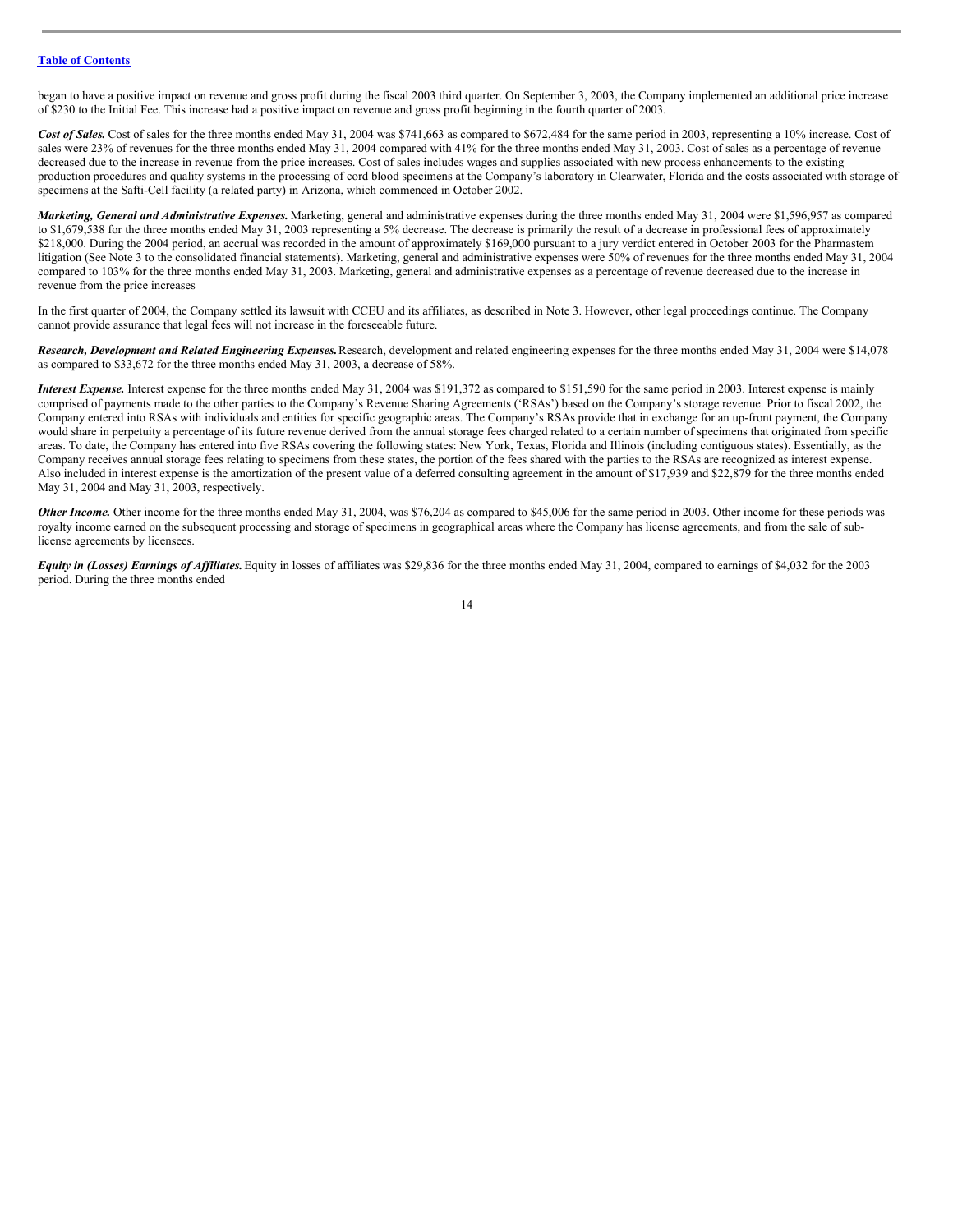began to have a positive impact on revenue and gross profit during the fiscal 2003 third quarter. On September 3, 2003, the Company implemented an additional price increase of $230 to the Initial Fee. This increase had a positive impact on revenue and gross profit beginning in the fourth quarter of 2003.

***Cost of Sales.*** Cost of sales for the three months ended May 31, 2004 was $741,663 as compared to $672,484 for the same period in 2003, representing a 10% increase. Cost of sales were 23% of revenues for the three months ended May 31, 2004 compared with 41% for the three months ended May 31, 2003. Cost of sales as a percentage of revenue decreased due to the increase in revenue from the price increases. Cost of sales includes wages and supplies associated with new process enhancements to the existing production procedures and quality systems in the processing of cord blood specimens at the Company's laboratory in Clearwater, Florida and the costs associated with storage of specimens at the Safti-Cell facility (a related party) in Arizona, which commenced in October 2002.

***Marketing, General and Administrative Expenses.*** Marketing, general and administrative expenses during the three months ended May 31, 2004 were $1,596,957 as compared to $1,679,538 for the three months ended May 31, 2003 representing a 5% decrease. The decrease is primarily the result of a decrease in professional fees of approximately $218,000. During the 2004 period, an accrual was recorded in the amount of approximately $169,000 pursuant to a jury verdict entered in October 2003 for the Pharmastem litigation (See Note 3 to the consolidated financial statements). Marketing, general and administrative expenses were 50% of revenues for the three months ended May 31, 2004 compared to 103% for the three months ended May 31, 2003. Marketing, general and administrative expenses as a percentage of revenue decreased due to the increase in revenue from the price increases

In the first quarter of 2004, the Company settled its lawsuit with CCEU and its affiliates, as described in Note 3. However, other legal proceedings continue. The Company cannot provide assurance that legal fees will not increase in the foreseeable future.

***Research, Development and Related Engineering Expenses.*** Research, development and related engineering expenses for the three months ended May 31, 2004 were $14,078 as compared to $33,672 for the three months ended May 31, 2003, a decrease of 58%.

***Interest Expense.*** Interest expense for the three months ended May 31, 2004 was $191,372 as compared to $151,590 for the same period in 2003. Interest expense is mainly comprised of payments made to the other parties to the Company's Revenue Sharing Agreements ('RSAs') based on the Company's storage revenue. Prior to fiscal 2002, the Company entered into RSAs with individuals and entities for specific geographic areas. The Company's RSAs provide that in exchange for an up-front payment, the Company would share in perpetuity a percentage of its future revenue derived from the annual storage fees charged related to a certain number of specimens that originated from specific areas. To date, the Company has entered into five RSAs covering the following states: New York, Texas, Florida and Illinois (including contiguous states). Essentially, as the Company receives annual storage fees relating to specimens from these states, the portion of the fees shared with the parties to the RSAs are recognized as interest expense. Also included in interest expense is the amortization of the present value of a deferred consulting agreement in the amount of $17,939 and $22,879 for the three months ended May 31, 2004 and May 31, 2003, respectively.

***Other Income.*** Other income for the three months ended May 31, 2004, was $76,204 as compared to $45,006 for the same period in 2003. Other income for these periods was royalty income earned on the subsequent processing and storage of specimens in geographical areas where the Company has license agreements, and from the sale of sub-license agreements by licensees.

***Equity in (Losses) Earnings of Affiliates.*** Equity in losses of affiliates was $29,836 for the three months ended May 31, 2004, compared to earnings of $4,032 for the 2003 period. During the three months ended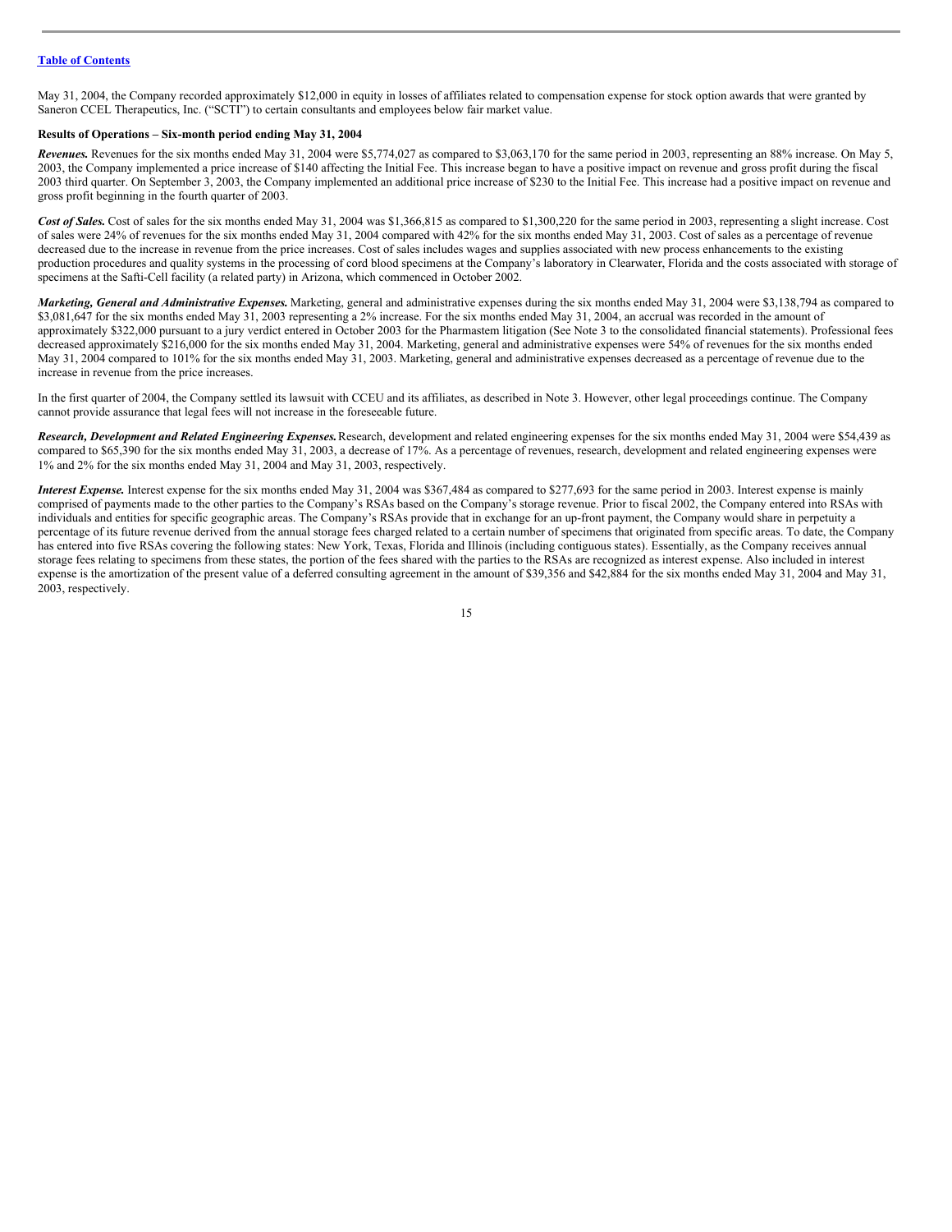May 31, 2004, the Company recorded approximately $12,000 in equity in losses of affiliates related to compensation expense for stock option awards that were granted by Saneron CCEL Therapeutics, Inc. ("SCTI") to certain consultants and employees below fair market value.

**Results of Operations – Six-month period ending May 31, 2004**

***Revenues.*** Revenues for the six months ended May 31, 2004 were $5,774,027 as compared to $3,063,170 for the same period in 2003, representing an 88% increase. On May 5, 2003, the Company implemented a price increase of $140 affecting the Initial Fee. This increase began to have a positive impact on revenue and gross profit during the fiscal 2003 third quarter. On September 3, 2003, the Company implemented an additional price increase of $230 to the Initial Fee. This increase had a positive impact on revenue and gross profit beginning in the fourth quarter of 2003.

***Cost of Sales.*** Cost of sales for the six months ended May 31, 2004 was $1,366,815 as compared to $1,300,220 for the same period in 2003, representing a slight increase. Cost of sales were 24% of revenues for the six months ended May 31, 2004 compared with 42% for the six months ended May 31, 2003. Cost of sales as a percentage of revenue decreased due to the increase in revenue from the price increases. Cost of sales includes wages and supplies associated with new process enhancements to the existing production procedures and quality systems in the processing of cord blood specimens at the Company's laboratory in Clearwater, Florida and the costs associated with storage of specimens at the Safti-Cell facility (a related party) in Arizona, which commenced in October 2002.

***Marketing, General and Administrative Expenses.*** Marketing, general and administrative expenses during the six months ended May 31, 2004 were $3,138,794 as compared to $3,081,647 for the six months ended May 31, 2003 representing a 2% increase. For the six months ended May 31, 2004, an accrual was recorded in the amount of approximately $322,000 pursuant to a jury verdict entered in October 2003 for the Pharmastem litigation (See Note 3 to the consolidated financial statements). Professional fees decreased approximately $216,000 for the six months ended May 31, 2004. Marketing, general and administrative expenses were 54% of revenues for the six months ended May 31, 2004 compared to 101% for the six months ended May 31, 2003. Marketing, general and administrative expenses decreased as a percentage of revenue due to the increase in revenue from the price increases.

In the first quarter of 2004, the Company settled its lawsuit with CCEU and its affiliates, as described in Note 3. However, other legal proceedings continue. The Company cannot provide assurance that legal fees will not increase in the foreseeable future.

***Research, Development and Related Engineering Expenses.*** Research, development and related engineering expenses for the six months ended May 31, 2004 were $54,439 as compared to $65,390 for the six months ended May 31, 2003, a decrease of 17%. As a percentage of revenues, research, development and related engineering expenses were 1% and 2% for the six months ended May 31, 2004 and May 31, 2003, respectively.

***Interest Expense.*** Interest expense for the six months ended May 31, 2004 was $367,484 as compared to $277,693 for the same period in 2003. Interest expense is mainly comprised of payments made to the other parties to the Company's RSAs based on the Company's storage revenue. Prior to fiscal 2002, the Company entered into RSAs with individuals and entities for specific geographic areas. The Company's RSAs provide that in exchange for an up-front payment, the Company would share in perpetuity a percentage of its future revenue derived from the annual storage fees charged related to a certain number of specimens that originated from specific areas. To date, the Company has entered into five RSAs covering the following states: New York, Texas, Florida and Illinois (including contiguous states). Essentially, as the Company receives annual storage fees relating to specimens from these states, the portion of the fees shared with the parties to the RSAs are recognized as interest expense. Also included in interest expense is the amortization of the present value of a deferred consulting agreement in the amount of $39,356 and $42,884 for the six months ended May 31, 2004 and May 31, 2003, respectively.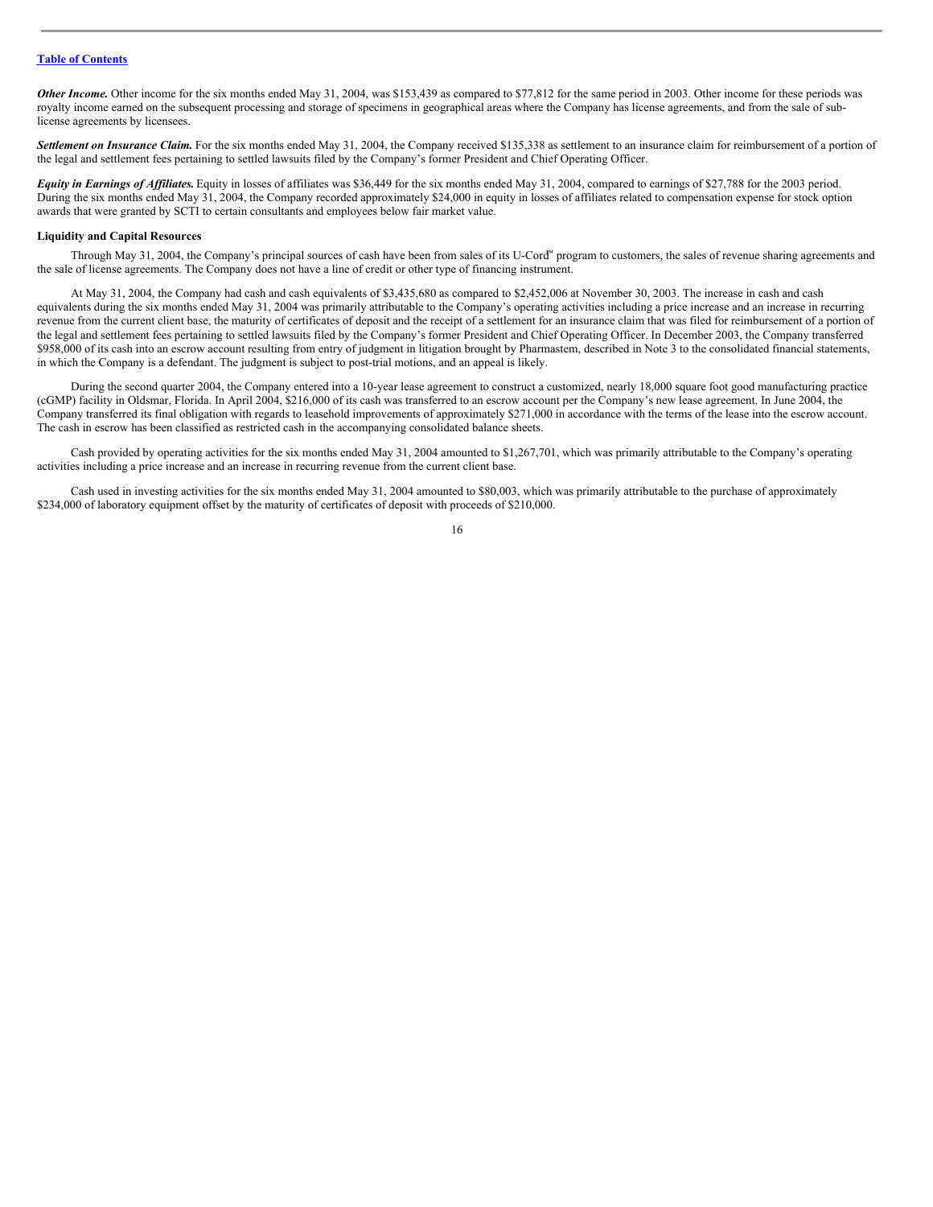*Other Income.* Other income for the six months ended May 31, 2004, was $153,439 as compared to $77,812 for the same period in 2003. Other income for these periods was royalty income earned on the subsequent processing and storage of specimens in geographical areas where the Company has license agreements, and from the sale of sub-license agreements by licensees.

*Settlement on Insurance Claim.* For the six months ended May 31, 2004, the Company received $135,338 as settlement to an insurance claim for reimbursement of a portion of the legal and settlement fees pertaining to settled lawsuits filed by the Company's former President and Chief Operating Officer.

*Equity in Earnings of Affiliates.* Equity in losses of affiliates was $36,449 for the six months ended May 31, 2004, compared to earnings of $27,788 for the 2003 period. During the six months ended May 31, 2004, the Company recorded approximately $24,000 in equity in losses of affiliates related to compensation expense for stock option awards that were granted by SCTI to certain consultants and employees below fair market value.

**Liquidity and Capital Resources**

Through May 31, 2004, the Company's principal sources of cash have been from sales of its U-Cord" program to customers, the sales of revenue sharing agreements and the sale of license agreements. The Company does not have a line of credit or other type of financing instrument.

At May 31, 2004, the Company had cash and cash equivalents of $3,435,680 as compared to $2,452,006 at November 30, 2003. The increase in cash and cash equivalents during the six months ended May 31, 2004 was primarily attributable to the Company's operating activities including a price increase and an increase in recurring revenue from the current client base, the maturity of certificates of deposit and the receipt of a settlement for an insurance claim that was filed for reimbursement of a portion of the legal and settlement fees pertaining to settled lawsuits filed by the Company's former President and Chief Operating Officer. In December 2003, the Company transferred $958,000 of its cash into an escrow account resulting from entry of judgment in litigation brought by Pharmastem, described in Note 3 to the consolidated financial statements, in which the Company is a defendant. The judgment is subject to post-trial motions, and an appeal is likely.

During the second quarter 2004, the Company entered into a 10-year lease agreement to construct a customized, nearly 18,000 square foot good manufacturing practice (cGMP) facility in Oldsmar, Florida. In April 2004, $216,000 of its cash was transferred to an escrow account per the Company's new lease agreement. In June 2004, the Company transferred its final obligation with regards to leasehold improvements of approximately $271,000 in accordance with the terms of the lease into the escrow account. The cash in escrow has been classified as restricted cash in the accompanying consolidated balance sheets.

Cash provided by operating activities for the six months ended May 31, 2004 amounted to $1,267,701, which was primarily attributable to the Company's operating activities including a price increase and an increase in recurring revenue from the current client base.

Cash used in investing activities for the six months ended May 31, 2004 amounted to $80,003, which was primarily attributable to the purchase of approximately $234,000 of laboratory equipment offset by the maturity of certificates of deposit with proceeds of $210,000.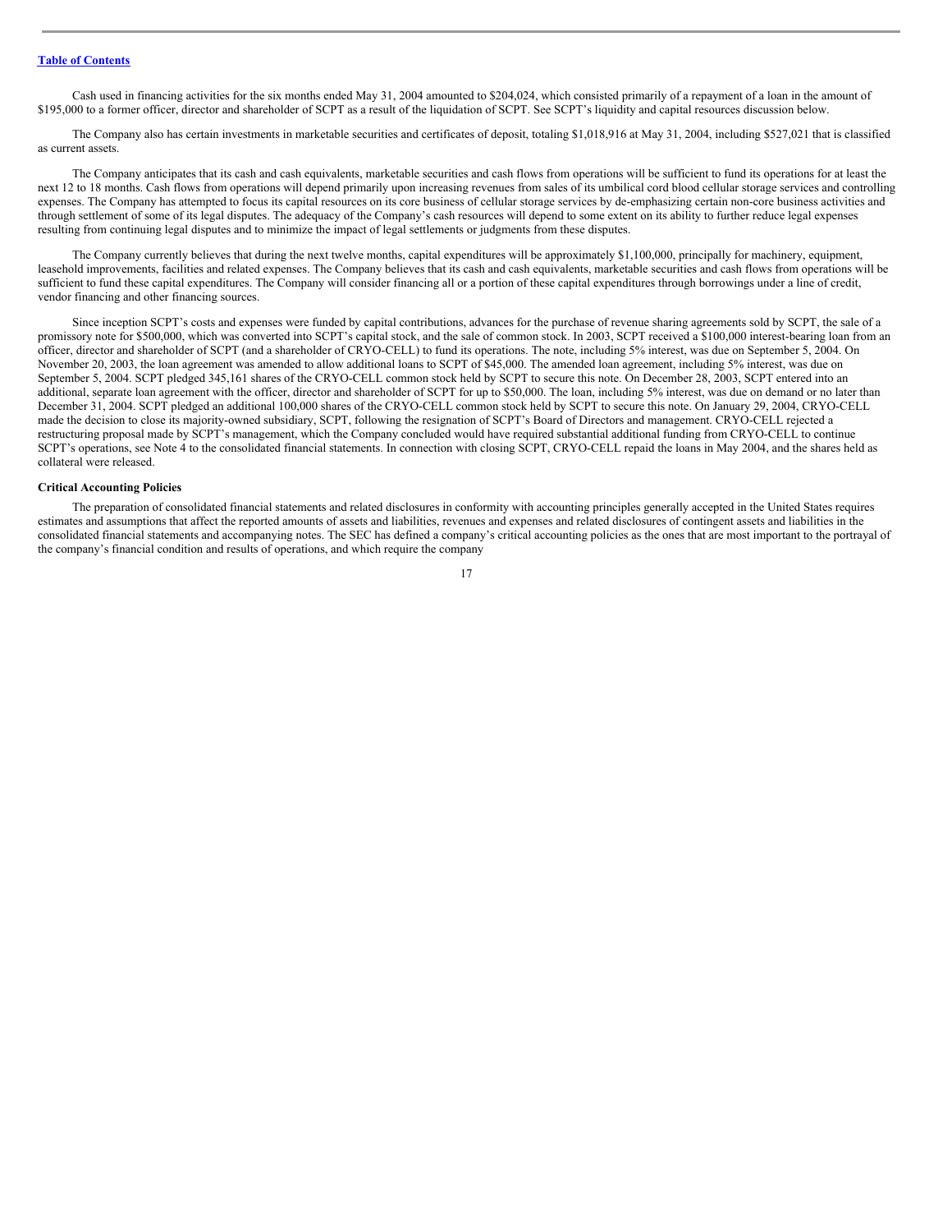Cash used in financing activities for the six months ended May 31, 2004 amounted to $204,024, which consisted primarily of a repayment of a loan in the amount of $195,000 to a former officer, director and shareholder of SCPT as a result of the liquidation of SCPT. See SCPT's liquidity and capital resources discussion below.

The Company also has certain investments in marketable securities and certificates of deposit, totaling $1,018,916 at May 31, 2004, including $527,021 that is classified as current assets.

The Company anticipates that its cash and cash equivalents, marketable securities and cash flows from operations will be sufficient to fund its operations for at least the next 12 to 18 months. Cash flows from operations will depend primarily upon increasing revenues from sales of its umbilical cord blood cellular storage services and controlling expenses. The Company has attempted to focus its capital resources on its core business of cellular storage services by de-emphasizing certain non-core business activities and through settlement of some of its legal disputes. The adequacy of the Company's cash resources will depend to some extent on its ability to further reduce legal expenses resulting from continuing legal disputes and to minimize the impact of legal settlements or judgments from these disputes.

The Company currently believes that during the next twelve months, capital expenditures will be approximately $1,100,000, principally for machinery, equipment, leasehold improvements, facilities and related expenses. The Company believes that its cash and cash equivalents, marketable securities and cash flows from operations will be sufficient to fund these capital expenditures. The Company will consider financing all or a portion of these capital expenditures through borrowings under a line of credit, vendor financing and other financing sources.

Since inception SCPT's costs and expenses were funded by capital contributions, advances for the purchase of revenue sharing agreements sold by SCPT, the sale of a promissory note for $500,000, which was converted into SCPT's capital stock, and the sale of common stock. In 2003, SCPT received a $100,000 interest-bearing loan from an officer, director and shareholder of SCPT (and a shareholder of CRYO-CELL) to fund its operations. The note, including 5% interest, was due on September 5, 2004. On November 20, 2003, the loan agreement was amended to allow additional loans to SCPT of $45,000. The amended loan agreement, including 5% interest, was due on September 5, 2004. SCPT pledged 345,161 shares of the CRYO-CELL common stock held by SCPT to secure this note. On December 28, 2003, SCPT entered into an additional, separate loan agreement with the officer, director and shareholder of SCPT for up to $50,000. The loan, including 5% interest, was due on demand or no later than December 31, 2004. SCPT pledged an additional 100,000 shares of the CRYO-CELL common stock held by SCPT to secure this note. On January 29, 2004, CRYO-CELL made the decision to close its majority-owned subsidiary, SCPT, following the resignation of SCPT's Board of Directors and management. CRYO-CELL rejected a restructuring proposal made by SCPT's management, which the Company concluded would have required substantial additional funding from CRYO-CELL to continue SCPT's operations, see Note 4 to the consolidated financial statements. In connection with closing SCPT, CRYO-CELL repaid the loans in May 2004, and the shares held as collateral were released.

**Critical Accounting Policies**

The preparation of consolidated financial statements and related disclosures in conformity with accounting principles generally accepted in the United States requires estimates and assumptions that affect the reported amounts of assets and liabilities, revenues and expenses and related disclosures of contingent assets and liabilities in the consolidated financial statements and accompanying notes. The SEC has defined a company's critical accounting policies as the ones that are most important to the portrayal of the company's financial condition and results of operations, and which require the company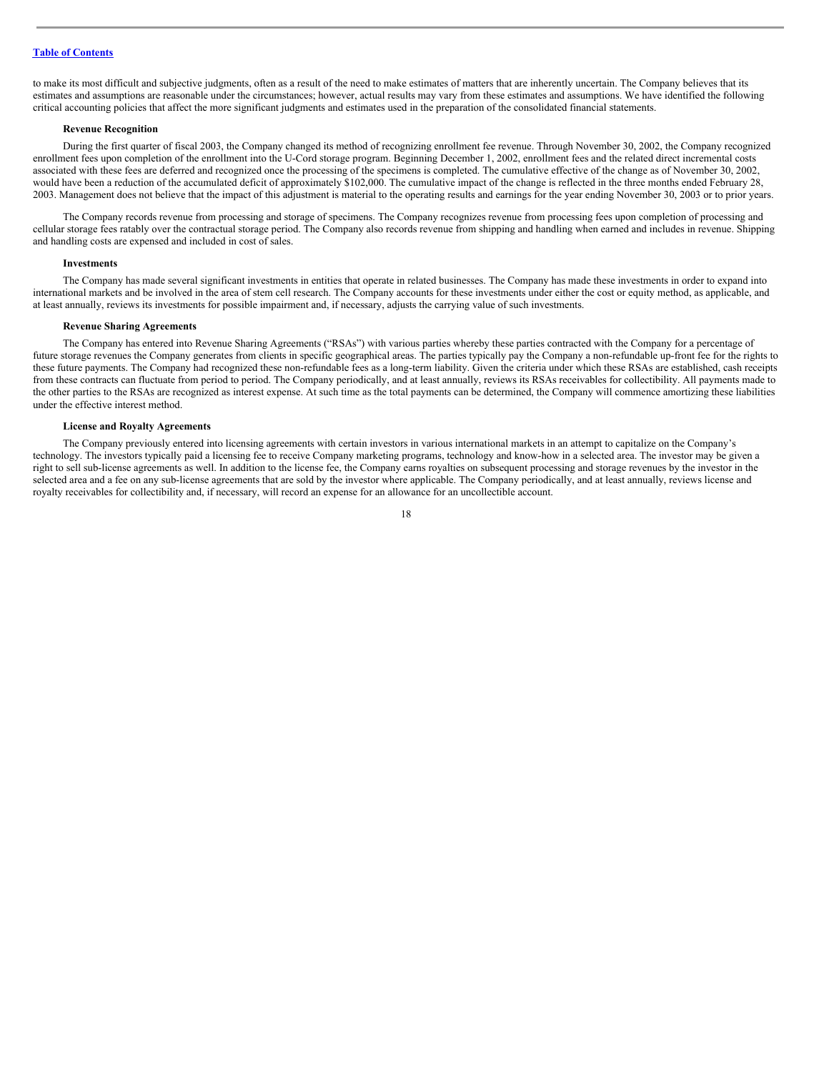to make its most difficult and subjective judgments, often as a result of the need to make estimates of matters that are inherently uncertain. The Company believes that its estimates and assumptions are reasonable under the circumstances; however, actual results may vary from these estimates and assumptions. We have identified the following critical accounting policies that affect the more significant judgments and estimates used in the preparation of the consolidated financial statements.

**Revenue Recognition**

During the first quarter of fiscal 2003, the Company changed its method of recognizing enrollment fee revenue. Through November 30, 2002, the Company recognized enrollment fees upon completion of the enrollment into the U-Cord storage program. Beginning December 1, 2002, enrollment fees and the related direct incremental costs associated with these fees are deferred and recognized once the processing of the specimens is completed. The cumulative effective of the change as of November 30, 2002, would have been a reduction of the accumulated deficit of approximately $102,000. The cumulative impact of the change is reflected in the three months ended February 28, 2003. Management does not believe that the impact of this adjustment is material to the operating results and earnings for the year ending November 30, 2003 or to prior years.

The Company records revenue from processing and storage of specimens. The Company recognizes revenue from processing fees upon completion of processing and cellular storage fees ratably over the contractual storage period. The Company also records revenue from shipping and handling when earned and includes in revenue. Shipping and handling costs are expensed and included in cost of sales.

**Investments**

The Company has made several significant investments in entities that operate in related businesses. The Company has made these investments in order to expand into international markets and be involved in the area of stem cell research. The Company accounts for these investments under either the cost or equity method, as applicable, and at least annually, reviews its investments for possible impairment and, if necessary, adjusts the carrying value of such investments.

**Revenue Sharing Agreements**

The Company has entered into Revenue Sharing Agreements ("RSAs") with various parties whereby these parties contracted with the Company for a percentage of future storage revenues the Company generates from clients in specific geographical areas. The parties typically pay the Company a non-refundable up-front fee for the rights to these future payments. The Company had recognized these non-refundable fees as a long-term liability. Given the criteria under which these RSAs are established, cash receipts from these contracts can fluctuate from period to period. The Company periodically, and at least annually, reviews its RSAs receivables for collectibility. All payments made to the other parties to the RSAs are recognized as interest expense. At such time as the total payments can be determined, the Company will commence amortizing these liabilities under the effective interest method.

**License and Royalty Agreements**

The Company previously entered into licensing agreements with certain investors in various international markets in an attempt to capitalize on the Company's technology. The investors typically paid a licensing fee to receive Company marketing programs, technology and know-how in a selected area. The investor may be given a right to sell sub-license agreements as well. In addition to the license fee, the Company earns royalties on subsequent processing and storage revenues by the investor in the selected area and a fee on any sub-license agreements that are sold by the investor where applicable. The Company periodically, and at least annually, reviews license and royalty receivables for collectibility and, if necessary, will record an expense for an allowance for an uncollectible account.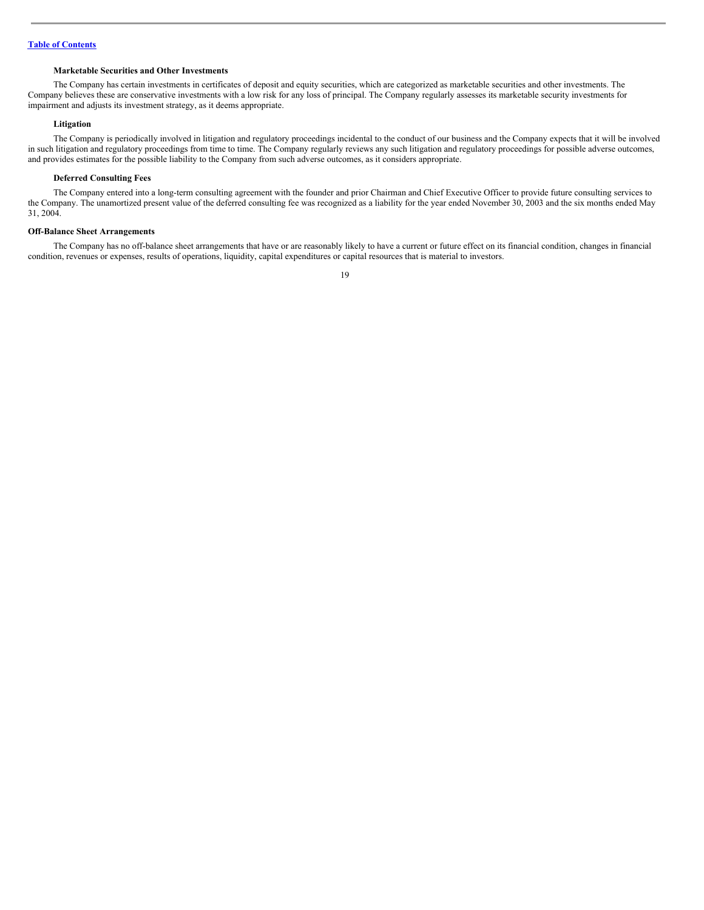**Marketable Securities and Other Investments**

The Company has certain investments in certificates of deposit and equity securities, which are categorized as marketable securities and other investments. The Company believes these are conservative investments with a low risk for any loss of principal. The Company regularly assesses its marketable security investments for impairment and adjusts its investment strategy, as it deems appropriate.

**Litigation**

The Company is periodically involved in litigation and regulatory proceedings incidental to the conduct of our business and the Company expects that it will be involved in such litigation and regulatory proceedings from time to time. The Company regularly reviews any such litigation and regulatory proceedings for possible adverse outcomes, and provides estimates for the possible liability to the Company from such adverse outcomes, as it considers appropriate.

**Deferred Consulting Fees**

The Company entered into a long-term consulting agreement with the founder and prior Chairman and Chief Executive Officer to provide future consulting services to the Company. The unamortized present value of the deferred consulting fee was recognized as a liability for the year ended November 30, 2003 and the six months ended May 31, 2004.

**Off-Balance Sheet Arrangements**

The Company has no off-balance sheet arrangements that have or are reasonably likely to have a current or future effect on its financial condition, changes in financial condition, revenues or expenses, results of operations, liquidity, capital expenditures or capital resources that is material to investors.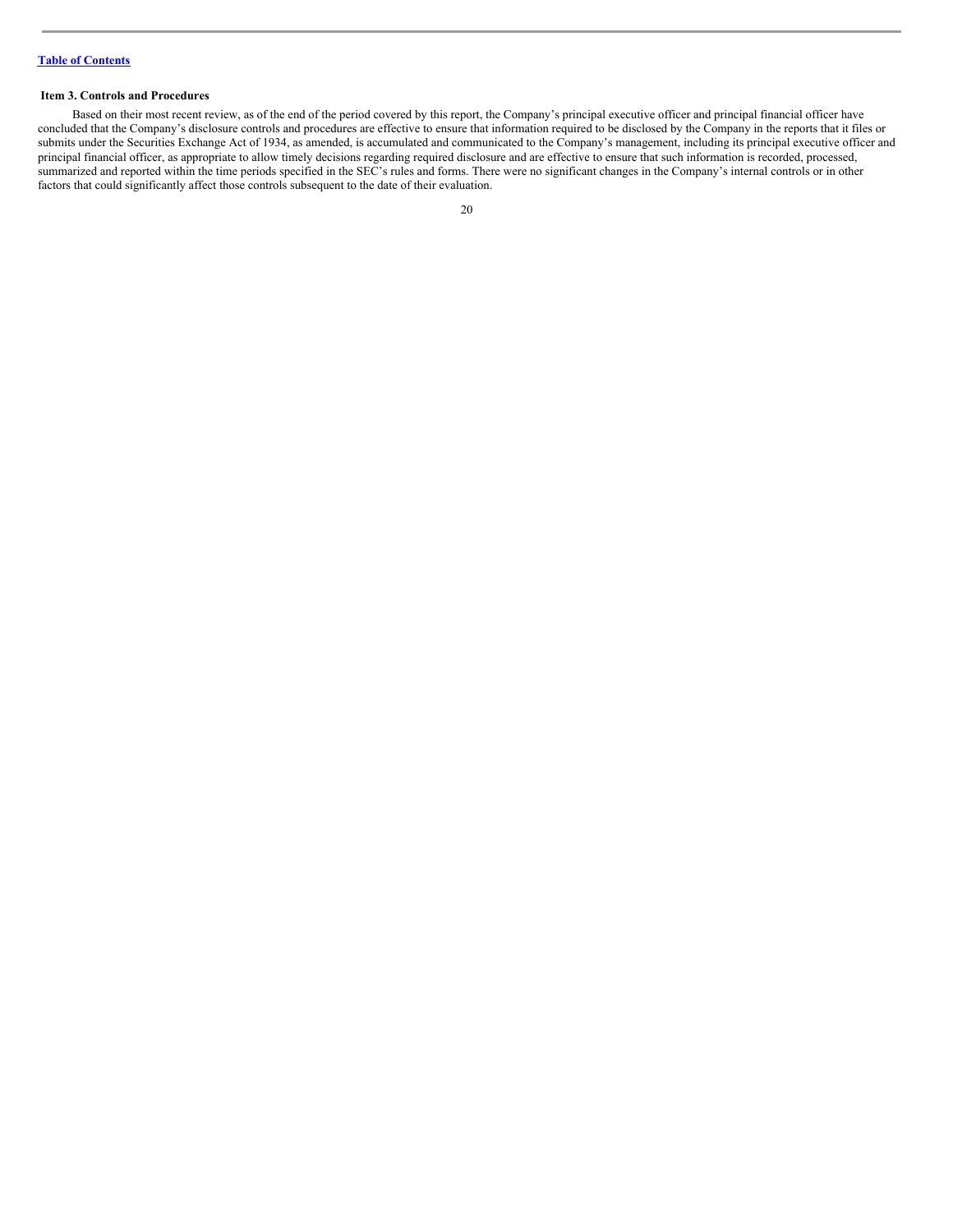[Table of Contents](#)

### Item 3. Controls and Procedures

Based on their most recent review, as of the end of the period covered by this report, the Company's principal executive officer and principal financial officer have concluded that the Company's disclosure controls and procedures are effective to ensure that information required to be disclosed by the Company in the reports that it files or submits under the Securities Exchange Act of 1934, as amended, is accumulated and communicated to the Company's management, including its principal executive officer and principal financial officer, as appropriate to allow timely decisions regarding required disclosure and are effective to ensure that such information is recorded, processed, summarized and reported within the time periods specified in the SEC's rules and forms. There were no significant changes in the Company's internal controls or in other factors that could significantly affect those controls subsequent to the date of their evaluation.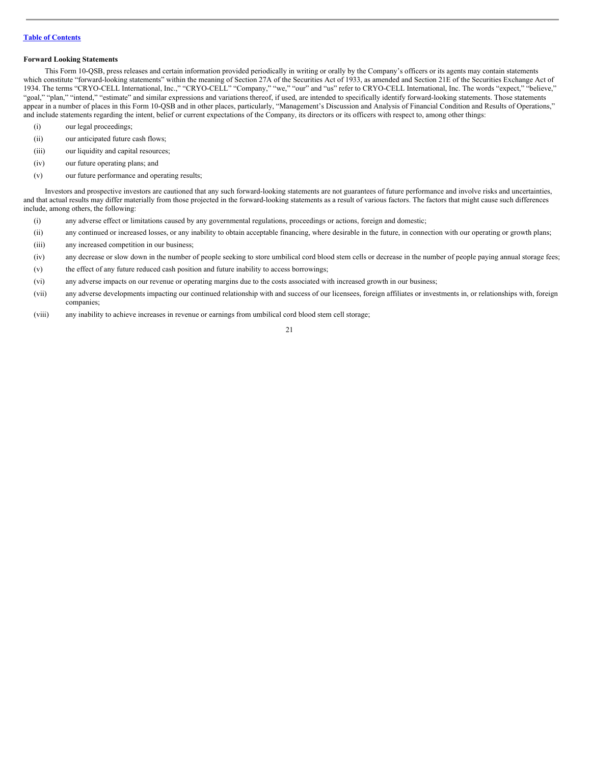[Table of Contents](#)

**Forward Looking Statements**

This Form 10-QSB, press releases and certain information provided periodically in writing or orally by the Company's officers or its agents may contain statements which constitute "forward-looking statements" within the meaning of Section 27A of the Securities Act of 1933, as amended and Section 21E of the Securities Exchange Act of 1934. The terms "CRYO-CELL International, Inc.," "CRYO-CELL" "Company," "we," "our" and "us" refer to CRYO-CELL International, Inc. The words "expect," "believe," "goal," "plan," "intend," "estimate" and similar expressions and variations thereof, if used, are intended to specifically identify forward-looking statements. Those statements appear in a number of places in this Form 10-QSB and in other places, particularly, "Management's Discussion and Analysis of Financial Condition and Results of Operations," and include statements regarding the intent, belief or current expectations of the Company, its directors or its officers with respect to, among other things:

(i) our legal proceedings;

(ii) our anticipated future cash flows;

(iii) our liquidity and capital resources;

(iv) our future operating plans; and

(v) our future performance and operating results;

Investors and prospective investors are cautioned that any such forward-looking statements are not guarantees of future performance and involve risks and uncertainties, and that actual results may differ materially from those projected in the forward-looking statements as a result of various factors. The factors that might cause such differences include, among others, the following:

(i) any adverse effect or limitations caused by any governmental regulations, proceedings or actions, foreign and domestic;

(ii) any continued or increased losses, or any inability to obtain acceptable financing, where desirable in the future, in connection with our operating or growth plans;

(iii) any increased competition in our business;

(iv) any decrease or slow down in the number of people seeking to store umbilical cord blood stem cells or decrease in the number of people paying annual storage fees;

(v) the effect of any future reduced cash position and future inability to access borrowings;

(vi) any adverse impacts on our revenue or operating margins due to the costs associated with increased growth in our business;

(vii) any adverse developments impacting our continued relationship with and success of our licensees, foreign affiliates or investments in, or relationships with, foreign companies;

(viii) any inability to achieve increases in revenue or earnings from umbilical cord blood stem cell storage;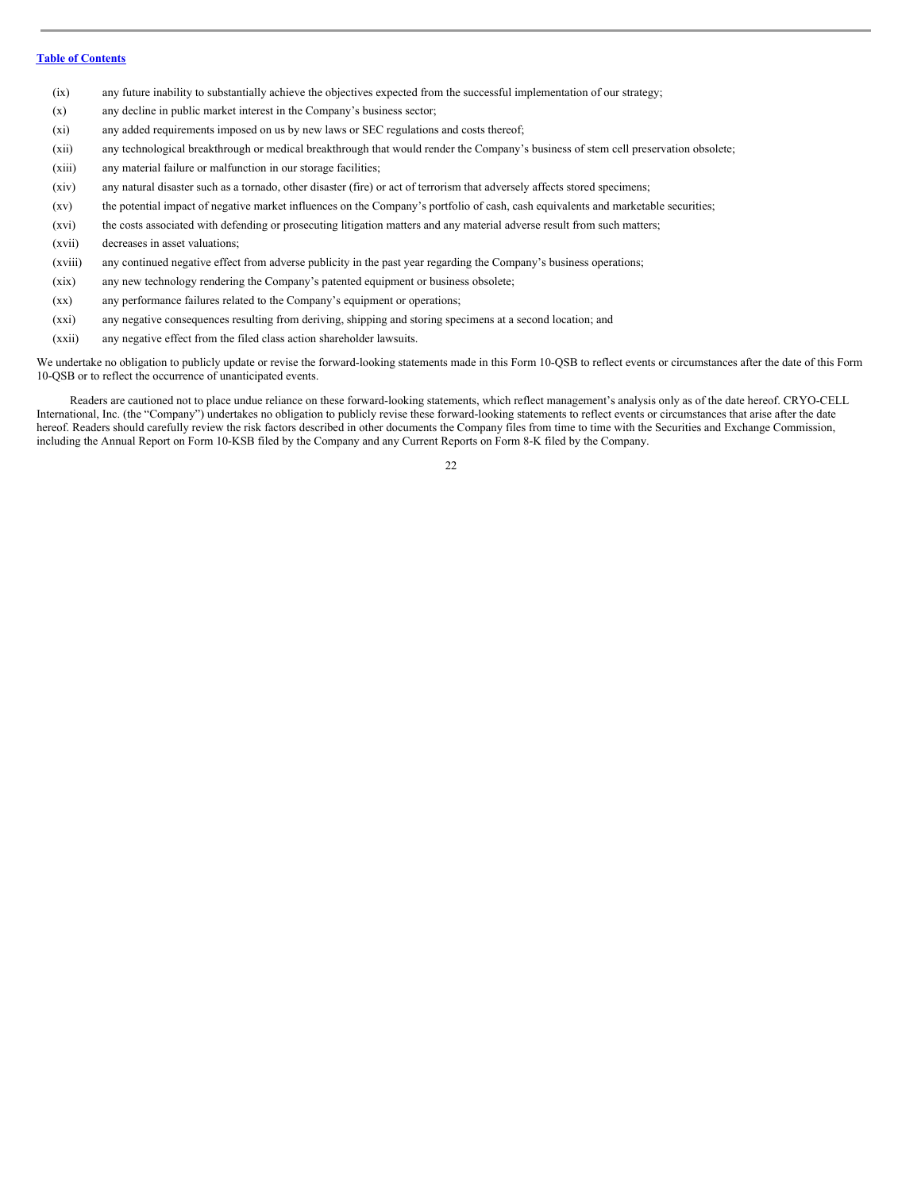(ix) any future inability to substantially achieve the objectives expected from the successful implementation of our strategy;

(x) any decline in public market interest in the Company's business sector;

(xi) any added requirements imposed on us by new laws or SEC regulations and costs thereof;

(xii) any technological breakthrough or medical breakthrough that would render the Company's business of stem cell preservation obsolete;

(xiii) any material failure or malfunction in our storage facilities;

(xiv) any natural disaster such as a tornado, other disaster (fire) or act of terrorism that adversely affects stored specimens;

(xv) the potential impact of negative market influences on the Company's portfolio of cash, cash equivalents and marketable securities;

(xvi) the costs associated with defending or prosecuting litigation matters and any material adverse result from such matters;

(xvii) decreases in asset valuations;

(xviii) any continued negative effect from adverse publicity in the past year regarding the Company's business operations;

(xix) any new technology rendering the Company's patented equipment or business obsolete;

(xx) any performance failures related to the Company's equipment or operations;

(xxi) any negative consequences resulting from deriving, shipping and storing specimens at a second location; and

(xxii) any negative effect from the filed class action shareholder lawsuits.

We undertake no obligation to publicly update or revise the forward-looking statements made in this Form 10-QSB to reflect events or circumstances after the date of this Form 10-QSB or to reflect the occurrence of unanticipated events.

Readers are cautioned not to place undue reliance on these forward-looking statements, which reflect management's analysis only as of the date hereof. CRYO-CELL International, Inc. (the "Company") undertakes no obligation to publicly revise these forward-looking statements to reflect events or circumstances that arise after the date hereof. Readers should carefully review the risk factors described in other documents the Company files from time to time with the Securities and Exchange Commission, including the Annual Report on Form 10-KSB filed by the Company and any Current Reports on Form 8-K filed by the Company.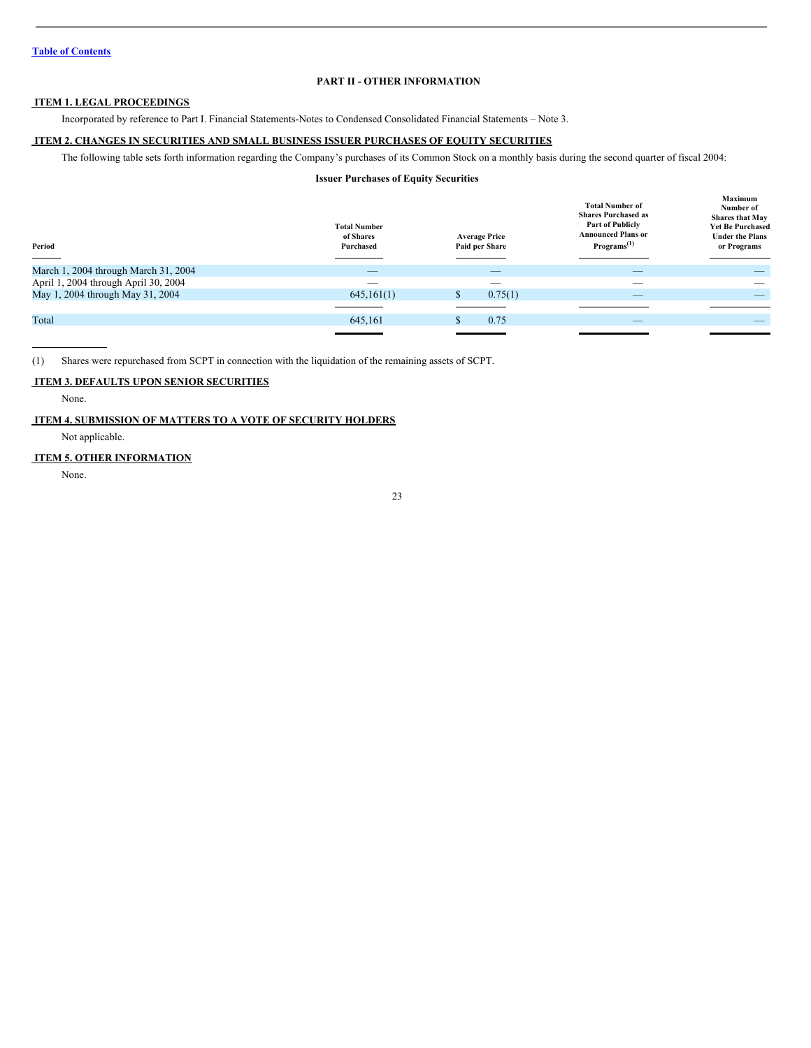[Table of Contents](#)

# PART II - OTHER INFORMATION

## ITEM 1. LEGAL PROCEEDINGS

Incorporated by reference to Part I. Financial Statements-Notes to Condensed Consolidated Financial Statements – Note 3.

## ITEM 2. CHANGES IN SECURITIES AND SMALL BUSINESS ISSUER PURCHASES OF EQUITY SECURITIES

The following table sets forth information regarding the Company's purchases of its Common Stock on a monthly basis during the second quarter of fiscal 2004:

**Issuer Purchases of Equity Securities**

| Period | Total Number of Shares Purchased | Average Price Paid per Share | Total Number of Shares Purchased as Part of Publicly Announced Plans or Programs(1) | Maximum Number of Shares that May Yet Be Purchased Under the Plans or Programs |
|---|---|---|---|---|
| March 1, 2004 through March 31, 2004 | — | — | — | — |
| April 1, 2004 through April 30, 2004 | — | — | — | — |
| May 1, 2004 through May 31, 2004 | 645,161(1) | $ 0.75(1) | — | — |
| Total | 645,161 | $ 0.75 | — | — |

(1) Shares were repurchased from SCPT in connection with the liquidation of the remaining assets of SCPT.

## ITEM 3. DEFAULTS UPON SENIOR SECURITIES

None.

## ITEM 4. SUBMISSION OF MATTERS TO A VOTE OF SECURITY HOLDERS

Not applicable.

## ITEM 5. OTHER INFORMATION

None.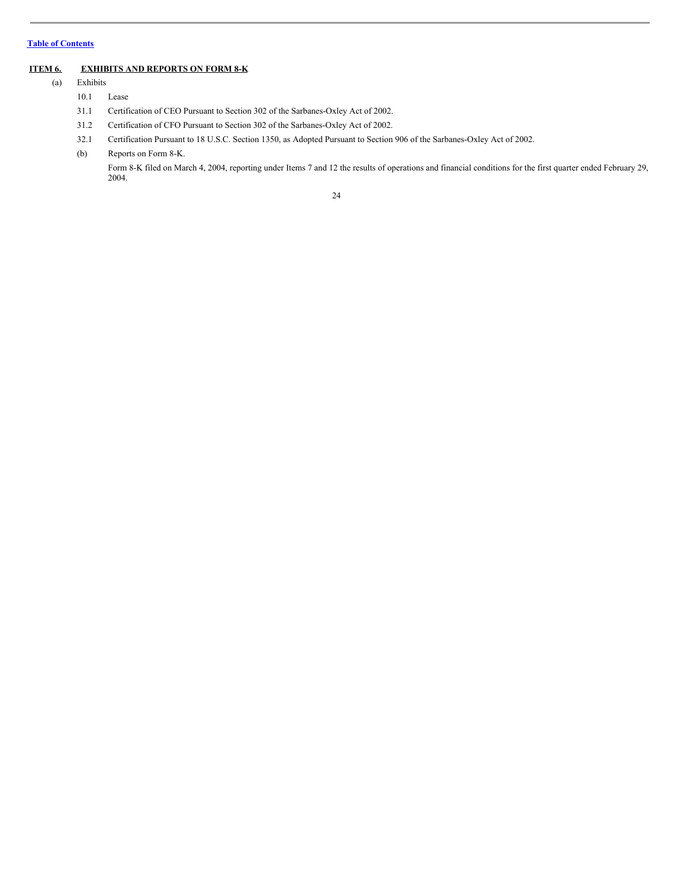[Table of Contents](#)

## ITEM 6. EXHIBITS AND REPORTS ON FORM 8-K

(a) Exhibits

- 10.1 Lease
- 31.1 Certification of CEO Pursuant to Section 302 of the Sarbanes-Oxley Act of 2002.
- 31.2 Certification of CFO Pursuant to Section 302 of the Sarbanes-Oxley Act of 2002.
- 32.1 Certification Pursuant to 18 U.S.C. Section 1350, as Adopted Pursuant to Section 906 of the Sarbanes-Oxley Act of 2002.

(b) Reports on Form 8-K.

Form 8-K filed on March 4, 2004, reporting under Items 7 and 12 the results of operations and financial conditions for the first quarter ended February 29, 2004.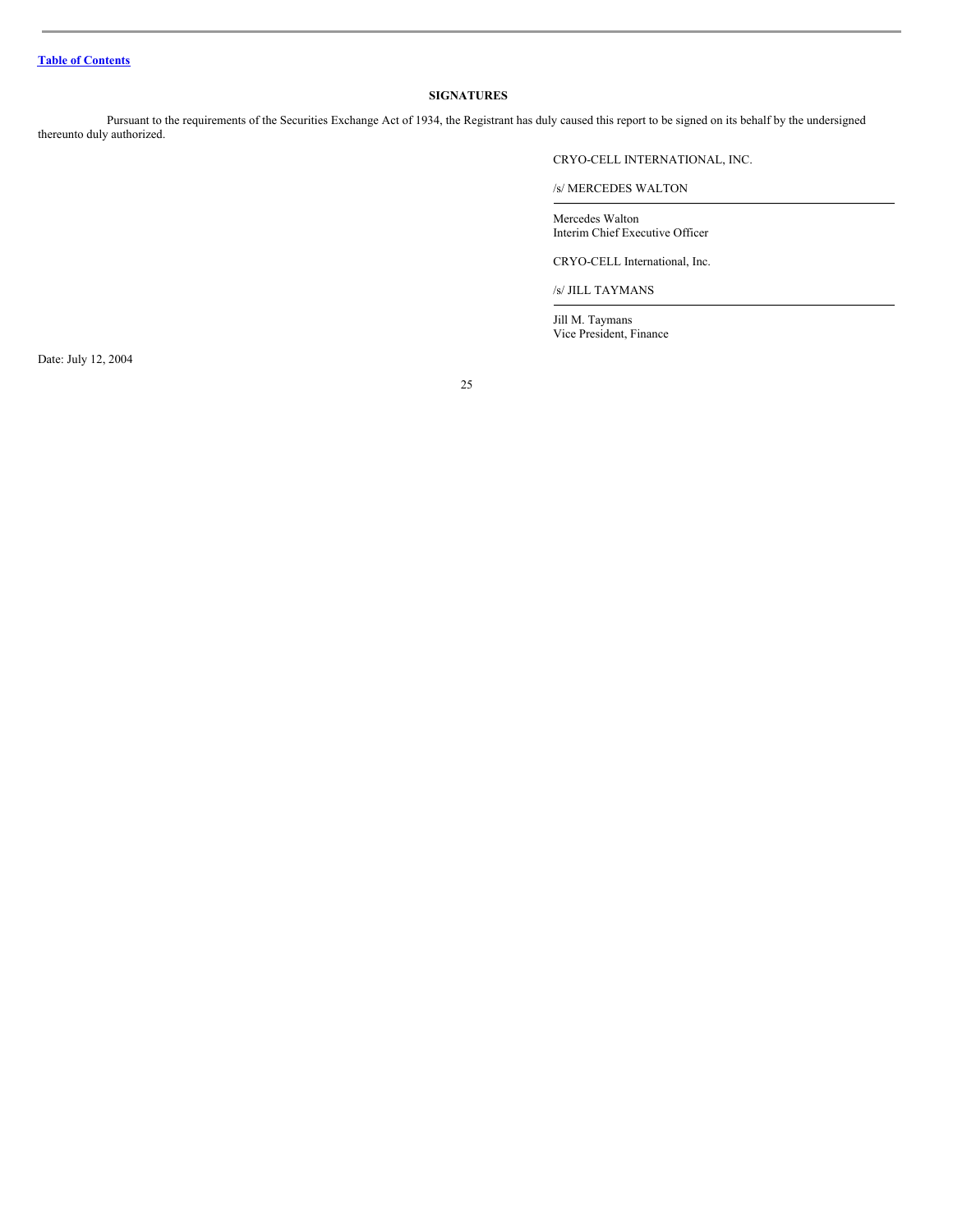[Table of Contents](#)

## SIGNATURES

Pursuant to the requirements of the Securities Exchange Act of 1934, the Registrant has duly caused this report to be signed on its behalf by the undersigned thereunto duly authorized.

CRYO-CELL INTERNATIONAL, INC.

/s/ MERCEDES WALTON

Mercedes Walton
Interim Chief Executive Officer

CRYO-CELL International, Inc.

/s/ JILL TAYMANS

Jill M. Taymans
Vice President, Finance

Date: July 12, 2004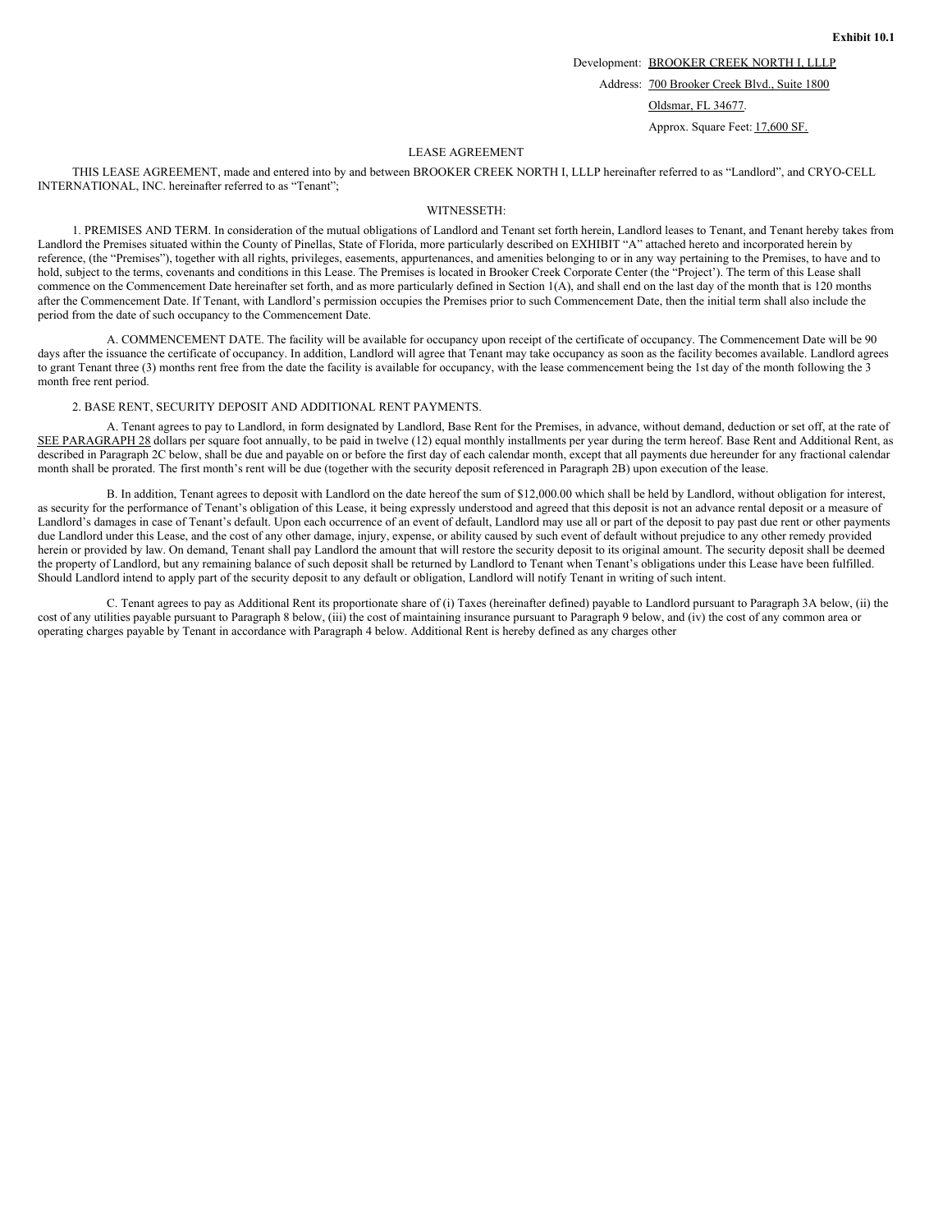**Exhibit 10.1**

Development: BROOKER CREEK NORTH I, LLLP

Address: 700 Brooker Creek Blvd., Suite 1800

Oldsmar, FL 34677.

Approx. Square Feet: 17,600 SF.

LEASE AGREEMENT

THIS LEASE AGREEMENT, made and entered into by and between BROOKER CREEK NORTH I, LLLP hereinafter referred to as "Landlord", and CRYO-CELL INTERNATIONAL, INC. hereinafter referred to as "Tenant";

WITNESSETH:

1. PREMISES AND TERM. In consideration of the mutual obligations of Landlord and Tenant set forth herein, Landlord leases to Tenant, and Tenant hereby takes from Landlord the Premises situated within the County of Pinellas, State of Florida, more particularly described on EXHIBIT "A" attached hereto and incorporated herein by reference, (the "Premises"), together with all rights, privileges, easements, appurtenances, and amenities belonging to or in any way pertaining to the Premises, to have and to hold, subject to the terms, covenants and conditions in this Lease. The Premises is located in Brooker Creek Corporate Center (the "Project'). The term of this Lease shall commence on the Commencement Date hereinafter set forth, and as more particularly defined in Section 1(A), and shall end on the last day of the month that is 120 months after the Commencement Date. If Tenant, with Landlord's permission occupies the Premises prior to such Commencement Date, then the initial term shall also include the period from the date of such occupancy to the Commencement Date.

A. COMMENCEMENT DATE. The facility will be available for occupancy upon receipt of the certificate of occupancy. The Commencement Date will be 90 days after the issuance the certificate of occupancy. In addition, Landlord will agree that Tenant may take occupancy as soon as the facility becomes available. Landlord agrees to grant Tenant three (3) months rent free from the date the facility is available for occupancy, with the lease commencement being the 1st day of the month following the 3 month free rent period.

2. BASE RENT, SECURITY DEPOSIT AND ADDITIONAL RENT PAYMENTS.

A. Tenant agrees to pay to Landlord, in form designated by Landlord, Base Rent for the Premises, in advance, without demand, deduction or set off, at the rate of SEE PARAGRAPH 28 dollars per square foot annually, to be paid in twelve (12) equal monthly installments per year during the term hereof. Base Rent and Additional Rent, as described in Paragraph 2C below, shall be due and payable on or before the first day of each calendar month, except that all payments due hereunder for any fractional calendar month shall be prorated. The first month's rent will be due (together with the security deposit referenced in Paragraph 2B) upon execution of the lease.

B. In addition, Tenant agrees to deposit with Landlord on the date hereof the sum of $12,000.00 which shall be held by Landlord, without obligation for interest, as security for the performance of Tenant's obligation of this Lease, it being expressly understood and agreed that this deposit is not an advance rental deposit or a measure of Landlord's damages in case of Tenant's default. Upon each occurrence of an event of default, Landlord may use all or part of the deposit to pay past due rent or other payments due Landlord under this Lease, and the cost of any other damage, injury, expense, or ability caused by such event of default without prejudice to any other remedy provided herein or provided by law. On demand, Tenant shall pay Landlord the amount that will restore the security deposit to its original amount. The security deposit shall be deemed the property of Landlord, but any remaining balance of such deposit shall be returned by Landlord to Tenant when Tenant's obligations under this Lease have been fulfilled. Should Landlord intend to apply part of the security deposit to any default or obligation, Landlord will notify Tenant in writing of such intent.

C. Tenant agrees to pay as Additional Rent its proportionate share of (i) Taxes (hereinafter defined) payable to Landlord pursuant to Paragraph 3A below, (ii) the cost of any utilities payable pursuant to Paragraph 8 below, (iii) the cost of maintaining insurance pursuant to Paragraph 9 below, and (iv) the cost of any common area or operating charges payable by Tenant in accordance with Paragraph 4 below. Additional Rent is hereby defined as any charges other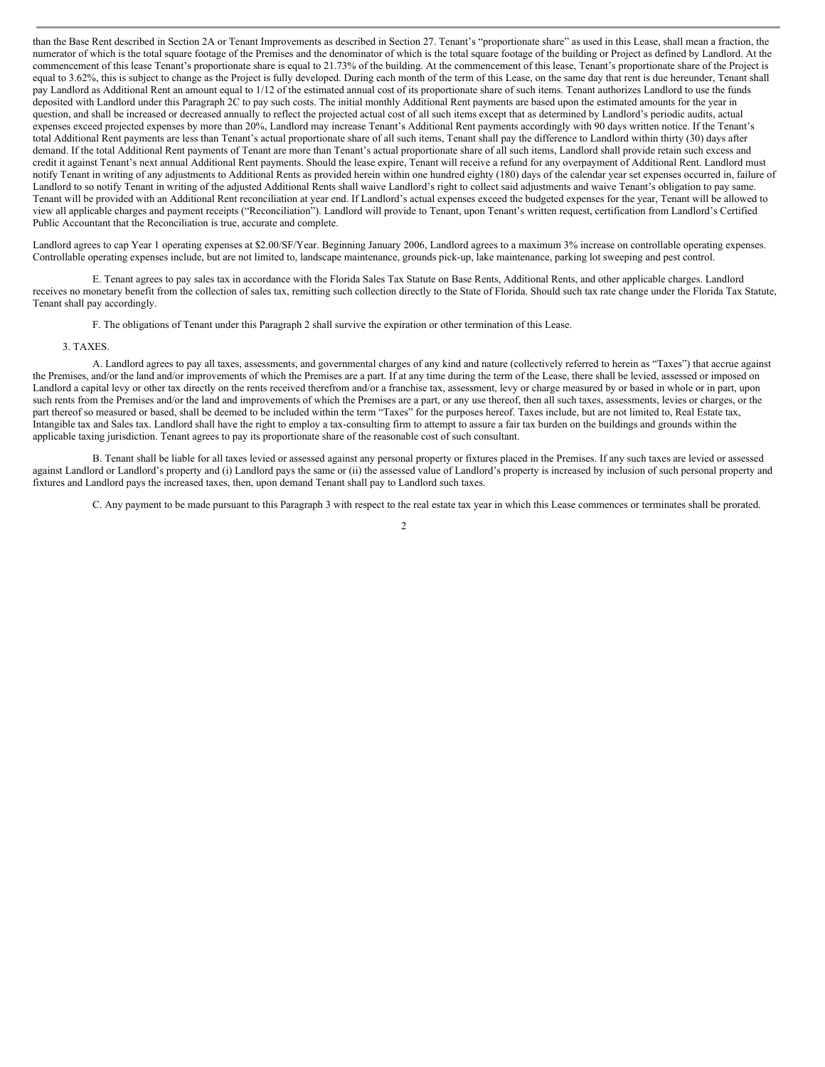than the Base Rent described in Section 2A or Tenant Improvements as described in Section 27. Tenant's "proportionate share" as used in this Lease, shall mean a fraction, the numerator of which is the total square footage of the Premises and the denominator of which is the total square footage of the building or Project as defined by Landlord. At the commencement of this lease Tenant's proportionate share is equal to 21.73% of the building. At the commencement of this lease, Tenant's proportionate share of the Project is equal to 3.62%, this is subject to change as the Project is fully developed. During each month of the term of this Lease, on the same day that rent is due hereunder, Tenant shall pay Landlord as Additional Rent an amount equal to 1/12 of the estimated annual cost of its proportionate share of such items. Tenant authorizes Landlord to use the funds deposited with Landlord under this Paragraph 2C to pay such costs. The initial monthly Additional Rent payments are based upon the estimated amounts for the year in question, and shall be increased or decreased annually to reflect the projected actual cost of all such items except that as determined by Landlord's periodic audits, actual expenses exceed projected expenses by more than 20%, Landlord may increase Tenant's Additional Rent payments accordingly with 90 days written notice. If the Tenant's total Additional Rent payments are less than Tenant's actual proportionate share of all such items, Tenant shall pay the difference to Landlord within thirty (30) days after demand. If the total Additional Rent payments of Tenant are more than Tenant's actual proportionate share of all such items, Landlord shall provide retain such excess and credit it against Tenant's next annual Additional Rent payments. Should the lease expire, Tenant will receive a refund for any overpayment of Additional Rent. Landlord must notify Tenant in writing of any adjustments to Additional Rents as provided herein within one hundred eighty (180) days of the calendar year set expenses occurred in, failure of Landlord to so notify Tenant in writing of the adjusted Additional Rents shall waive Landlord's right to collect said adjustments and waive Tenant's obligation to pay same. Tenant will be provided with an Additional Rent reconciliation at year end. If Landlord's actual expenses exceed the budgeted expenses for the year, Tenant will be allowed to view all applicable charges and payment receipts ("Reconciliation"). Landlord will provide to Tenant, upon Tenant's written request, certification from Landlord's Certified Public Accountant that the Reconciliation is true, accurate and complete.

Landlord agrees to cap Year 1 operating expenses at $2.00/SF/Year. Beginning January 2006, Landlord agrees to a maximum 3% increase on controllable operating expenses. Controllable operating expenses include, but are not limited to, landscape maintenance, grounds pick-up, lake maintenance, parking lot sweeping and pest control.

E. Tenant agrees to pay sales tax in accordance with the Florida Sales Tax Statute on Base Rents, Additional Rents, and other applicable charges. Landlord receives no monetary benefit from the collection of sales tax, remitting such collection directly to the State of Florida. Should such tax rate change under the Florida Tax Statute, Tenant shall pay accordingly.

F. The obligations of Tenant under this Paragraph 2 shall survive the expiration or other termination of this Lease.

3. TAXES.

A. Landlord agrees to pay all taxes, assessments, and governmental charges of any kind and nature (collectively referred to herein as "Taxes") that accrue against the Premises, and/or the land and/or improvements of which the Premises are a part. If at any time during the term of the Lease, there shall be levied, assessed or imposed on Landlord a capital levy or other tax directly on the rents received therefrom and/or a franchise tax, assessment, levy or charge measured by or based in whole or in part, upon such rents from the Premises and/or the land and improvements of which the Premises are a part, or any use thereof, then all such taxes, assessments, levies or charges, or the part thereof so measured or based, shall be deemed to be included within the term "Taxes" for the purposes hereof. Taxes include, but are not limited to, Real Estate tax, Intangible tax and Sales tax. Landlord shall have the right to employ a tax-consulting firm to attempt to assure a fair tax burden on the buildings and grounds within the applicable taxing jurisdiction. Tenant agrees to pay its proportionate share of the reasonable cost of such consultant.

B. Tenant shall be liable for all taxes levied or assessed against any personal property or fixtures placed in the Premises. If any such taxes are levied or assessed against Landlord or Landlord's property and (i) Landlord pays the same or (ii) the assessed value of Landlord's property is increased by inclusion of such personal property and fixtures and Landlord pays the increased taxes, then, upon demand Tenant shall pay to Landlord such taxes.

C. Any payment to be made pursuant to this Paragraph 3 with respect to the real estate tax year in which this Lease commences or terminates shall be prorated.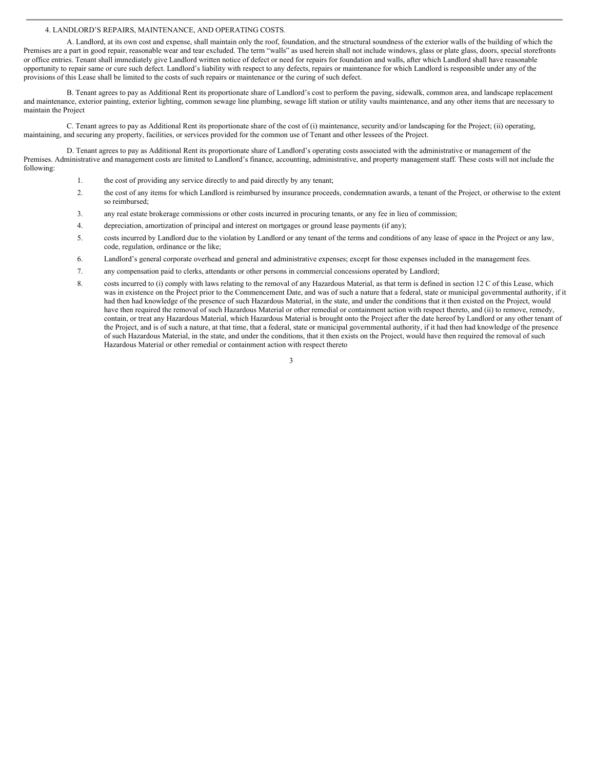4. LANDLORD'S REPAIRS, MAINTENANCE, AND OPERATING COSTS.

A. Landlord, at its own cost and expense, shall maintain only the roof, foundation, and the structural soundness of the exterior walls of the building of which the Premises are a part in good repair, reasonable wear and tear excluded. The term "walls" as used herein shall not include windows, glass or plate glass, doors, special storefronts or office entries. Tenant shall immediately give Landlord written notice of defect or need for repairs for foundation and walls, after which Landlord shall have reasonable opportunity to repair same or cure such defect. Landlord's liability with respect to any defects, repairs or maintenance for which Landlord is responsible under any of the provisions of this Lease shall be limited to the costs of such repairs or maintenance or the curing of such defect.

B. Tenant agrees to pay as Additional Rent its proportionate share of Landlord's cost to perform the paving, sidewalk, common area, and landscape replacement and maintenance, exterior painting, exterior lighting, common sewage line plumbing, sewage lift station or utility vaults maintenance, and any other items that are necessary to maintain the Project

C. Tenant agrees to pay as Additional Rent its proportionate share of the cost of (i) maintenance, security and/or landscaping for the Project; (ii) operating, maintaining, and securing any property, facilities, or services provided for the common use of Tenant and other lessees of the Project.

D. Tenant agrees to pay as Additional Rent its proportionate share of Landlord's operating costs associated with the administrative or management of the Premises. Administrative and management costs are limited to Landlord's finance, accounting, administrative, and property management staff. These costs will not include the following:

1. the cost of providing any service directly to and paid directly by any tenant;
2. the cost of any items for which Landlord is reimbursed by insurance proceeds, condemnation awards, a tenant of the Project, or otherwise to the extent so reimbursed;
3. any real estate brokerage commissions or other costs incurred in procuring tenants, or any fee in lieu of commission;
4. depreciation, amortization of principal and interest on mortgages or ground lease payments (if any);
5. costs incurred by Landlord due to the violation by Landlord or any tenant of the terms and conditions of any lease of space in the Project or any law, code, regulation, ordinance or the like;
6. Landlord's general corporate overhead and general and administrative expenses; except for those expenses included in the management fees.
7. any compensation paid to clerks, attendants or other persons in commercial concessions operated by Landlord;
8. costs incurred to (i) comply with laws relating to the removal of any Hazardous Material, as that term is defined in section 12 C of this Lease, which was in existence on the Project prior to the Commencement Date, and was of such a nature that a federal, state or municipal governmental authority, if it had then had knowledge of the presence of such Hazardous Material, in the state, and under the conditions that it then existed on the Project, would have then required the removal of such Hazardous Material or other remedial or containment action with respect thereto, and (ii) to remove, remedy, contain, or treat any Hazardous Material, which Hazardous Material is brought onto the Project after the date hereof by Landlord or any other tenant of the Project, and is of such a nature, at that time, that a federal, state or municipal governmental authority, if it had then had knowledge of the presence of such Hazardous Material, in the state, and under the conditions, that it then exists on the Project, would have then required the removal of such Hazardous Material or other remedial or containment action with respect thereto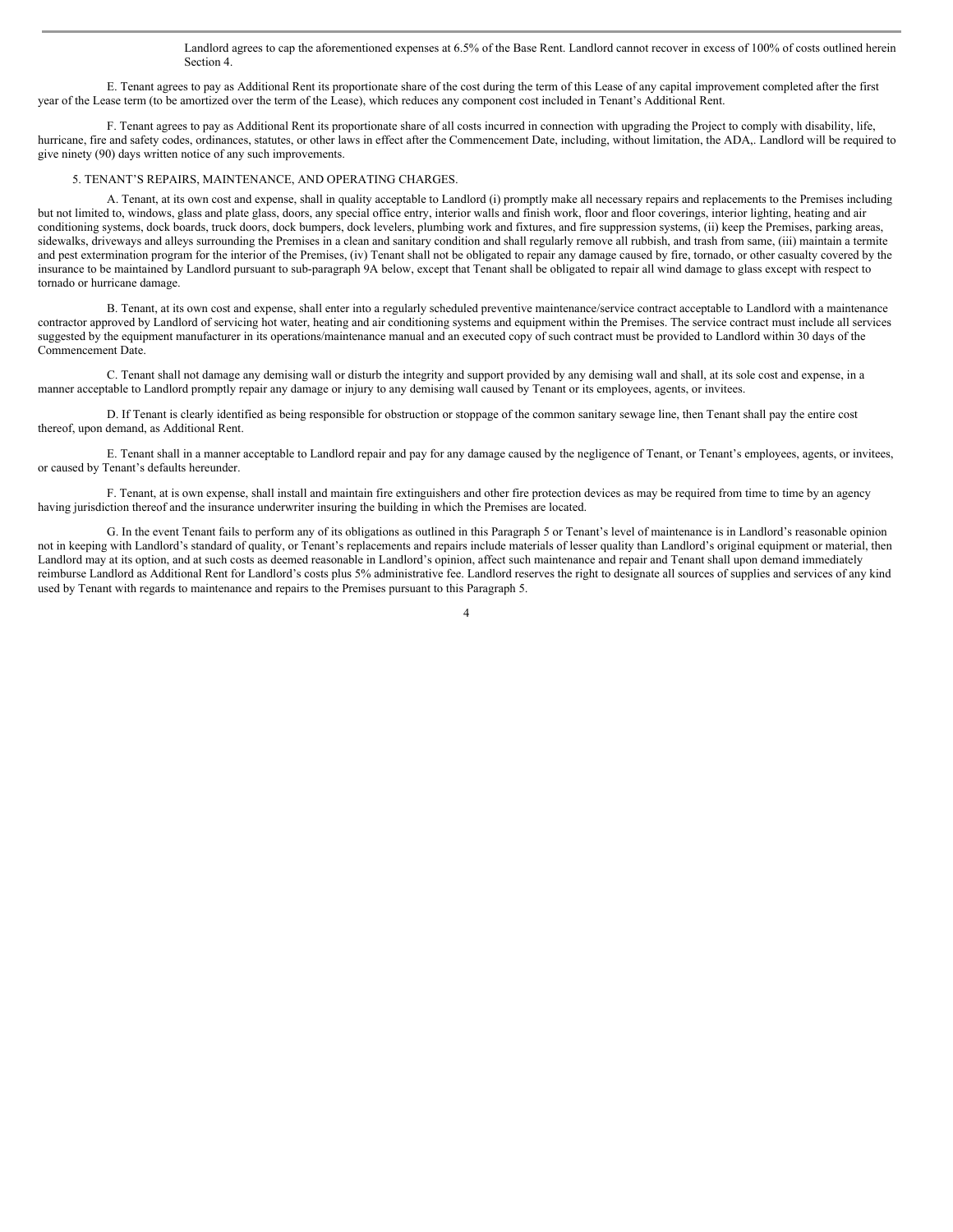Landlord agrees to cap the aforementioned expenses at 6.5% of the Base Rent. Landlord cannot recover in excess of 100% of costs outlined herein Section 4.

E. Tenant agrees to pay as Additional Rent its proportionate share of the cost during the term of this Lease of any capital improvement completed after the first year of the Lease term (to be amortized over the term of the Lease), which reduces any component cost included in Tenant's Additional Rent.

F. Tenant agrees to pay as Additional Rent its proportionate share of all costs incurred in connection with upgrading the Project to comply with disability, life, hurricane, fire and safety codes, ordinances, statutes, or other laws in effect after the Commencement Date, including, without limitation, the ADA,. Landlord will be required to give ninety (90) days written notice of any such improvements.

5. TENANT'S REPAIRS, MAINTENANCE, AND OPERATING CHARGES.

A. Tenant, at its own cost and expense, shall in quality acceptable to Landlord (i) promptly make all necessary repairs and replacements to the Premises including but not limited to, windows, glass and plate glass, doors, any special office entry, interior walls and finish work, floor and floor coverings, interior lighting, heating and air conditioning systems, dock boards, truck doors, dock bumpers, dock levelers, plumbing work and fixtures, and fire suppression systems, (ii) keep the Premises, parking areas, sidewalks, driveways and alleys surrounding the Premises in a clean and sanitary condition and shall regularly remove all rubbish, and trash from same, (iii) maintain a termite and pest extermination program for the interior of the Premises, (iv) Tenant shall not be obligated to repair any damage caused by fire, tornado, or other casualty covered by the insurance to be maintained by Landlord pursuant to sub-paragraph 9A below, except that Tenant shall be obligated to repair all wind damage to glass except with respect to tornado or hurricane damage.

B. Tenant, at its own cost and expense, shall enter into a regularly scheduled preventive maintenance/service contract acceptable to Landlord with a maintenance contractor approved by Landlord of servicing hot water, heating and air conditioning systems and equipment within the Premises. The service contract must include all services suggested by the equipment manufacturer in its operations/maintenance manual and an executed copy of such contract must be provided to Landlord within 30 days of the Commencement Date.

C. Tenant shall not damage any demising wall or disturb the integrity and support provided by any demising wall and shall, at its sole cost and expense, in a manner acceptable to Landlord promptly repair any damage or injury to any demising wall caused by Tenant or its employees, agents, or invitees.

D. If Tenant is clearly identified as being responsible for obstruction or stoppage of the common sanitary sewage line, then Tenant shall pay the entire cost thereof, upon demand, as Additional Rent.

E. Tenant shall in a manner acceptable to Landlord repair and pay for any damage caused by the negligence of Tenant, or Tenant's employees, agents, or invitees, or caused by Tenant's defaults hereunder.

F. Tenant, at is own expense, shall install and maintain fire extinguishers and other fire protection devices as may be required from time to time by an agency having jurisdiction thereof and the insurance underwriter insuring the building in which the Premises are located.

G. In the event Tenant fails to perform any of its obligations as outlined in this Paragraph 5 or Tenant's level of maintenance is in Landlord's reasonable opinion not in keeping with Landlord's standard of quality, or Tenant's replacements and repairs include materials of lesser quality than Landlord's original equipment or material, then Landlord may at its option, and at such costs as deemed reasonable in Landlord's opinion, affect such maintenance and repair and Tenant shall upon demand immediately reimburse Landlord as Additional Rent for Landlord's costs plus 5% administrative fee. Landlord reserves the right to designate all sources of supplies and services of any kind used by Tenant with regards to maintenance and repairs to the Premises pursuant to this Paragraph 5.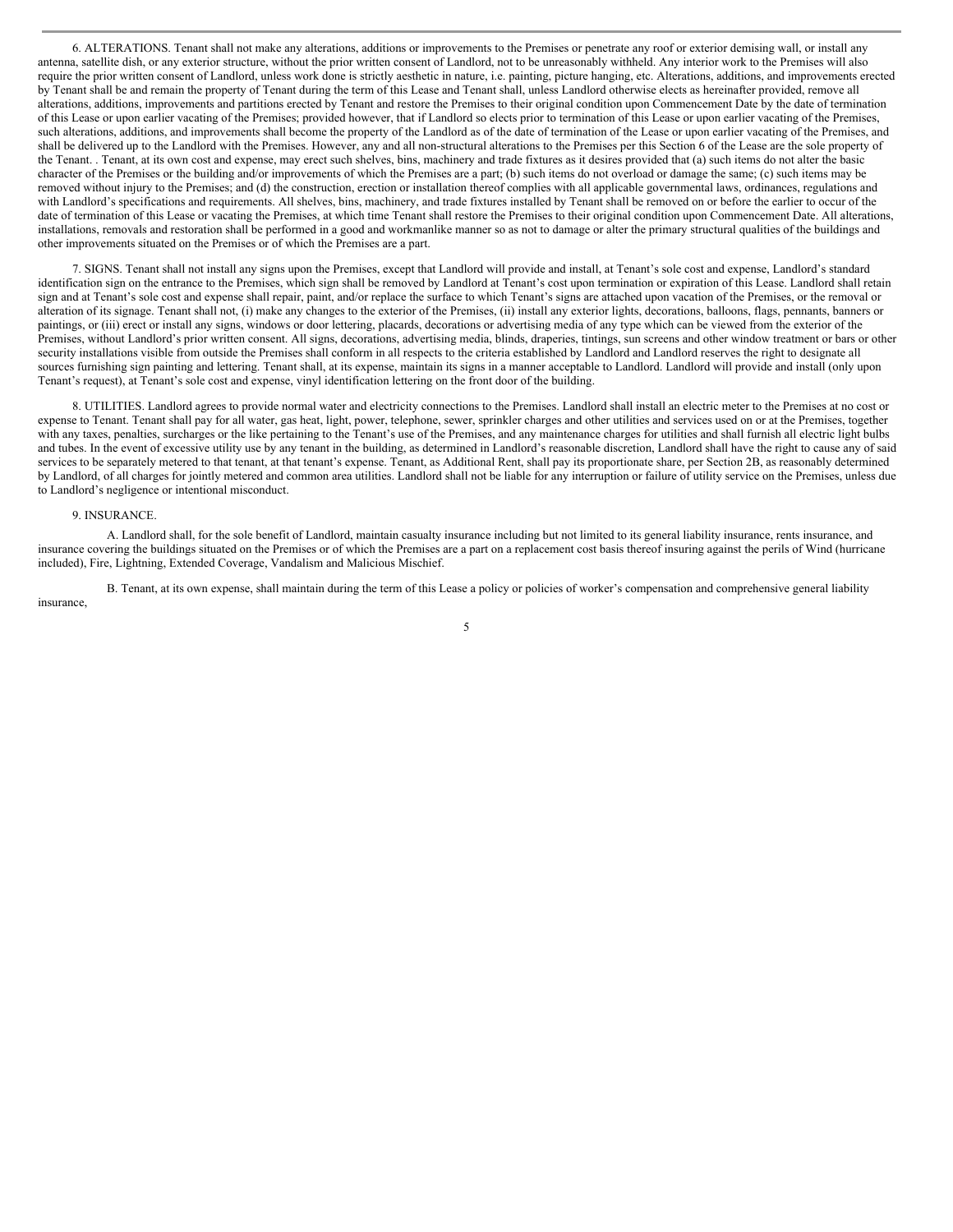6. ALTERATIONS. Tenant shall not make any alterations, additions or improvements to the Premises or penetrate any roof or exterior demising wall, or install any antenna, satellite dish, or any exterior structure, without the prior written consent of Landlord, not to be unreasonably withheld. Any interior work to the Premises will also require the prior written consent of Landlord, unless work done is strictly aesthetic in nature, i.e. painting, picture hanging, etc. Alterations, additions, and improvements erected by Tenant shall be and remain the property of Tenant during the term of this Lease and Tenant shall, unless Landlord otherwise elects as hereinafter provided, remove all alterations, additions, improvements and partitions erected by Tenant and restore the Premises to their original condition upon Commencement Date by the date of termination of this Lease or upon earlier vacating of the Premises; provided however, that if Landlord so elects prior to termination of this Lease or upon earlier vacating of the Premises, such alterations, additions, and improvements shall become the property of the Landlord as of the date of termination of the Lease or upon earlier vacating of the Premises, and shall be delivered up to the Landlord with the Premises. However, any and all non-structural alterations to the Premises per this Section 6 of the Lease are the sole property of the Tenant. . Tenant, at its own cost and expense, may erect such shelves, bins, machinery and trade fixtures as it desires provided that (a) such items do not alter the basic character of the Premises or the building and/or improvements of which the Premises are a part; (b) such items do not overload or damage the same; (c) such items may be removed without injury to the Premises; and (d) the construction, erection or installation thereof complies with all applicable governmental laws, ordinances, regulations and with Landlord's specifications and requirements. All shelves, bins, machinery, and trade fixtures installed by Tenant shall be removed on or before the earlier to occur of the date of termination of this Lease or vacating the Premises, at which time Tenant shall restore the Premises to their original condition upon Commencement Date. All alterations, installations, removals and restoration shall be performed in a good and workmanlike manner so as not to damage or alter the primary structural qualities of the buildings and other improvements situated on the Premises or of which the Premises are a part.

7. SIGNS. Tenant shall not install any signs upon the Premises, except that Landlord will provide and install, at Tenant's sole cost and expense, Landlord's standard identification sign on the entrance to the Premises, which sign shall be removed by Landlord at Tenant's cost upon termination or expiration of this Lease. Landlord shall retain sign and at Tenant's sole cost and expense shall repair, paint, and/or replace the surface to which Tenant's signs are attached upon vacation of the Premises, or the removal or alteration of its signage. Tenant shall not, (i) make any changes to the exterior of the Premises, (ii) install any exterior lights, decorations, balloons, flags, pennants, banners or paintings, or (iii) erect or install any signs, windows or door lettering, placards, decorations or advertising media of any type which can be viewed from the exterior of the Premises, without Landlord's prior written consent. All signs, decorations, advertising media, blinds, draperies, tintings, sun screens and other window treatment or bars or other security installations visible from outside the Premises shall conform in all respects to the criteria established by Landlord and Landlord reserves the right to designate all sources furnishing sign painting and lettering. Tenant shall, at its expense, maintain its signs in a manner acceptable to Landlord. Landlord will provide and install (only upon Tenant's request), at Tenant's sole cost and expense, vinyl identification lettering on the front door of the building.

8. UTILITIES. Landlord agrees to provide normal water and electricity connections to the Premises. Landlord shall install an electric meter to the Premises at no cost or expense to Tenant. Tenant shall pay for all water, gas heat, light, power, telephone, sewer, sprinkler charges and other utilities and services used on or at the Premises, together with any taxes, penalties, surcharges or the like pertaining to the Tenant's use of the Premises, and any maintenance charges for utilities and shall furnish all electric light bulbs and tubes. In the event of excessive utility use by any tenant in the building, as determined in Landlord's reasonable discretion, Landlord shall have the right to cause any of said services to be separately metered to that tenant, at that tenant's expense. Tenant, as Additional Rent, shall pay its proportionate share, per Section 2B, as reasonably determined by Landlord, of all charges for jointly metered and common area utilities. Landlord shall not be liable for any interruption or failure of utility service on the Premises, unless due to Landlord's negligence or intentional misconduct.

9. INSURANCE.

A. Landlord shall, for the sole benefit of Landlord, maintain casualty insurance including but not limited to its general liability insurance, rents insurance, and insurance covering the buildings situated on the Premises or of which the Premises are a part on a replacement cost basis thereof insuring against the perils of Wind (hurricane included), Fire, Lightning, Extended Coverage, Vandalism and Malicious Mischief.

B. Tenant, at its own expense, shall maintain during the term of this Lease a policy or policies of worker's compensation and comprehensive general liability insurance,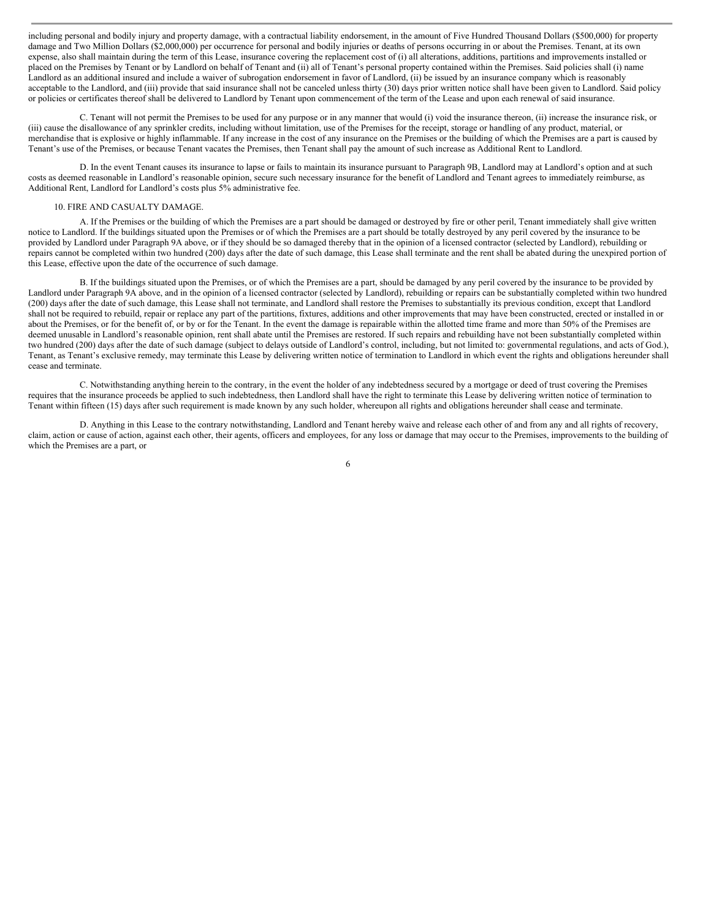including personal and bodily injury and property damage, with a contractual liability endorsement, in the amount of Five Hundred Thousand Dollars ($500,000) for property damage and Two Million Dollars ($2,000,000) per occurrence for personal and bodily injuries or deaths of persons occurring in or about the Premises. Tenant, at its own expense, also shall maintain during the term of this Lease, insurance covering the replacement cost of (i) all alterations, additions, partitions and improvements installed or placed on the Premises by Tenant or by Landlord on behalf of Tenant and (ii) all of Tenant's personal property contained within the Premises. Said policies shall (i) name Landlord as an additional insured and include a waiver of subrogation endorsement in favor of Landlord, (ii) be issued by an insurance company which is reasonably acceptable to the Landlord, and (iii) provide that said insurance shall not be canceled unless thirty (30) days prior written notice shall have been given to Landlord. Said policy or policies or certificates thereof shall be delivered to Landlord by Tenant upon commencement of the term of the Lease and upon each renewal of said insurance.

C. Tenant will not permit the Premises to be used for any purpose or in any manner that would (i) void the insurance thereon, (ii) increase the insurance risk, or (iii) cause the disallowance of any sprinkler credits, including without limitation, use of the Premises for the receipt, storage or handling of any product, material, or merchandise that is explosive or highly inflammable. If any increase in the cost of any insurance on the Premises or the building of which the Premises are a part is caused by Tenant's use of the Premises, or because Tenant vacates the Premises, then Tenant shall pay the amount of such increase as Additional Rent to Landlord.

D. In the event Tenant causes its insurance to lapse or fails to maintain its insurance pursuant to Paragraph 9B, Landlord may at Landlord's option and at such costs as deemed reasonable in Landlord's reasonable opinion, secure such necessary insurance for the benefit of Landlord and Tenant agrees to immediately reimburse, as Additional Rent, Landlord for Landlord's costs plus 5% administrative fee.

10. FIRE AND CASUALTY DAMAGE.

A. If the Premises or the building of which the Premises are a part should be damaged or destroyed by fire or other peril, Tenant immediately shall give written notice to Landlord. If the buildings situated upon the Premises or of which the Premises are a part should be totally destroyed by any peril covered by the insurance to be provided by Landlord under Paragraph 9A above, or if they should be so damaged thereby that in the opinion of a licensed contractor (selected by Landlord), rebuilding or repairs cannot be completed within two hundred (200) days after the date of such damage, this Lease shall terminate and the rent shall be abated during the unexpired portion of this Lease, effective upon the date of the occurrence of such damage.

B. If the buildings situated upon the Premises, or of which the Premises are a part, should be damaged by any peril covered by the insurance to be provided by Landlord under Paragraph 9A above, and in the opinion of a licensed contractor (selected by Landlord), rebuilding or repairs can be substantially completed within two hundred (200) days after the date of such damage, this Lease shall not terminate, and Landlord shall restore the Premises to substantially its previous condition, except that Landlord shall not be required to rebuild, repair or replace any part of the partitions, fixtures, additions and other improvements that may have been constructed, erected or installed in or about the Premises, or for the benefit of, or by or for the Tenant. In the event the damage is repairable within the allotted time frame and more than 50% of the Premises are deemed unusable in Landlord's reasonable opinion, rent shall abate until the Premises are restored. If such repairs and rebuilding have not been substantially completed within two hundred (200) days after the date of such damage (subject to delays outside of Landlord's control, including, but not limited to: governmental regulations, and acts of God.), Tenant, as Tenant's exclusive remedy, may terminate this Lease by delivering written notice of termination to Landlord in which event the rights and obligations hereunder shall cease and terminate.

C. Notwithstanding anything herein to the contrary, in the event the holder of any indebtedness secured by a mortgage or deed of trust covering the Premises requires that the insurance proceeds be applied to such indebtedness, then Landlord shall have the right to terminate this Lease by delivering written notice of termination to Tenant within fifteen (15) days after such requirement is made known by any such holder, whereupon all rights and obligations hereunder shall cease and terminate.

D. Anything in this Lease to the contrary notwithstanding, Landlord and Tenant hereby waive and release each other of and from any and all rights of recovery, claim, action or cause of action, against each other, their agents, officers and employees, for any loss or damage that may occur to the Premises, improvements to the building of which the Premises are a part, or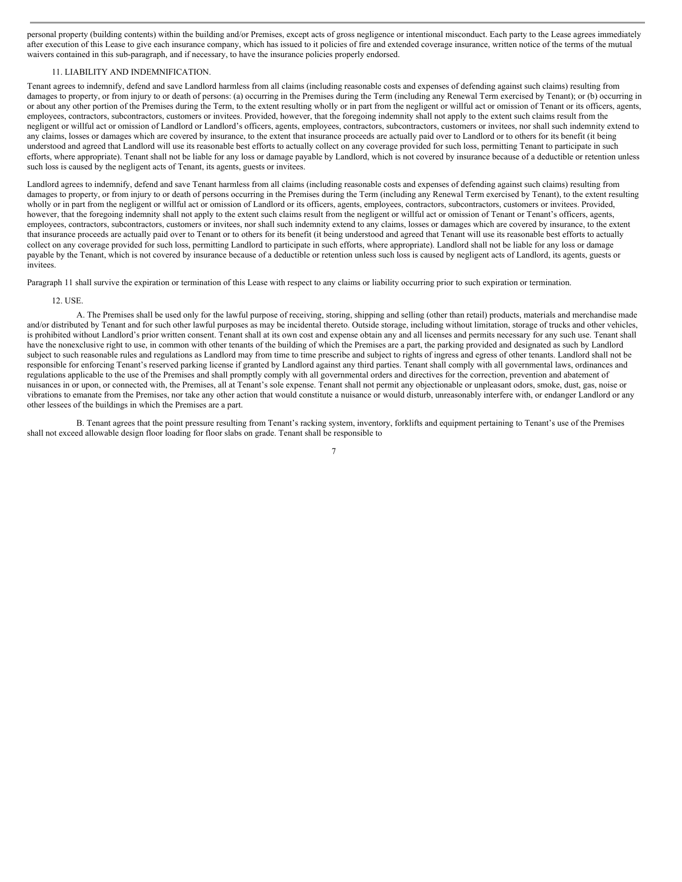personal property (building contents) within the building and/or Premises, except acts of gross negligence or intentional misconduct. Each party to the Lease agrees immediately after execution of this Lease to give each insurance company, which has issued to it policies of fire and extended coverage insurance, written notice of the terms of the mutual waivers contained in this sub-paragraph, and if necessary, to have the insurance policies properly endorsed.

11. LIABILITY AND INDEMNIFICATION.

Tenant agrees to indemnify, defend and save Landlord harmless from all claims (including reasonable costs and expenses of defending against such claims) resulting from damages to property, or from injury to or death of persons: (a) occurring in the Premises during the Term (including any Renewal Term exercised by Tenant); or (b) occurring in or about any other portion of the Premises during the Term, to the extent resulting wholly or in part from the negligent or willful act or omission of Tenant or its officers, agents, employees, contractors, subcontractors, customers or invitees. Provided, however, that the foregoing indemnity shall not apply to the extent such claims result from the negligent or willful act or omission of Landlord or Landlord's officers, agents, employees, contractors, subcontractors, customers or invitees, nor shall such indemnity extend to any claims, losses or damages which are covered by insurance, to the extent that insurance proceeds are actually paid over to Landlord or to others for its benefit (it being understood and agreed that Landlord will use its reasonable best efforts to actually collect on any coverage provided for such loss, permitting Tenant to participate in such efforts, where appropriate). Tenant shall not be liable for any loss or damage payable by Landlord, which is not covered by insurance because of a deductible or retention unless such loss is caused by the negligent acts of Tenant, its agents, guests or invitees.

Landlord agrees to indemnify, defend and save Tenant harmless from all claims (including reasonable costs and expenses of defending against such claims) resulting from damages to property, or from injury to or death of persons occurring in the Premises during the Term (including any Renewal Term exercised by Tenant), to the extent resulting wholly or in part from the negligent or willful act or omission of Landlord or its officers, agents, employees, contractors, subcontractors, customers or invitees. Provided, however, that the foregoing indemnity shall not apply to the extent such claims result from the negligent or willful act or omission of Tenant or Tenant's officers, agents, employees, contractors, subcontractors, customers or invitees, nor shall such indemnity extend to any claims, losses or damages which are covered by insurance, to the extent that insurance proceeds are actually paid over to Tenant or to others for its benefit (it being understood and agreed that Tenant will use its reasonable best efforts to actually collect on any coverage provided for such loss, permitting Landlord to participate in such efforts, where appropriate). Landlord shall not be liable for any loss or damage payable by the Tenant, which is not covered by insurance because of a deductible or retention unless such loss is caused by negligent acts of Landlord, its agents, guests or invitees.

Paragraph 11 shall survive the expiration or termination of this Lease with respect to any claims or liability occurring prior to such expiration or termination.

12. USE.

A. The Premises shall be used only for the lawful purpose of receiving, storing, shipping and selling (other than retail) products, materials and merchandise made and/or distributed by Tenant and for such other lawful purposes as may be incidental thereto. Outside storage, including without limitation, storage of trucks and other vehicles, is prohibited without Landlord's prior written consent. Tenant shall at its own cost and expense obtain any and all licenses and permits necessary for any such use. Tenant shall have the nonexclusive right to use, in common with other tenants of the building of which the Premises are a part, the parking provided and designated as such by Landlord subject to such reasonable rules and regulations as Landlord may from time to time prescribe and subject to rights of ingress and egress of other tenants. Landlord shall not be responsible for enforcing Tenant's reserved parking license if granted by Landlord against any third parties. Tenant shall comply with all governmental laws, ordinances and regulations applicable to the use of the Premises and shall promptly comply with all governmental orders and directives for the correction, prevention and abatement of nuisances in or upon, or connected with, the Premises, all at Tenant's sole expense. Tenant shall not permit any objectionable or unpleasant odors, smoke, dust, gas, noise or vibrations to emanate from the Premises, nor take any other action that would constitute a nuisance or would disturb, unreasonably interfere with, or endanger Landlord or any other lessees of the buildings in which the Premises are a part.

B. Tenant agrees that the point pressure resulting from Tenant's racking system, inventory, forklifts and equipment pertaining to Tenant's use of the Premises shall not exceed allowable design floor loading for floor slabs on grade. Tenant shall be responsible to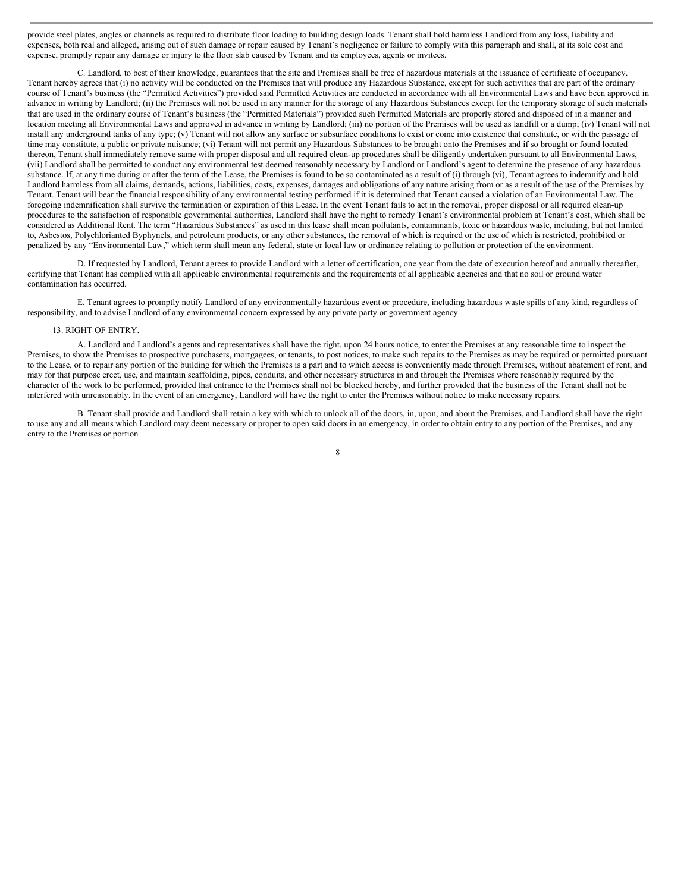provide steel plates, angles or channels as required to distribute floor loading to building design loads. Tenant shall hold harmless Landlord from any loss, liability and expenses, both real and alleged, arising out of such damage or repair caused by Tenant's negligence or failure to comply with this paragraph and shall, at its sole cost and expense, promptly repair any damage or injury to the floor slab caused by Tenant and its employees, agents or invitees.

C. Landlord, to best of their knowledge, guarantees that the site and Premises shall be free of hazardous materials at the issuance of certificate of occupancy. Tenant hereby agrees that (i) no activity will be conducted on the Premises that will produce any Hazardous Substance, except for such activities that are part of the ordinary course of Tenant's business (the "Permitted Activities") provided said Permitted Activities are conducted in accordance with all Environmental Laws and have been approved in advance in writing by Landlord; (ii) the Premises will not be used in any manner for the storage of any Hazardous Substances except for the temporary storage of such materials that are used in the ordinary course of Tenant's business (the "Permitted Materials") provided such Permitted Materials are properly stored and disposed of in a manner and location meeting all Environmental Laws and approved in advance in writing by Landlord; (iii) no portion of the Premises will be used as landfill or a dump; (iv) Tenant will not install any underground tanks of any type; (v) Tenant will not allow any surface or subsurface conditions to exist or come into existence that constitute, or with the passage of time may constitute, a public or private nuisance; (vi) Tenant will not permit any Hazardous Substances to be brought onto the Premises and if so brought or found located thereon, Tenant shall immediately remove same with proper disposal and all required clean-up procedures shall be diligently undertaken pursuant to all Environmental Laws, (vii) Landlord shall be permitted to conduct any environmental test deemed reasonably necessary by Landlord or Landlord's agent to determine the presence of any hazardous substance. If, at any time during or after the term of the Lease, the Premises is found to be so contaminated as a result of (i) through (vi), Tenant agrees to indemnify and hold Landlord harmless from all claims, demands, actions, liabilities, costs, expenses, damages and obligations of any nature arising from or as a result of the use of the Premises by Tenant. Tenant will bear the financial responsibility of any environmental testing performed if it is determined that Tenant caused a violation of an Environmental Law. The foregoing indemnification shall survive the termination or expiration of this Lease. In the event Tenant fails to act in the removal, proper disposal or all required clean-up procedures to the satisfaction of responsible governmental authorities, Landlord shall have the right to remedy Tenant's environmental problem at Tenant's cost, which shall be considered as Additional Rent. The term "Hazardous Substances" as used in this lease shall mean pollutants, contaminants, toxic or hazardous waste, including, but not limited to, Asbestos, Polychlorianted Byphynels, and petroleum products, or any other substances, the removal of which is required or the use of which is restricted, prohibited or penalized by any "Environmental Law," which term shall mean any federal, state or local law or ordinance relating to pollution or protection of the environment.

D. If requested by Landlord, Tenant agrees to provide Landlord with a letter of certification, one year from the date of execution hereof and annually thereafter, certifying that Tenant has complied with all applicable environmental requirements and the requirements of all applicable agencies and that no soil or ground water contamination has occurred.

E. Tenant agrees to promptly notify Landlord of any environmentally hazardous event or procedure, including hazardous waste spills of any kind, regardless of responsibility, and to advise Landlord of any environmental concern expressed by any private party or government agency.

13. RIGHT OF ENTRY.

A. Landlord and Landlord's agents and representatives shall have the right, upon 24 hours notice, to enter the Premises at any reasonable time to inspect the Premises, to show the Premises to prospective purchasers, mortgagees, or tenants, to post notices, to make such repairs to the Premises as may be required or permitted pursuant to the Lease, or to repair any portion of the building for which the Premises is a part and to which access is conveniently made through Premises, without abatement of rent, and may for that purpose erect, use, and maintain scaffolding, pipes, conduits, and other necessary structures in and through the Premises where reasonably required by the character of the work to be performed, provided that entrance to the Premises shall not be blocked hereby, and further provided that the business of the Tenant shall not be interfered with unreasonably. In the event of an emergency, Landlord will have the right to enter the Premises without notice to make necessary repairs.

B. Tenant shall provide and Landlord shall retain a key with which to unlock all of the doors, in, upon, and about the Premises, and Landlord shall have the right to use any and all means which Landlord may deem necessary or proper to open said doors in an emergency, in order to obtain entry to any portion of the Premises, and any entry to the Premises or portion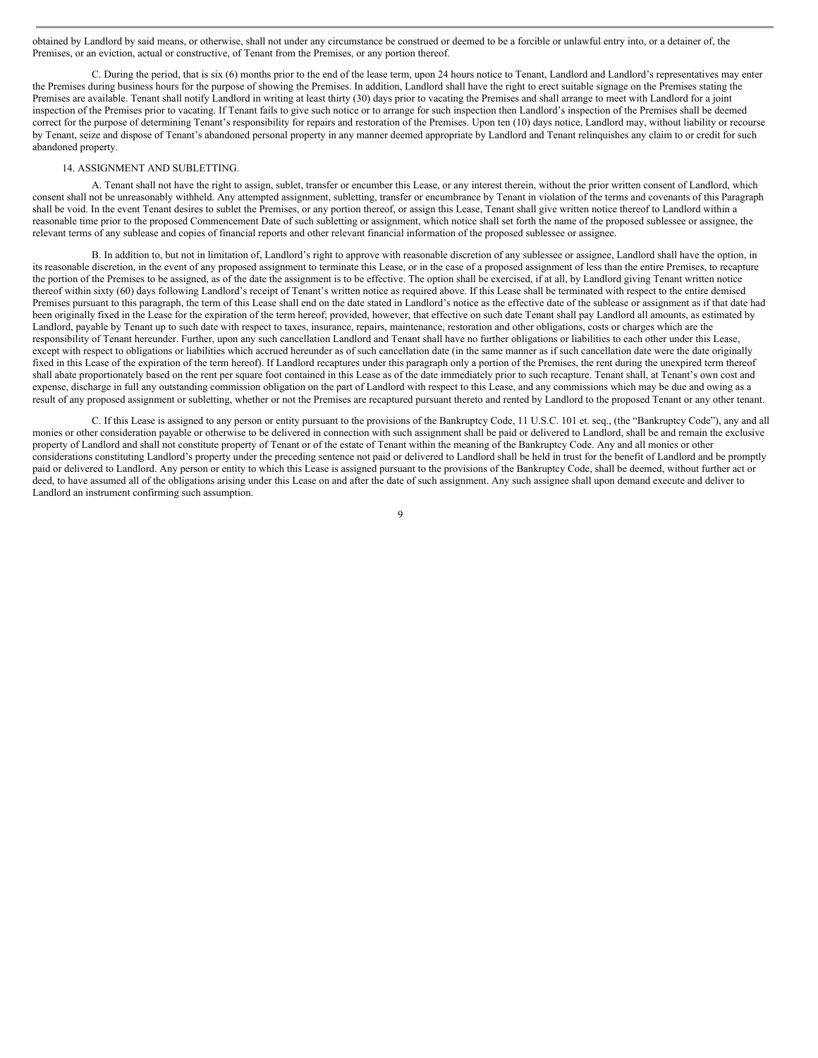obtained by Landlord by said means, or otherwise, shall not under any circumstance be construed or deemed to be a forcible or unlawful entry into, or a detainer of, the Premises, or an eviction, actual or constructive, of Tenant from the Premises, or any portion thereof.

C. During the period, that is six (6) months prior to the end of the lease term, upon 24 hours notice to Tenant, Landlord and Landlord's representatives may enter the Premises during business hours for the purpose of showing the Premises. In addition, Landlord shall have the right to erect suitable signage on the Premises stating the Premises are available. Tenant shall notify Landlord in writing at least thirty (30) days prior to vacating the Premises and shall arrange to meet with Landlord for a joint inspection of the Premises prior to vacating. If Tenant fails to give such notice or to arrange for such inspection then Landlord's inspection of the Premises shall be deemed correct for the purpose of determining Tenant's responsibility for repairs and restoration of the Premises. Upon ten (10) days notice, Landlord may, without liability or recourse by Tenant, seize and dispose of Tenant's abandoned personal property in any manner deemed appropriate by Landlord and Tenant relinquishes any claim to or credit for such abandoned property.

14. ASSIGNMENT AND SUBLETTING.

A. Tenant shall not have the right to assign, sublet, transfer or encumber this Lease, or any interest therein, without the prior written consent of Landlord, which consent shall not be unreasonably withheld. Any attempted assignment, subletting, transfer or encumbrance by Tenant in violation of the terms and covenants of this Paragraph shall be void. In the event Tenant desires to sublet the Premises, or any portion thereof, or assign this Lease, Tenant shall give written notice thereof to Landlord within a reasonable time prior to the proposed Commencement Date of such subletting or assignment, which notice shall set forth the name of the proposed sublessee or assignee, the relevant terms of any sublease and copies of financial reports and other relevant financial information of the proposed sublessee or assignee.

B. In addition to, but not in limitation of, Landlord's right to approve with reasonable discretion of any sublessee or assignee, Landlord shall have the option, in its reasonable discretion, in the event of any proposed assignment to terminate this Lease, or in the case of a proposed assignment of less than the entire Premises, to recapture the portion of the Premises to be assigned, as of the date the assignment is to be effective. The option shall be exercised, if at all, by Landlord giving Tenant written notice thereof within sixty (60) days following Landlord's receipt of Tenant's written notice as required above. If this Lease shall be terminated with respect to the entire demised Premises pursuant to this paragraph, the term of this Lease shall end on the date stated in Landlord's notice as the effective date of the sublease or assignment as if that date had been originally fixed in the Lease for the expiration of the term hereof; provided, however, that effective on such date Tenant shall pay Landlord all amounts, as estimated by Landlord, payable by Tenant up to such date with respect to taxes, insurance, repairs, maintenance, restoration and other obligations, costs or charges which are the responsibility of Tenant hereunder. Further, upon any such cancellation Landlord and Tenant shall have no further obligations or liabilities to each other under this Lease, except with respect to obligations or liabilities which accrued hereunder as of such cancellation date (in the same manner as if such cancellation date were the date originally fixed in this Lease of the expiration of the term hereof). If Landlord recaptures under this paragraph only a portion of the Premises, the rent during the unexpired term thereof shall abate proportionately based on the rent per square foot contained in this Lease as of the date immediately prior to such recapture. Tenant shall, at Tenant's own cost and expense, discharge in full any outstanding commission obligation on the part of Landlord with respect to this Lease, and any commissions which may be due and owing as a result of any proposed assignment or subletting, whether or not the Premises are recaptured pursuant thereto and rented by Landlord to the proposed Tenant or any other tenant.

C. If this Lease is assigned to any person or entity pursuant to the provisions of the Bankruptcy Code, 11 U.S.C. 101 et. seq., (the "Bankruptcy Code"), any and all monies or other consideration payable or otherwise to be delivered in connection with such assignment shall be paid or delivered to Landlord, shall be and remain the exclusive property of Landlord and shall not constitute property of Tenant or of the estate of Tenant within the meaning of the Bankruptcy Code. Any and all monies or other considerations constituting Landlord's property under the preceding sentence not paid or delivered to Landlord shall be held in trust for the benefit of Landlord and be promptly paid or delivered to Landlord. Any person or entity to which this Lease is assigned pursuant to the provisions of the Bankruptcy Code, shall be deemed, without further act or deed, to have assumed all of the obligations arising under this Lease on and after the date of such assignment. Any such assignee shall upon demand execute and deliver to Landlord an instrument confirming such assumption.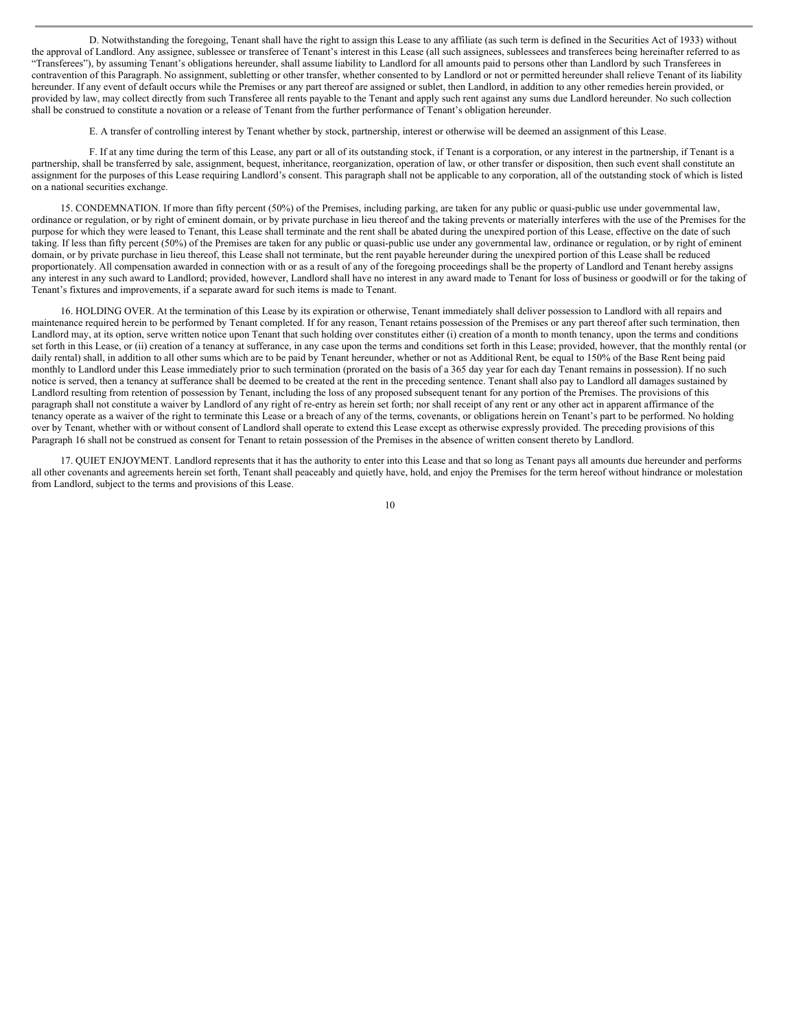D. Notwithstanding the foregoing, Tenant shall have the right to assign this Lease to any affiliate (as such term is defined in the Securities Act of 1933) without the approval of Landlord. Any assignee, sublessee or transferee of Tenant's interest in this Lease (all such assignees, sublessees and transferees being hereinafter referred to as "Transferees"), by assuming Tenant's obligations hereunder, shall assume liability to Landlord for all amounts paid to persons other than Landlord by such Transferees in contravention of this Paragraph. No assignment, subletting or other transfer, whether consented to by Landlord or not or permitted hereunder shall relieve Tenant of its liability hereunder. If any event of default occurs while the Premises or any part thereof are assigned or sublet, then Landlord, in addition to any other remedies herein provided, or provided by law, may collect directly from such Transferee all rents payable to the Tenant and apply such rent against any sums due Landlord hereunder. No such collection shall be construed to constitute a novation or a release of Tenant from the further performance of Tenant's obligation hereunder.

E. A transfer of controlling interest by Tenant whether by stock, partnership, interest or otherwise will be deemed an assignment of this Lease.

F. If at any time during the term of this Lease, any part or all of its outstanding stock, if Tenant is a corporation, or any interest in the partnership, if Tenant is a partnership, shall be transferred by sale, assignment, bequest, inheritance, reorganization, operation of law, or other transfer or disposition, then such event shall constitute an assignment for the purposes of this Lease requiring Landlord's consent. This paragraph shall not be applicable to any corporation, all of the outstanding stock of which is listed on a national securities exchange.

15. CONDEMNATION. If more than fifty percent (50%) of the Premises, including parking, are taken for any public or quasi-public use under governmental law, ordinance or regulation, or by right of eminent domain, or by private purchase in lieu thereof and the taking prevents or materially interferes with the use of the Premises for the purpose for which they were leased to Tenant, this Lease shall terminate and the rent shall be abated during the unexpired portion of this Lease, effective on the date of such taking. If less than fifty percent (50%) of the Premises are taken for any public or quasi-public use under any governmental law, ordinance or regulation, or by right of eminent domain, or by private purchase in lieu thereof, this Lease shall not terminate, but the rent payable hereunder during the unexpired portion of this Lease shall be reduced proportionately. All compensation awarded in connection with or as a result of any of the foregoing proceedings shall be the property of Landlord and Tenant hereby assigns any interest in any such award to Landlord; provided, however, Landlord shall have no interest in any award made to Tenant for loss of business or goodwill or for the taking of Tenant's fixtures and improvements, if a separate award for such items is made to Tenant.

16. HOLDING OVER. At the termination of this Lease by its expiration or otherwise, Tenant immediately shall deliver possession to Landlord with all repairs and maintenance required herein to be performed by Tenant completed. If for any reason, Tenant retains possession of the Premises or any part thereof after such termination, then Landlord may, at its option, serve written notice upon Tenant that such holding over constitutes either (i) creation of a month to month tenancy, upon the terms and conditions set forth in this Lease, or (ii) creation of a tenancy at sufferance, in any case upon the terms and conditions set forth in this Lease; provided, however, that the monthly rental (or daily rental) shall, in addition to all other sums which are to be paid by Tenant hereunder, whether or not as Additional Rent, be equal to 150% of the Base Rent being paid monthly to Landlord under this Lease immediately prior to such termination (prorated on the basis of a 365 day year for each day Tenant remains in possession). If no such notice is served, then a tenancy at sufferance shall be deemed to be created at the rent in the preceding sentence. Tenant shall also pay to Landlord all damages sustained by Landlord resulting from retention of possession by Tenant, including the loss of any proposed subsequent tenant for any portion of the Premises. The provisions of this paragraph shall not constitute a waiver by Landlord of any right of re-entry as herein set forth; nor shall receipt of any rent or any other act in apparent affirmance of the tenancy operate as a waiver of the right to terminate this Lease or a breach of any of the terms, covenants, or obligations herein on Tenant's part to be performed. No holding over by Tenant, whether with or without consent of Landlord shall operate to extend this Lease except as otherwise expressly provided. The preceding provisions of this Paragraph 16 shall not be construed as consent for Tenant to retain possession of the Premises in the absence of written consent thereto by Landlord.

17. QUIET ENJOYMENT. Landlord represents that it has the authority to enter into this Lease and that so long as Tenant pays all amounts due hereunder and performs all other covenants and agreements herein set forth, Tenant shall peaceably and quietly have, hold, and enjoy the Premises for the term hereof without hindrance or molestation from Landlord, subject to the terms and provisions of this Lease.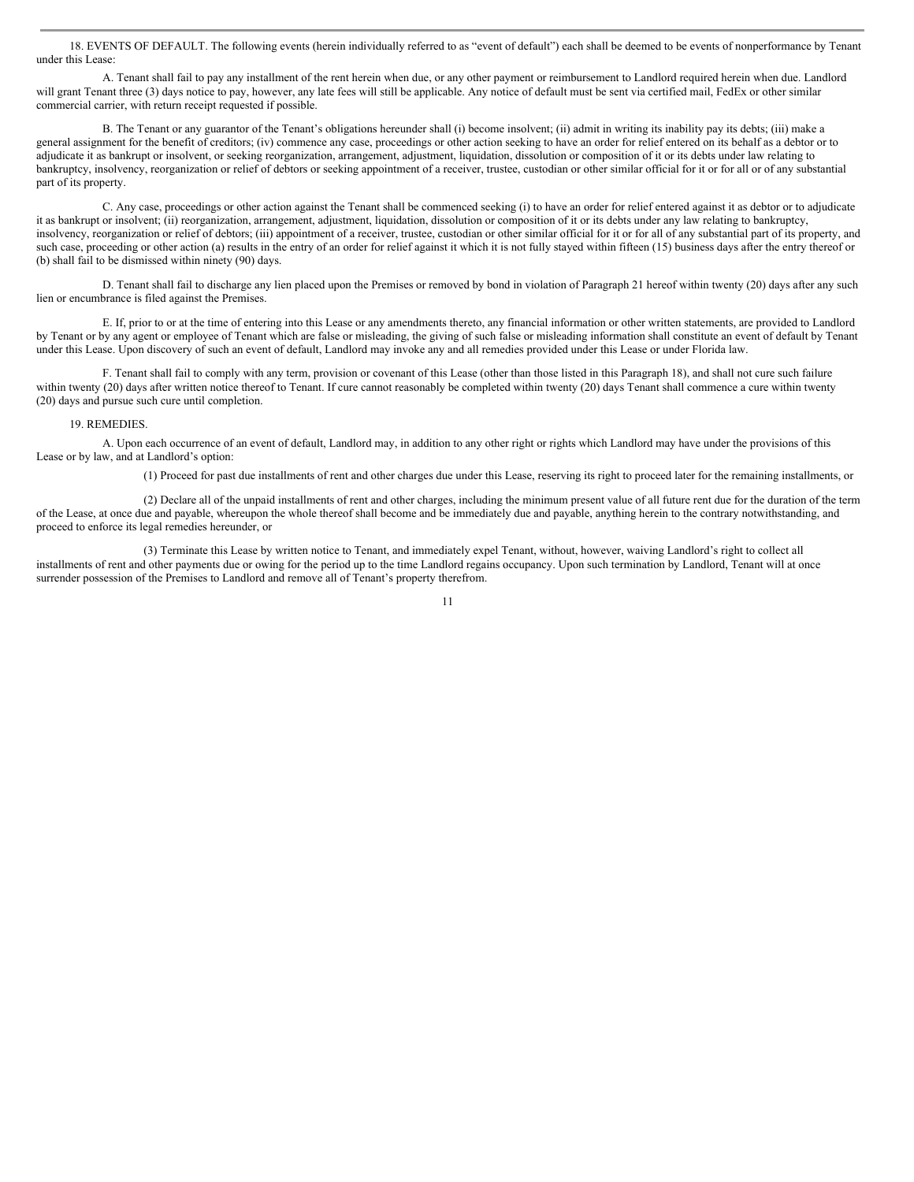18. EVENTS OF DEFAULT. The following events (herein individually referred to as "event of default") each shall be deemed to be events of nonperformance by Tenant under this Lease:

A. Tenant shall fail to pay any installment of the rent herein when due, or any other payment or reimbursement to Landlord required herein when due. Landlord will grant Tenant three (3) days notice to pay, however, any late fees will still be applicable. Any notice of default must be sent via certified mail, FedEx or other similar commercial carrier, with return receipt requested if possible.

B. The Tenant or any guarantor of the Tenant's obligations hereunder shall (i) become insolvent; (ii) admit in writing its inability pay its debts; (iii) make a general assignment for the benefit of creditors; (iv) commence any case, proceedings or other action seeking to have an order for relief entered on its behalf as a debtor or to adjudicate it as bankrupt or insolvent, or seeking reorganization, arrangement, adjustment, liquidation, dissolution or composition of it or its debts under law relating to bankruptcy, insolvency, reorganization or relief of debtors or seeking appointment of a receiver, trustee, custodian or other similar official for it or for all or of any substantial part of its property.

C. Any case, proceedings or other action against the Tenant shall be commenced seeking (i) to have an order for relief entered against it as debtor or to adjudicate it as bankrupt or insolvent; (ii) reorganization, arrangement, adjustment, liquidation, dissolution or composition of it or its debts under any law relating to bankruptcy, insolvency, reorganization or relief of debtors; (iii) appointment of a receiver, trustee, custodian or other similar official for it or for all of any substantial part of its property, and such case, proceeding or other action (a) results in the entry of an order for relief against it which it is not fully stayed within fifteen (15) business days after the entry thereof or (b) shall fail to be dismissed within ninety (90) days.

D. Tenant shall fail to discharge any lien placed upon the Premises or removed by bond in violation of Paragraph 21 hereof within twenty (20) days after any such lien or encumbrance is filed against the Premises.

E. If, prior to or at the time of entering into this Lease or any amendments thereto, any financial information or other written statements, are provided to Landlord by Tenant or by any agent or employee of Tenant which are false or misleading, the giving of such false or misleading information shall constitute an event of default by Tenant under this Lease. Upon discovery of such an event of default, Landlord may invoke any and all remedies provided under this Lease or under Florida law.

F. Tenant shall fail to comply with any term, provision or covenant of this Lease (other than those listed in this Paragraph 18), and shall not cure such failure within twenty (20) days after written notice thereof to Tenant. If cure cannot reasonably be completed within twenty (20) days Tenant shall commence a cure within twenty (20) days and pursue such cure until completion.

19. REMEDIES.

A. Upon each occurrence of an event of default, Landlord may, in addition to any other right or rights which Landlord may have under the provisions of this Lease or by law, and at Landlord's option:

(1) Proceed for past due installments of rent and other charges due under this Lease, reserving its right to proceed later for the remaining installments, or

(2) Declare all of the unpaid installments of rent and other charges, including the minimum present value of all future rent due for the duration of the term of the Lease, at once due and payable, whereupon the whole thereof shall become and be immediately due and payable, anything herein to the contrary notwithstanding, and proceed to enforce its legal remedies hereunder, or

(3) Terminate this Lease by written notice to Tenant, and immediately expel Tenant, without, however, waiving Landlord's right to collect all installments of rent and other payments due or owing for the period up to the time Landlord regains occupancy. Upon such termination by Landlord, Tenant will at once surrender possession of the Premises to Landlord and remove all of Tenant's property therefrom.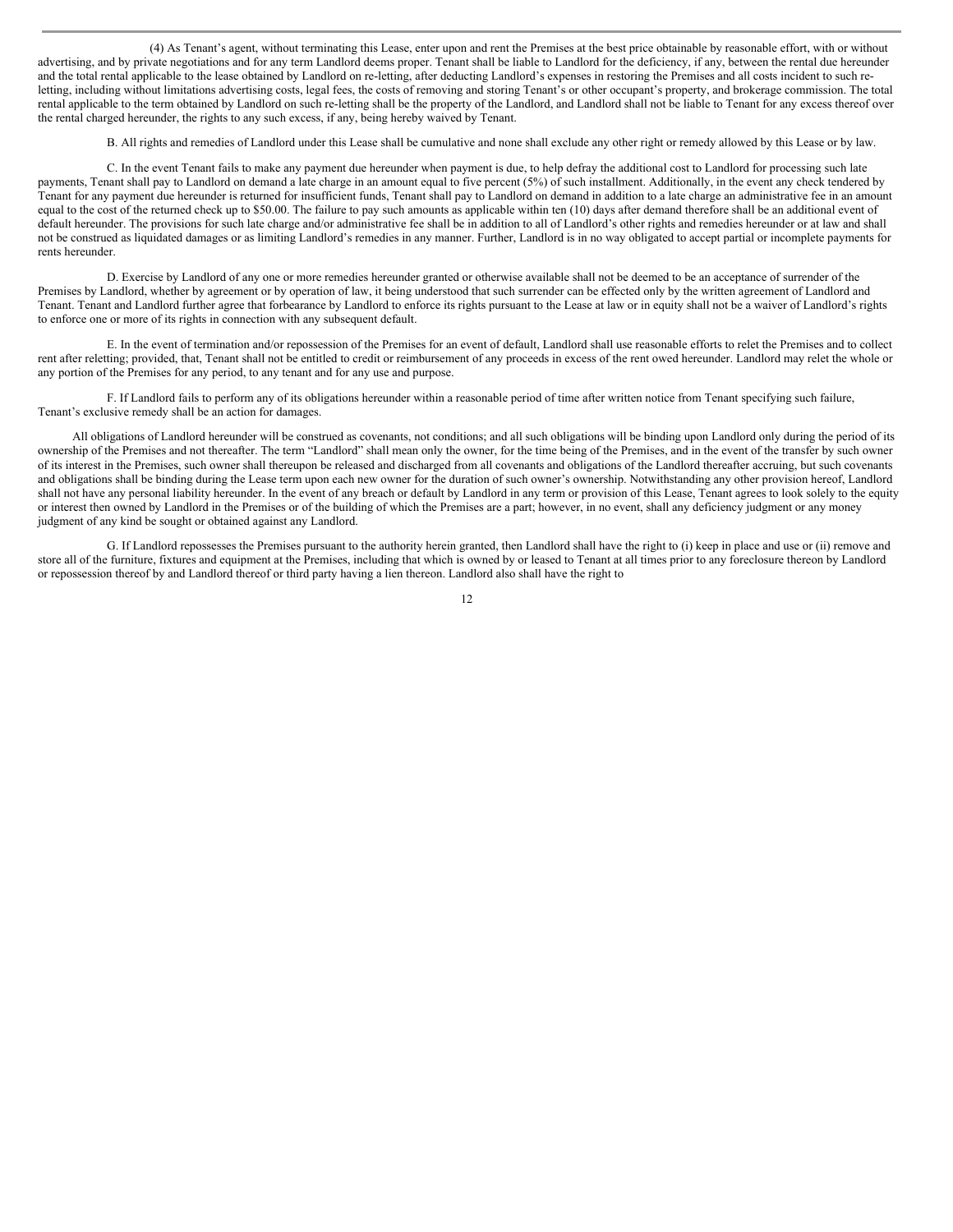(4) As Tenant's agent, without terminating this Lease, enter upon and rent the Premises at the best price obtainable by reasonable effort, with or without advertising, and by private negotiations and for any term Landlord deems proper. Tenant shall be liable to Landlord for the deficiency, if any, between the rental due hereunder and the total rental applicable to the lease obtained by Landlord on re-letting, after deducting Landlord's expenses in restoring the Premises and all costs incident to such re-letting, including without limitations advertising costs, legal fees, the costs of removing and storing Tenant's or other occupant's property, and brokerage commission. The total rental applicable to the term obtained by Landlord on such re-letting shall be the property of the Landlord, and Landlord shall not be liable to Tenant for any excess thereof over the rental charged hereunder, the rights to any such excess, if any, being hereby waived by Tenant.

B. All rights and remedies of Landlord under this Lease shall be cumulative and none shall exclude any other right or remedy allowed by this Lease or by law.

C. In the event Tenant fails to make any payment due hereunder when payment is due, to help defray the additional cost to Landlord for processing such late payments, Tenant shall pay to Landlord on demand a late charge in an amount equal to five percent (5%) of such installment. Additionally, in the event any check tendered by Tenant for any payment due hereunder is returned for insufficient funds, Tenant shall pay to Landlord on demand in addition to a late charge an administrative fee in an amount equal to the cost of the returned check up to $50.00. The failure to pay such amounts as applicable within ten (10) days after demand therefore shall be an additional event of default hereunder. The provisions for such late charge and/or administrative fee shall be in addition to all of Landlord's other rights and remedies hereunder or at law and shall not be construed as liquidated damages or as limiting Landlord's remedies in any manner. Further, Landlord is in no way obligated to accept partial or incomplete payments for rents hereunder.

D. Exercise by Landlord of any one or more remedies hereunder granted or otherwise available shall not be deemed to be an acceptance of surrender of the Premises by Landlord, whether by agreement or by operation of law, it being understood that such surrender can be effected only by the written agreement of Landlord and Tenant. Tenant and Landlord further agree that forbearance by Landlord to enforce its rights pursuant to the Lease at law or in equity shall not be a waiver of Landlord's rights to enforce one or more of its rights in connection with any subsequent default.

E. In the event of termination and/or repossession of the Premises for an event of default, Landlord shall use reasonable efforts to relet the Premises and to collect rent after reletting; provided, that, Tenant shall not be entitled to credit or reimbursement of any proceeds in excess of the rent owed hereunder. Landlord may relet the whole or any portion of the Premises for any period, to any tenant and for any use and purpose.

F. If Landlord fails to perform any of its obligations hereunder within a reasonable period of time after written notice from Tenant specifying such failure, Tenant's exclusive remedy shall be an action for damages.

All obligations of Landlord hereunder will be construed as covenants, not conditions; and all such obligations will be binding upon Landlord only during the period of its ownership of the Premises and not thereafter. The term "Landlord" shall mean only the owner, for the time being of the Premises, and in the event of the transfer by such owner of its interest in the Premises, such owner shall thereupon be released and discharged from all covenants and obligations of the Landlord thereafter accruing, but such covenants and obligations shall be binding during the Lease term upon each new owner for the duration of such owner's ownership. Notwithstanding any other provision hereof, Landlord shall not have any personal liability hereunder. In the event of any breach or default by Landlord in any term or provision of this Lease, Tenant agrees to look solely to the equity or interest then owned by Landlord in the Premises or of the building of which the Premises are a part; however, in no event, shall any deficiency judgment or any money judgment of any kind be sought or obtained against any Landlord.

G. If Landlord repossesses the Premises pursuant to the authority herein granted, then Landlord shall have the right to (i) keep in place and use or (ii) remove and store all of the furniture, fixtures and equipment at the Premises, including that which is owned by or leased to Tenant at all times prior to any foreclosure thereon by Landlord or repossession thereof by and Landlord thereof or third party having a lien thereon. Landlord also shall have the right to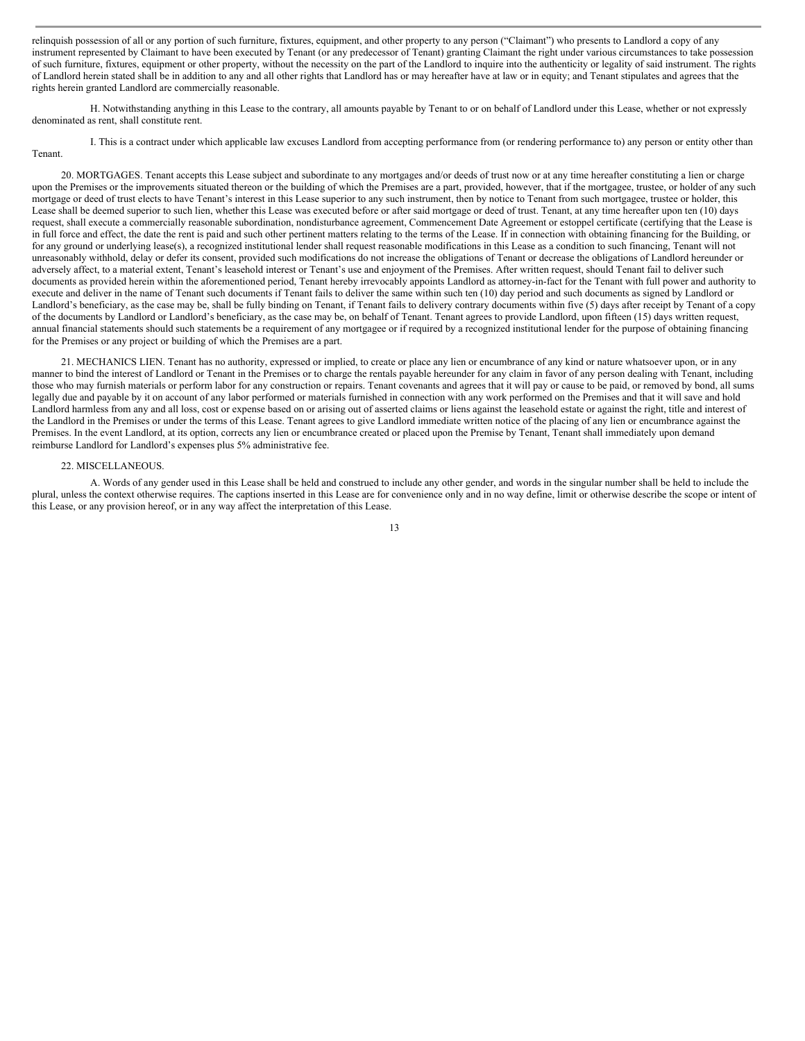relinquish possession of all or any portion of such furniture, fixtures, equipment, and other property to any person ("Claimant") who presents to Landlord a copy of any instrument represented by Claimant to have been executed by Tenant (or any predecessor of Tenant) granting Claimant the right under various circumstances to take possession of such furniture, fixtures, equipment or other property, without the necessity on the part of the Landlord to inquire into the authenticity or legality of said instrument. The rights of Landlord herein stated shall be in addition to any and all other rights that Landlord has or may hereafter have at law or in equity; and Tenant stipulates and agrees that the rights herein granted Landlord are commercially reasonable.

H. Notwithstanding anything in this Lease to the contrary, all amounts payable by Tenant to or on behalf of Landlord under this Lease, whether or not expressly denominated as rent, shall constitute rent.

I. This is a contract under which applicable law excuses Landlord from accepting performance from (or rendering performance to) any person or entity other than Tenant.

20. MORTGAGES. Tenant accepts this Lease subject and subordinate to any mortgages and/or deeds of trust now or at any time hereafter constituting a lien or charge upon the Premises or the improvements situated thereon or the building of which the Premises are a part, provided, however, that if the mortgagee, trustee, or holder of any such mortgage or deed of trust elects to have Tenant's interest in this Lease superior to any such instrument, then by notice to Tenant from such mortgagee, trustee or holder, this Lease shall be deemed superior to such lien, whether this Lease was executed before or after said mortgage or deed of trust. Tenant, at any time hereafter upon ten (10) days request, shall execute a commercially reasonable subordination, nondisturbance agreement, Commencement Date Agreement or estoppel certificate (certifying that the Lease is in full force and effect, the date the rent is paid and such other pertinent matters relating to the terms of the Lease. If in connection with obtaining financing for the Building, or for any ground or underlying lease(s), a recognized institutional lender shall request reasonable modifications in this Lease as a condition to such financing, Tenant will not unreasonably withhold, delay or defer its consent, provided such modifications do not increase the obligations of Tenant or decrease the obligations of Landlord hereunder or adversely affect, to a material extent, Tenant's leasehold interest or Tenant's use and enjoyment of the Premises. After written request, should Tenant fail to deliver such documents as provided herein within the aforementioned period, Tenant hereby irrevocably appoints Landlord as attorney-in-fact for the Tenant with full power and authority to execute and deliver in the name of Tenant such documents if Tenant fails to deliver the same within such ten (10) day period and such documents as signed by Landlord or Landlord's beneficiary, as the case may be, shall be fully binding on Tenant, if Tenant fails to delivery contrary documents within five (5) days after receipt by Tenant of a copy of the documents by Landlord or Landlord's beneficiary, as the case may be, on behalf of Tenant. Tenant agrees to provide Landlord, upon fifteen (15) days written request, annual financial statements should such statements be a requirement of any mortgagee or if required by a recognized institutional lender for the purpose of obtaining financing for the Premises or any project or building of which the Premises are a part.

21. MECHANICS LIEN. Tenant has no authority, expressed or implied, to create or place any lien or encumbrance of any kind or nature whatsoever upon, or in any manner to bind the interest of Landlord or Tenant in the Premises or to charge the rentals payable hereunder for any claim in favor of any person dealing with Tenant, including those who may furnish materials or perform labor for any construction or repairs. Tenant covenants and agrees that it will pay or cause to be paid, or removed by bond, all sums legally due and payable by it on account of any labor performed or materials furnished in connection with any work performed on the Premises and that it will save and hold Landlord harmless from any and all loss, cost or expense based on or arising out of asserted claims or liens against the leasehold estate or against the right, title and interest of the Landlord in the Premises or under the terms of this Lease. Tenant agrees to give Landlord immediate written notice of the placing of any lien or encumbrance against the Premises. In the event Landlord, at its option, corrects any lien or encumbrance created or placed upon the Premise by Tenant, Tenant shall immediately upon demand reimburse Landlord for Landlord's expenses plus 5% administrative fee.

22. MISCELLANEOUS.

A. Words of any gender used in this Lease shall be held and construed to include any other gender, and words in the singular number shall be held to include the plural, unless the context otherwise requires. The captions inserted in this Lease are for convenience only and in no way define, limit or otherwise describe the scope or intent of this Lease, or any provision hereof, or in any way affect the interpretation of this Lease.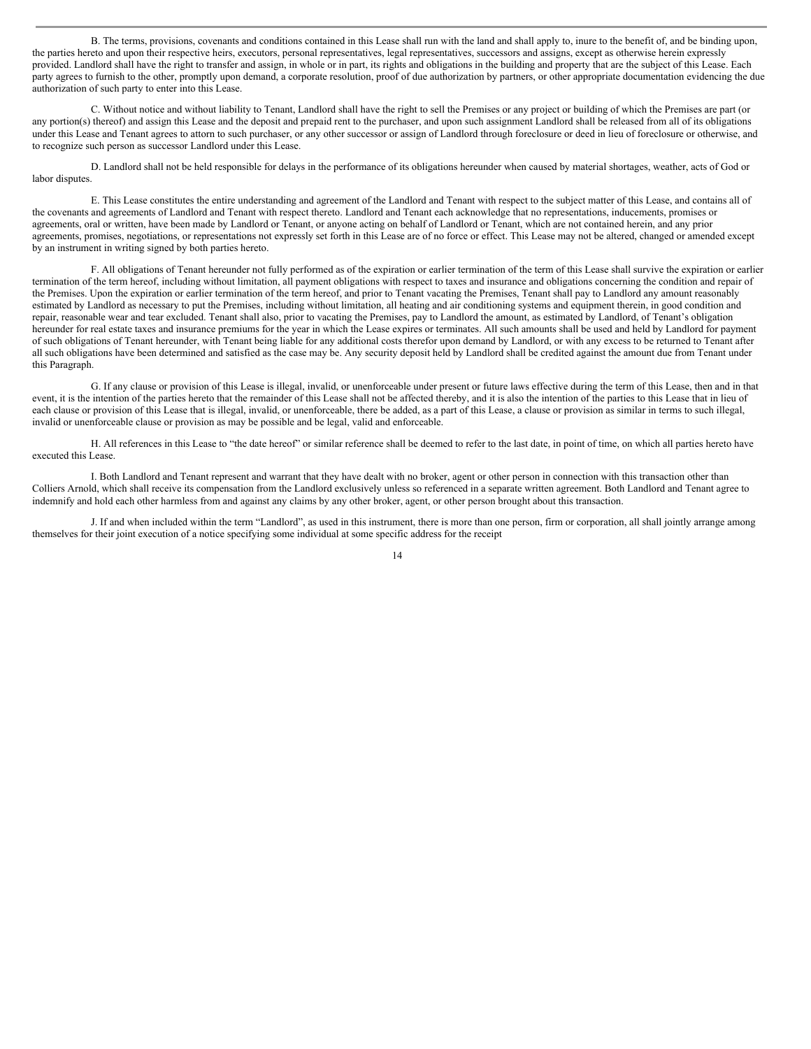B. The terms, provisions, covenants and conditions contained in this Lease shall run with the land and shall apply to, inure to the benefit of, and be binding upon, the parties hereto and upon their respective heirs, executors, personal representatives, legal representatives, successors and assigns, except as otherwise herein expressly provided. Landlord shall have the right to transfer and assign, in whole or in part, its rights and obligations in the building and property that are the subject of this Lease. Each party agrees to furnish to the other, promptly upon demand, a corporate resolution, proof of due authorization by partners, or other appropriate documentation evidencing the due authorization of such party to enter into this Lease.

C. Without notice and without liability to Tenant, Landlord shall have the right to sell the Premises or any project or building of which the Premises are part (or any portion(s) thereof) and assign this Lease and the deposit and prepaid rent to the purchaser, and upon such assignment Landlord shall be released from all of its obligations under this Lease and Tenant agrees to attorn to such purchaser, or any other successor or assign of Landlord through foreclosure or deed in lieu of foreclosure or otherwise, and to recognize such person as successor Landlord under this Lease.

D. Landlord shall not be held responsible for delays in the performance of its obligations hereunder when caused by material shortages, weather, acts of God or labor disputes.

E. This Lease constitutes the entire understanding and agreement of the Landlord and Tenant with respect to the subject matter of this Lease, and contains all of the covenants and agreements of Landlord and Tenant with respect thereto. Landlord and Tenant each acknowledge that no representations, inducements, promises or agreements, oral or written, have been made by Landlord or Tenant, or anyone acting on behalf of Landlord or Tenant, which are not contained herein, and any prior agreements, promises, negotiations, or representations not expressly set forth in this Lease are of no force or effect. This Lease may not be altered, changed or amended except by an instrument in writing signed by both parties hereto.

F. All obligations of Tenant hereunder not fully performed as of the expiration or earlier termination of the term of this Lease shall survive the expiration or earlier termination of the term hereof, including without limitation, all payment obligations with respect to taxes and insurance and obligations concerning the condition and repair of the Premises. Upon the expiration or earlier termination of the term hereof, and prior to Tenant vacating the Premises, Tenant shall pay to Landlord any amount reasonably estimated by Landlord as necessary to put the Premises, including without limitation, all heating and air conditioning systems and equipment therein, in good condition and repair, reasonable wear and tear excluded. Tenant shall also, prior to vacating the Premises, pay to Landlord the amount, as estimated by Landlord, of Tenant's obligation hereunder for real estate taxes and insurance premiums for the year in which the Lease expires or terminates. All such amounts shall be used and held by Landlord for payment of such obligations of Tenant hereunder, with Tenant being liable for any additional costs therefor upon demand by Landlord, or with any excess to be returned to Tenant after all such obligations have been determined and satisfied as the case may be. Any security deposit held by Landlord shall be credited against the amount due from Tenant under this Paragraph.

G. If any clause or provision of this Lease is illegal, invalid, or unenforceable under present or future laws effective during the term of this Lease, then and in that event, it is the intention of the parties hereto that the remainder of this Lease shall not be affected thereby, and it is also the intention of the parties to this Lease that in lieu of each clause or provision of this Lease that is illegal, invalid, or unenforceable, there be added, as a part of this Lease, a clause or provision as similar in terms to such illegal, invalid or unenforceable clause or provision as may be possible and be legal, valid and enforceable.

H. All references in this Lease to "the date hereof" or similar reference shall be deemed to refer to the last date, in point of time, on which all parties hereto have executed this Lease.

I. Both Landlord and Tenant represent and warrant that they have dealt with no broker, agent or other person in connection with this transaction other than Colliers Arnold, which shall receive its compensation from the Landlord exclusively unless so referenced in a separate written agreement. Both Landlord and Tenant agree to indemnify and hold each other harmless from and against any claims by any other broker, agent, or other person brought about this transaction.

J. If and when included within the term "Landlord", as used in this instrument, there is more than one person, firm or corporation, all shall jointly arrange among themselves for their joint execution of a notice specifying some individual at some specific address for the receipt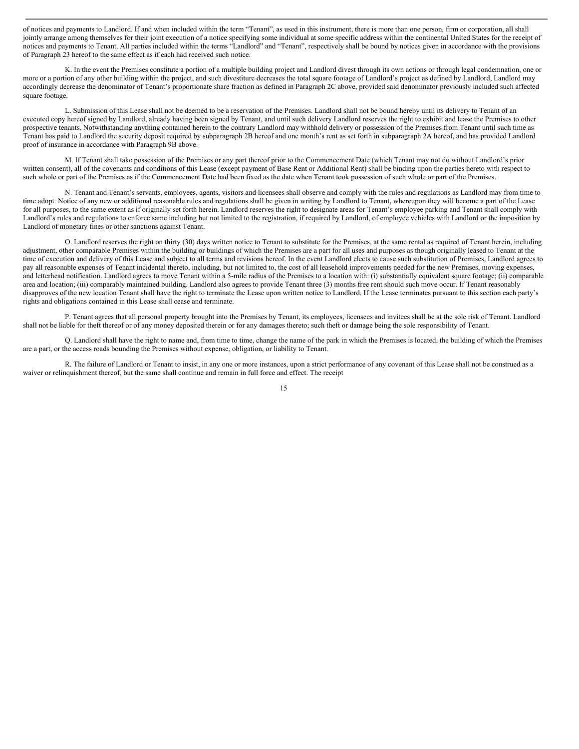of notices and payments to Landlord. If and when included within the term "Tenant", as used in this instrument, there is more than one person, firm or corporation, all shall jointly arrange among themselves for their joint execution of a notice specifying some individual at some specific address within the continental United States for the receipt of notices and payments to Tenant. All parties included within the terms "Landlord" and "Tenant", respectively shall be bound by notices given in accordance with the provisions of Paragraph 23 hereof to the same effect as if each had received such notice.

K. In the event the Premises constitute a portion of a multiple building project and Landlord divest through its own actions or through legal condemnation, one or more or a portion of any other building within the project, and such divestiture decreases the total square footage of Landlord's project as defined by Landlord, Landlord may accordingly decrease the denominator of Tenant's proportionate share fraction as defined in Paragraph 2C above, provided said denominator previously included such affected square footage.

L. Submission of this Lease shall not be deemed to be a reservation of the Premises. Landlord shall not be bound hereby until its delivery to Tenant of an executed copy hereof signed by Landlord, already having been signed by Tenant, and until such delivery Landlord reserves the right to exhibit and lease the Premises to other prospective tenants. Notwithstanding anything contained herein to the contrary Landlord may withhold delivery or possession of the Premises from Tenant until such time as Tenant has paid to Landlord the security deposit required by subparagraph 2B hereof and one month's rent as set forth in subparagraph 2A hereof, and has provided Landlord proof of insurance in accordance with Paragraph 9B above.

M. If Tenant shall take possession of the Premises or any part thereof prior to the Commencement Date (which Tenant may not do without Landlord's prior written consent), all of the covenants and conditions of this Lease (except payment of Base Rent or Additional Rent) shall be binding upon the parties hereto with respect to such whole or part of the Premises as if the Commencement Date had been fixed as the date when Tenant took possession of such whole or part of the Premises.

N. Tenant and Tenant's servants, employees, agents, visitors and licensees shall observe and comply with the rules and regulations as Landlord may from time to time adopt. Notice of any new or additional reasonable rules and regulations shall be given in writing by Landlord to Tenant, whereupon they will become a part of the Lease for all purposes, to the same extent as if originally set forth herein. Landlord reserves the right to designate areas for Tenant's employee parking and Tenant shall comply with Landlord's rules and regulations to enforce same including but not limited to the registration, if required by Landlord, of employee vehicles with Landlord or the imposition by Landlord of monetary fines or other sanctions against Tenant.

O. Landlord reserves the right on thirty (30) days written notice to Tenant to substitute for the Premises, at the same rental as required of Tenant herein, including adjustment, other comparable Premises within the building or buildings of which the Premises are a part for all uses and purposes as though originally leased to Tenant at the time of execution and delivery of this Lease and subject to all terms and revisions hereof. In the event Landlord elects to cause such substitution of Premises, Landlord agrees to pay all reasonable expenses of Tenant incidental thereto, including, but not limited to, the cost of all leasehold improvements needed for the new Premises, moving expenses, and letterhead notification. Landlord agrees to move Tenant within a 5-mile radius of the Premises to a location with: (i) substantially equivalent square footage; (ii) comparable area and location; (iii) comparably maintained building. Landlord also agrees to provide Tenant three (3) months free rent should such move occur. If Tenant reasonably disapproves of the new location Tenant shall have the right to terminate the Lease upon written notice to Landlord. If the Lease terminates pursuant to this section each party's rights and obligations contained in this Lease shall cease and terminate.

P. Tenant agrees that all personal property brought into the Premises by Tenant, its employees, licensees and invitees shall be at the sole risk of Tenant. Landlord shall not be liable for theft thereof or of any money deposited therein or for any damages thereto; such theft or damage being the sole responsibility of Tenant.

Q. Landlord shall have the right to name and, from time to time, change the name of the park in which the Premises is located, the building of which the Premises are a part, or the access roads bounding the Premises without expense, obligation, or liability to Tenant.

R. The failure of Landlord or Tenant to insist, in any one or more instances, upon a strict performance of any covenant of this Lease shall not be construed as a waiver or relinquishment thereof, but the same shall continue and remain in full force and effect. The receipt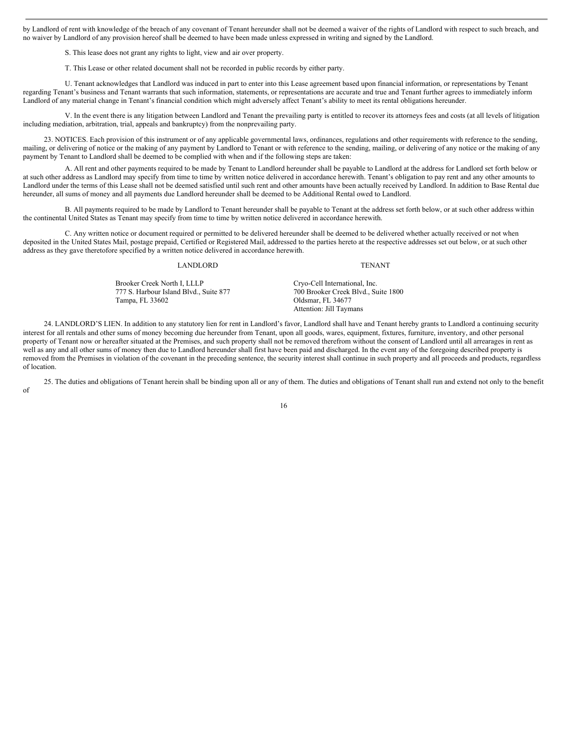by Landlord of rent with knowledge of the breach of any covenant of Tenant hereunder shall not be deemed a waiver of the rights of Landlord with respect to such breach, and no waiver by Landlord of any provision hereof shall be deemed to have been made unless expressed in writing and signed by the Landlord.

S. This lease does not grant any rights to light, view and air over property.

T. This Lease or other related document shall not be recorded in public records by either party.

U. Tenant acknowledges that Landlord was induced in part to enter into this Lease agreement based upon financial information, or representations by Tenant regarding Tenant's business and Tenant warrants that such information, statements, or representations are accurate and true and Tenant further agrees to immediately inform Landlord of any material change in Tenant's financial condition which might adversely affect Tenant's ability to meet its rental obligations hereunder.

V. In the event there is any litigation between Landlord and Tenant the prevailing party is entitled to recover its attorneys fees and costs (at all levels of litigation including mediation, arbitration, trial, appeals and bankruptcy) from the nonprevailing party.

23. NOTICES. Each provision of this instrument or of any applicable governmental laws, ordinances, regulations and other requirements with reference to the sending, mailing, or delivering of notice or the making of any payment by Landlord to Tenant or with reference to the sending, mailing, or delivering of any notice or the making of any payment by Tenant to Landlord shall be deemed to be complied with when and if the following steps are taken:

A. All rent and other payments required to be made by Tenant to Landlord hereunder shall be payable to Landlord at the address for Landlord set forth below or at such other address as Landlord may specify from time to time by written notice delivered in accordance herewith. Tenant's obligation to pay rent and any other amounts to Landlord under the terms of this Lease shall not be deemed satisfied until such rent and other amounts have been actually received by Landlord. In addition to Base Rental due hereunder, all sums of money and all payments due Landlord hereunder shall be deemed to be Additional Rental owed to Landlord.

B. All payments required to be made by Landlord to Tenant hereunder shall be payable to Tenant at the address set forth below, or at such other address within the continental United States as Tenant may specify from time to time by written notice delivered in accordance herewith.

C. Any written notice or document required or permitted to be delivered hereunder shall be deemed to be delivered whether actually received or not when deposited in the United States Mail, postage prepaid, Certified or Registered Mail, addressed to the parties hereto at the respective addresses set out below, or at such other address as they gave theretofore specified by a written notice delivered in accordance herewith.

| LANDLORD | TENANT |
| --- | --- |
| Brooker Creek North I, LLLP<br>777 S. Harbour Island Blvd., Suite 877<br>Tampa, FL 33602 | Cryo-Cell International, Inc.<br>700 Brooker Creek Blvd., Suite 1800<br>Oldsmar, FL 34677<br>Attention: Jill Taymans |

24. LANDLORD'S LIEN. In addition to any statutory lien for rent in Landlord's favor, Landlord shall have and Tenant hereby grants to Landlord a continuing security interest for all rentals and other sums of money becoming due hereunder from Tenant, upon all goods, wares, equipment, fixtures, furniture, inventory, and other personal property of Tenant now or hereafter situated at the Premises, and such property shall not be removed therefrom without the consent of Landlord until all arrearages in rent as well as any and all other sums of money then due to Landlord hereunder shall first have been paid and discharged. In the event any of the foregoing described property is removed from the Premises in violation of the covenant in the preceding sentence, the security interest shall continue in such property and all proceeds and products, regardless of location.

25. The duties and obligations of Tenant herein shall be binding upon all or any of them. The duties and obligations of Tenant shall run and extend not only to the benefit of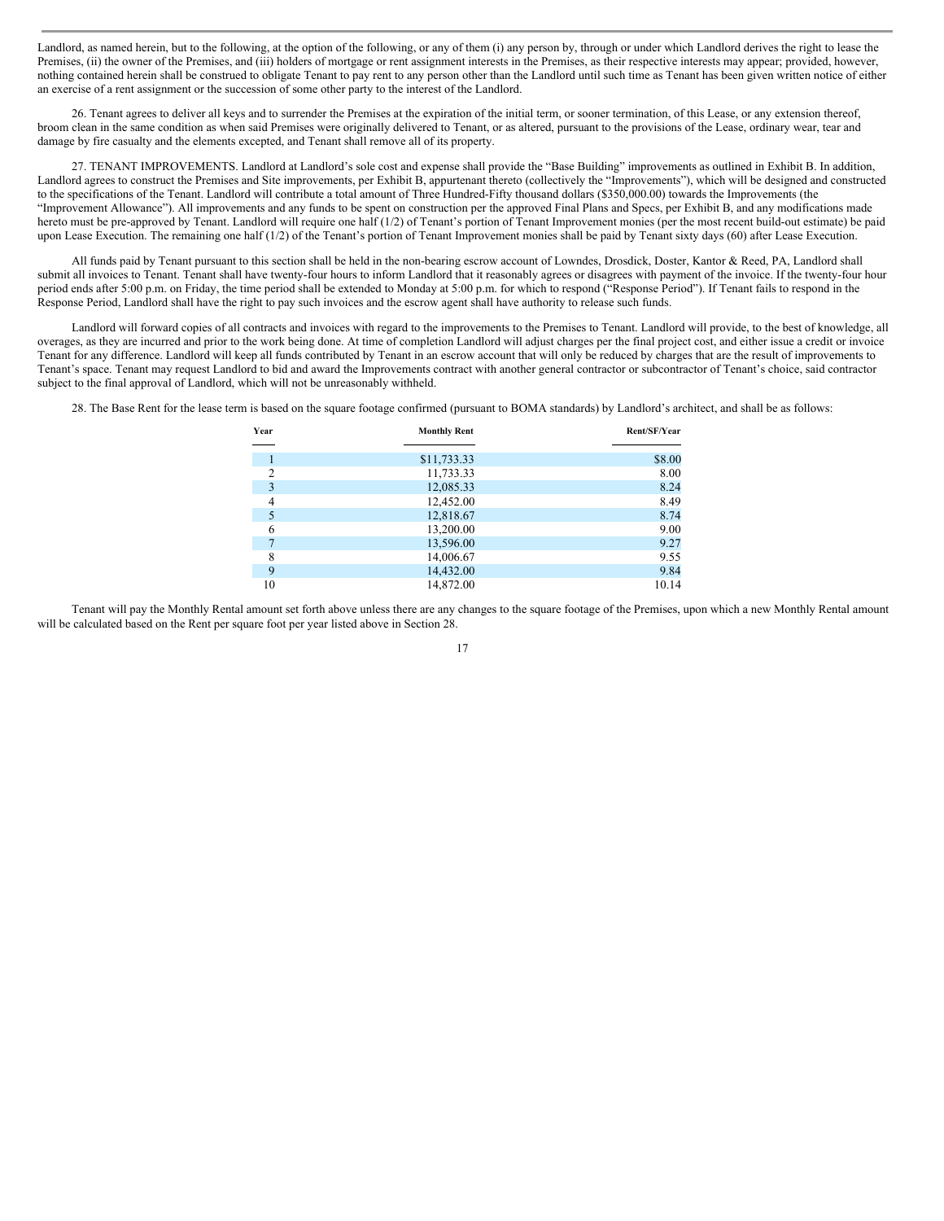Landlord, as named herein, but to the following, at the option of the following, or any of them (i) any person by, through or under which Landlord derives the right to lease the Premises, (ii) the owner of the Premises, and (iii) holders of mortgage or rent assignment interests in the Premises, as their respective interests may appear; provided, however, nothing contained herein shall be construed to obligate Tenant to pay rent to any person other than the Landlord until such time as Tenant has been given written notice of either an exercise of a rent assignment or the succession of some other party to the interest of the Landlord.

26. Tenant agrees to deliver all keys and to surrender the Premises at the expiration of the initial term, or sooner termination, of this Lease, or any extension thereof, broom clean in the same condition as when said Premises were originally delivered to Tenant, or as altered, pursuant to the provisions of the Lease, ordinary wear, tear and damage by fire casualty and the elements excepted, and Tenant shall remove all of its property.

27. TENANT IMPROVEMENTS. Landlord at Landlord's sole cost and expense shall provide the "Base Building" improvements as outlined in Exhibit B. In addition, Landlord agrees to construct the Premises and Site improvements, per Exhibit B, appurtenant thereto (collectively the "Improvements"), which will be designed and constructed to the specifications of the Tenant. Landlord will contribute a total amount of Three Hundred-Fifty thousand dollars ($350,000.00) towards the Improvements (the "Improvement Allowance"). All improvements and any funds to be spent on construction per the approved Final Plans and Specs, per Exhibit B, and any modifications made hereto must be pre-approved by Tenant. Landlord will require one half (1/2) of Tenant's portion of Tenant Improvement monies (per the most recent build-out estimate) be paid upon Lease Execution. The remaining one half (1/2) of the Tenant's portion of Tenant Improvement monies shall be paid by Tenant sixty days (60) after Lease Execution.

All funds paid by Tenant pursuant to this section shall be held in the non-bearing escrow account of Lowndes, Drosdick, Doster, Kantor & Reed, PA, Landlord shall submit all invoices to Tenant. Tenant shall have twenty-four hours to inform Landlord that it reasonably agrees or disagrees with payment of the invoice. If the twenty-four hour period ends after 5:00 p.m. on Friday, the time period shall be extended to Monday at 5:00 p.m. for which to respond ("Response Period"). If Tenant fails to respond in the Response Period, Landlord shall have the right to pay such invoices and the escrow agent shall have authority to release such funds.

Landlord will forward copies of all contracts and invoices with regard to the improvements to the Premises to Tenant. Landlord will provide, to the best of knowledge, all overages, as they are incurred and prior to the work being done. At time of completion Landlord will adjust charges per the final project cost, and either issue a credit or invoice Tenant for any difference. Landlord will keep all funds contributed by Tenant in an escrow account that will only be reduced by charges that are the result of improvements to Tenant's space. Tenant may request Landlord to bid and award the Improvements contract with another general contractor or subcontractor of Tenant's choice, said contractor subject to the final approval of Landlord, which will not be unreasonably withheld.

28. The Base Rent for the lease term is based on the square footage confirmed (pursuant to BOMA standards) by Landlord's architect, and shall be as follows:

| Year | Monthly Rent | Rent/SF/Year |
|---|---|---|
| 1 | $11,733.33 | $8.00 |
| 2 | 11,733.33 | 8.00 |
| 3 | 12,085.33 | 8.24 |
| 4 | 12,452.00 | 8.49 |
| 5 | 12,818.67 | 8.74 |
| 6 | 13,200.00 | 9.00 |
| 7 | 13,596.00 | 9.27 |
| 8 | 14,006.67 | 9.55 |
| 9 | 14,432.00 | 9.84 |
| 10 | 14,872.00 | 10.14 |

Tenant will pay the Monthly Rental amount set forth above unless there are any changes to the square footage of the Premises, upon which a new Monthly Rental amount will be calculated based on the Rent per square foot per year listed above in Section 28.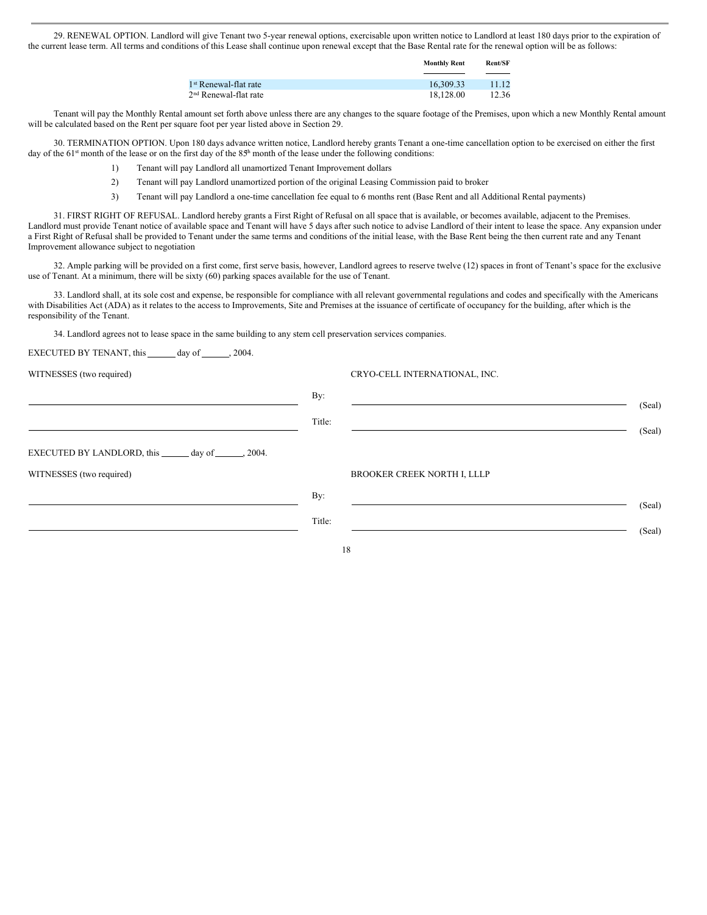29. RENEWAL OPTION. Landlord will give Tenant two 5-year renewal options, exercisable upon written notice to Landlord at least 180 days prior to the expiration of the current lease term. All terms and conditions of this Lease shall continue upon renewal except that the Base Rental rate for the renewal option will be as follows:

| | Monthly Rent | Rent/SF |
|---|---|---|
| 1st Renewal-flat rate | 16,309.33 | 11.12 |
| 2nd Renewal-flat rate | 18,128.00 | 12.36 |

Tenant will pay the Monthly Rental amount set forth above unless there are any changes to the square footage of the Premises, upon which a new Monthly Rental amount will be calculated based on the Rent per square foot per year listed above in Section 29.

30. TERMINATION OPTION. Upon 180 days advance written notice, Landlord hereby grants Tenant a one-time cancellation option to be exercised on either the first day of the 61st month of the lease or on the first day of the 85th month of the lease under the following conditions:

1) Tenant will pay Landlord all unamortized Tenant Improvement dollars
2) Tenant will pay Landlord unamortized portion of the original Leasing Commission paid to broker
3) Tenant will pay Landlord a one-time cancellation fee equal to 6 months rent (Base Rent and all Additional Rental payments)

31. FIRST RIGHT OF REFUSAL. Landlord hereby grants a First Right of Refusal on all space that is available, or becomes available, adjacent to the Premises. Landlord must provide Tenant notice of available space and Tenant will have 5 days after such notice to advise Landlord of their intent to lease the space. Any expansion under a First Right of Refusal shall be provided to Tenant under the same terms and conditions of the initial lease, with the Base Rent being the then current rate and any Tenant Improvement allowance subject to negotiation

32. Ample parking will be provided on a first come, first serve basis, however, Landlord agrees to reserve twelve (12) spaces in front of Tenant's space for the exclusive use of Tenant. At a minimum, there will be sixty (60) parking spaces available for the use of Tenant.

33. Landlord shall, at its sole cost and expense, be responsible for compliance with all relevant governmental regulations and codes and specifically with the Americans with Disabilities Act (ADA) as it relates to the access to Improvements, Site and Premises at the issuance of certificate of occupancy for the building, after which is the responsibility of the Tenant.

34. Landlord agrees not to lease space in the same building to any stem cell preservation services companies.

EXECUTED BY TENANT, this ______ day of ______, 2004.

WITNESSES (two required) CRYO-CELL INTERNATIONAL, INC.

______________________________ By: ______________________________ (Seal)

______________________________ Title: ______________________________ (Seal)

EXECUTED BY LANDLORD, this ______ day of ______, 2004.

WITNESSES (two required) BROOKER CREEK NORTH I, LLLP

______________________________ By: ______________________________ (Seal)

______________________________ Title: ______________________________ (Seal)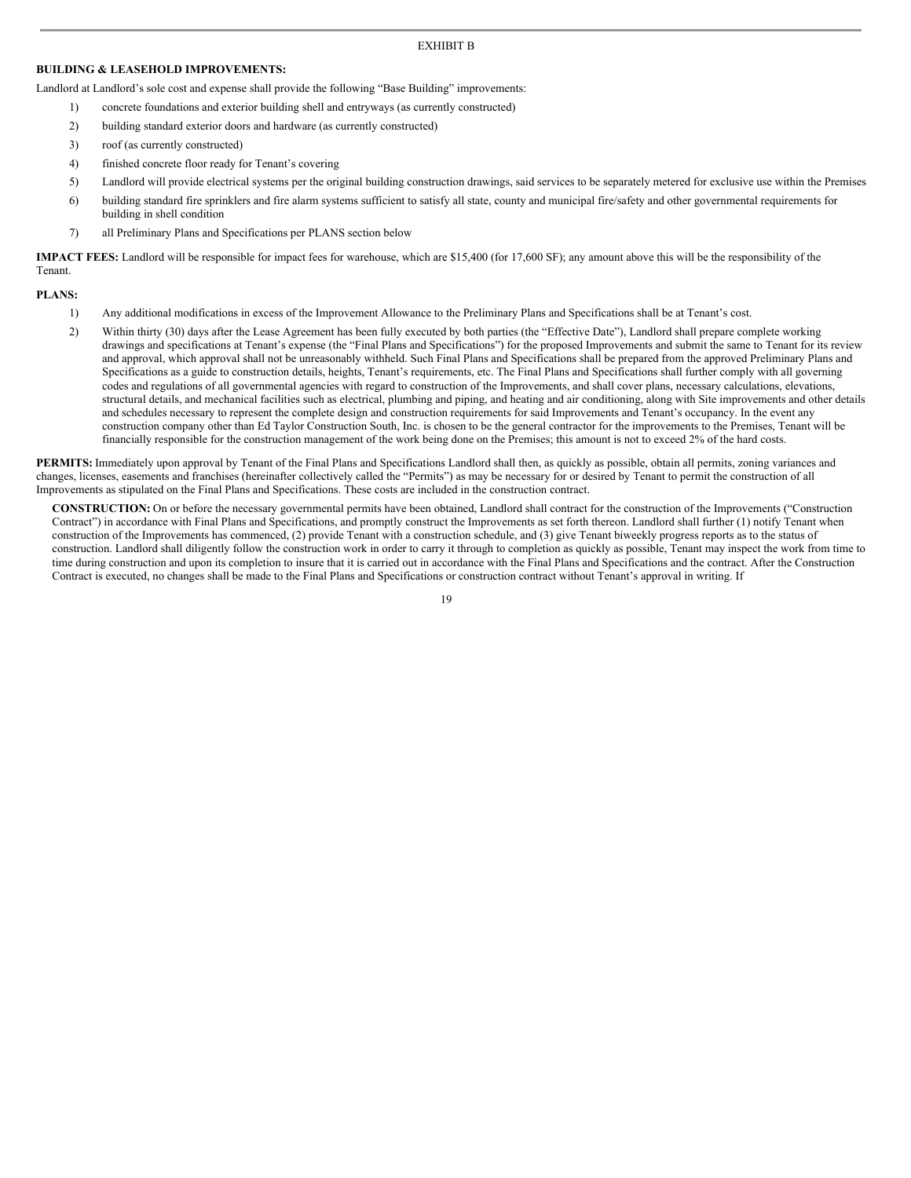EXHIBIT B

**BUILDING & LEASEHOLD IMPROVEMENTS:**

Landlord at Landlord's sole cost and expense shall provide the following "Base Building" improvements:

1) concrete foundations and exterior building shell and entryways (as currently constructed)
2) building standard exterior doors and hardware (as currently constructed)
3) roof (as currently constructed)
4) finished concrete floor ready for Tenant's covering
5) Landlord will provide electrical systems per the original building construction drawings, said services to be separately metered for exclusive use within the Premises
6) building standard fire sprinklers and fire alarm systems sufficient to satisfy all state, county and municipal fire/safety and other governmental requirements for building in shell condition
7) all Preliminary Plans and Specifications per PLANS section below

**IMPACT FEES:** Landlord will be responsible for impact fees for warehouse, which are $15,400 (for 17,600 SF); any amount above this will be the responsibility of the Tenant.

**PLANS:**

1) Any additional modifications in excess of the Improvement Allowance to the Preliminary Plans and Specifications shall be at Tenant's cost.
2) Within thirty (30) days after the Lease Agreement has been fully executed by both parties (the "Effective Date"), Landlord shall prepare complete working drawings and specifications at Tenant's expense (the "Final Plans and Specifications") for the proposed Improvements and submit the same to Tenant for its review and approval, which approval shall not be unreasonably withheld. Such Final Plans and Specifications shall be prepared from the approved Preliminary Plans and Specifications as a guide to construction details, heights, Tenant's requirements, etc. The Final Plans and Specifications shall further comply with all governing codes and regulations of all governmental agencies with regard to construction of the Improvements, and shall cover plans, necessary calculations, elevations, structural details, and mechanical facilities such as electrical, plumbing and piping, and heating and air conditioning, along with Site improvements and other details and schedules necessary to represent the complete design and construction requirements for said Improvements and Tenant's occupancy. In the event any construction company other than Ed Taylor Construction South, Inc. is chosen to be the general contractor for the improvements to the Premises, Tenant will be financially responsible for the construction management of the work being done on the Premises; this amount is not to exceed 2% of the hard costs.

**PERMITS:** Immediately upon approval by Tenant of the Final Plans and Specifications Landlord shall then, as quickly as possible, obtain all permits, zoning variances and changes, licenses, easements and franchises (hereinafter collectively called the "Permits") as may be necessary for or desired by Tenant to permit the construction of all Improvements as stipulated on the Final Plans and Specifications. These costs are included in the construction contract.

**CONSTRUCTION:** On or before the necessary governmental permits have been obtained, Landlord shall contract for the construction of the Improvements ("Construction Contract") in accordance with Final Plans and Specifications, and promptly construct the Improvements as set forth thereon. Landlord shall further (1) notify Tenant when construction of the Improvements has commenced, (2) provide Tenant with a construction schedule, and (3) give Tenant biweekly progress reports as to the status of construction. Landlord shall diligently follow the construction work in order to carry it through to completion as quickly as possible, Tenant may inspect the work from time to time during construction and upon its completion to insure that it is carried out in accordance with the Final Plans and Specifications and the contract. After the Construction Contract is executed, no changes shall be made to the Final Plans and Specifications or construction contract without Tenant's approval in writing. If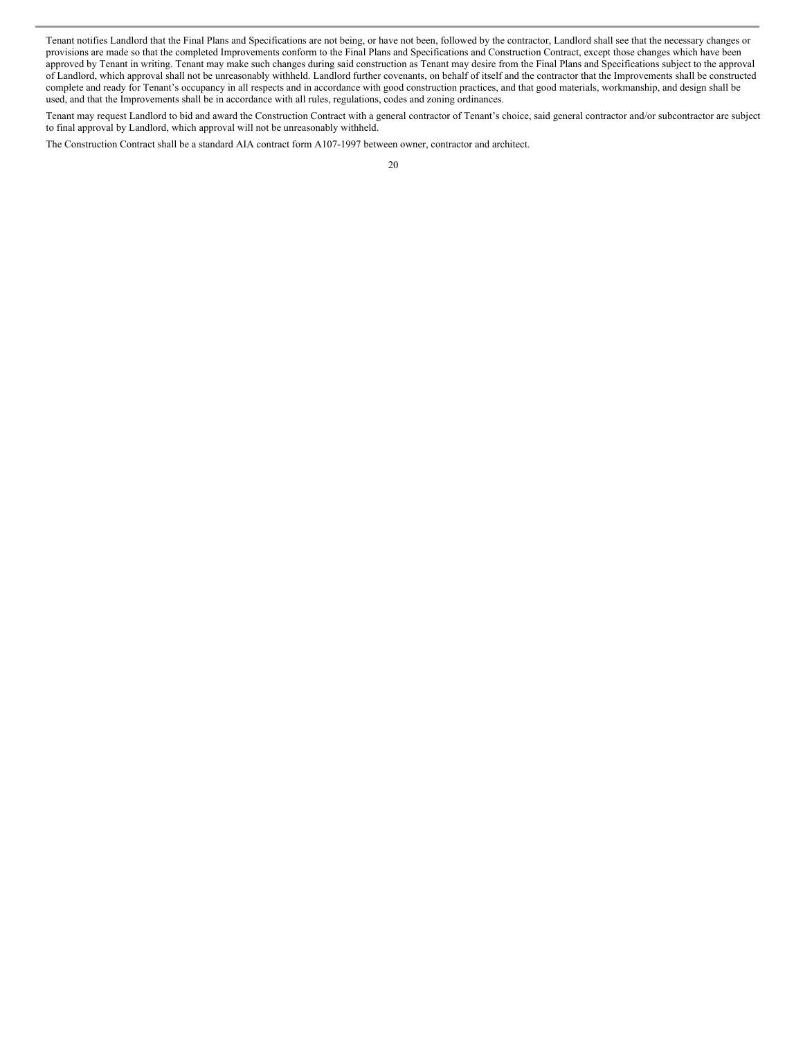Tenant notifies Landlord that the Final Plans and Specifications are not being, or have not been, followed by the contractor, Landlord shall see that the necessary changes or provisions are made so that the completed Improvements conform to the Final Plans and Specifications and Construction Contract, except those changes which have been approved by Tenant in writing. Tenant may make such changes during said construction as Tenant may desire from the Final Plans and Specifications subject to the approval of Landlord, which approval shall not be unreasonably withheld. Landlord further covenants, on behalf of itself and the contractor that the Improvements shall be constructed complete and ready for Tenant's occupancy in all respects and in accordance with good construction practices, and that good materials, workmanship, and design shall be used, and that the Improvements shall be in accordance with all rules, regulations, codes and zoning ordinances.

Tenant may request Landlord to bid and award the Construction Contract with a general contractor of Tenant's choice, said general contractor and/or subcontractor are subject to final approval by Landlord, which approval will not be unreasonably withheld.

The Construction Contract shall be a standard AIA contract form A107-1997 between owner, contractor and architect.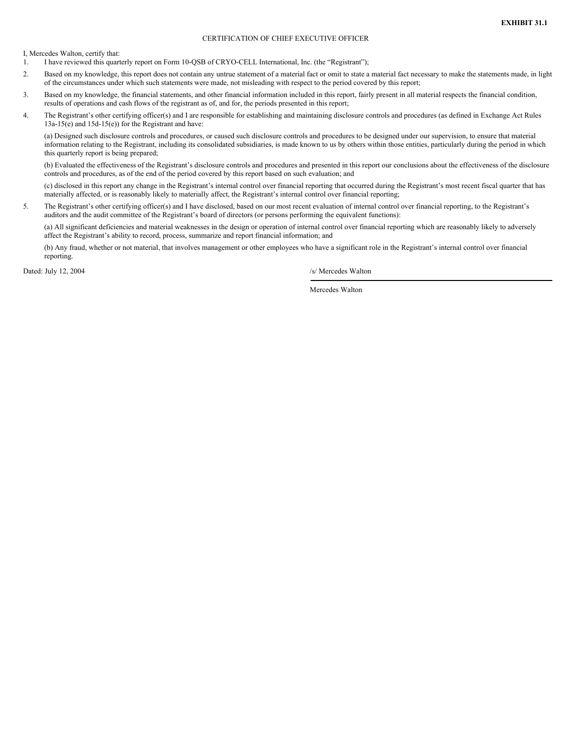**EXHIBIT 31.1**

CERTIFICATION OF CHIEF EXECUTIVE OFFICER

I, Mercedes Walton, certify that:

1. I have reviewed this quarterly report on Form 10-QSB of CRYO-CELL International, Inc. (the "Registrant");

2. Based on my knowledge, this report does not contain any untrue statement of a material fact or omit to state a material fact necessary to make the statements made, in light of the circumstances under which such statements were made, not misleading with respect to the period covered by this report;

3. Based on my knowledge, the financial statements, and other financial information included in this report, fairly present in all material respects the financial condition, results of operations and cash flows of the registrant as of, and for, the periods presented in this report;

4. The Registrant's other certifying officer(s) and I are responsible for establishing and maintaining disclosure controls and procedures (as defined in Exchange Act Rules 13a-15(e) and 15d-15(e)) for the Registrant and have:

   (a) Designed such disclosure controls and procedures, or caused such disclosure controls and procedures to be designed under our supervision, to ensure that material information relating to the Registrant, including its consolidated subsidiaries, is made known to us by others within those entities, particularly during the period in which this quarterly report is being prepared;

   (b) Evaluated the effectiveness of the Registrant's disclosure controls and procedures and presented in this report our conclusions about the effectiveness of the disclosure controls and procedures, as of the end of the period covered by this report based on such evaluation; and

   (c) disclosed in this report any change in the Registrant's internal control over financial reporting that occurred during the Registrant's most recent fiscal quarter that has materially affected, or is reasonably likely to materially affect, the Registrant's internal control over financial reporting;

5. The Registrant's other certifying officer(s) and I have disclosed, based on our most recent evaluation of internal control over financial reporting, to the Registrant's auditors and the audit committee of the Registrant's board of directors (or persons performing the equivalent functions):

   (a) All significant deficiencies and material weaknesses in the design or operation of internal control over financial reporting which are reasonably likely to adversely affect the Registrant's ability to record, process, summarize and report financial information; and

   (b) Any fraud, whether or not material, that involves management or other employees who have a significant role in the Registrant's internal control over financial reporting.

Dated: July 12, 2004

/s/ Mercedes Walton

Mercedes Walton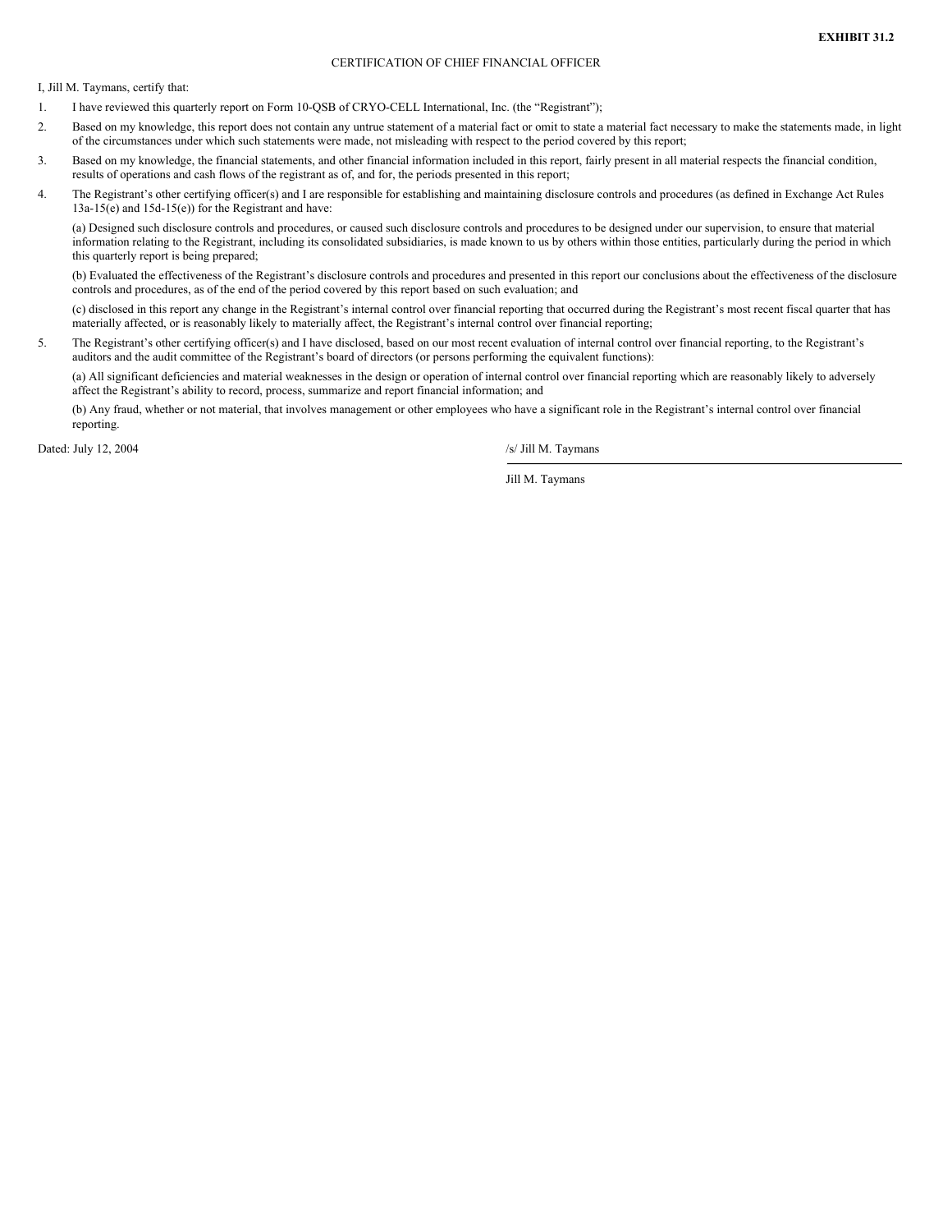**EXHIBIT 31.2**

CERTIFICATION OF CHIEF FINANCIAL OFFICER

I, Jill M. Taymans, certify that:

1. I have reviewed this quarterly report on Form 10-QSB of CRYO-CELL International, Inc. (the “Registrant”);

2. Based on my knowledge, this report does not contain any untrue statement of a material fact or omit to state a material fact necessary to make the statements made, in light of the circumstances under which such statements were made, not misleading with respect to the period covered by this report;

3. Based on my knowledge, the financial statements, and other financial information included in this report, fairly present in all material respects the financial condition, results of operations and cash flows of the registrant as of, and for, the periods presented in this report;

4. The Registrant’s other certifying officer(s) and I are responsible for establishing and maintaining disclosure controls and procedures (as defined in Exchange Act Rules 13a-15(e) and 15d-15(e)) for the Registrant and have:

   (a) Designed such disclosure controls and procedures, or caused such disclosure controls and procedures to be designed under our supervision, to ensure that material information relating to the Registrant, including its consolidated subsidiaries, is made known to us by others within those entities, particularly during the period in which this quarterly report is being prepared;

   (b) Evaluated the effectiveness of the Registrant’s disclosure controls and procedures and presented in this report our conclusions about the effectiveness of the disclosure controls and procedures, as of the end of the period covered by this report based on such evaluation; and

   (c) disclosed in this report any change in the Registrant’s internal control over financial reporting that occurred during the Registrant’s most recent fiscal quarter that has materially affected, or is reasonably likely to materially affect, the Registrant’s internal control over financial reporting;

5. The Registrant’s other certifying officer(s) and I have disclosed, based on our most recent evaluation of internal control over financial reporting, to the Registrant’s auditors and the audit committee of the Registrant’s board of directors (or persons performing the equivalent functions):

   (a) All significant deficiencies and material weaknesses in the design or operation of internal control over financial reporting which are reasonably likely to adversely affect the Registrant’s ability to record, process, summarize and report financial information; and

   (b) Any fraud, whether or not material, that involves management or other employees who have a significant role in the Registrant’s internal control over financial reporting.

Dated: July 12, 2004

/s/ Jill M. Taymans

Jill M. Taymans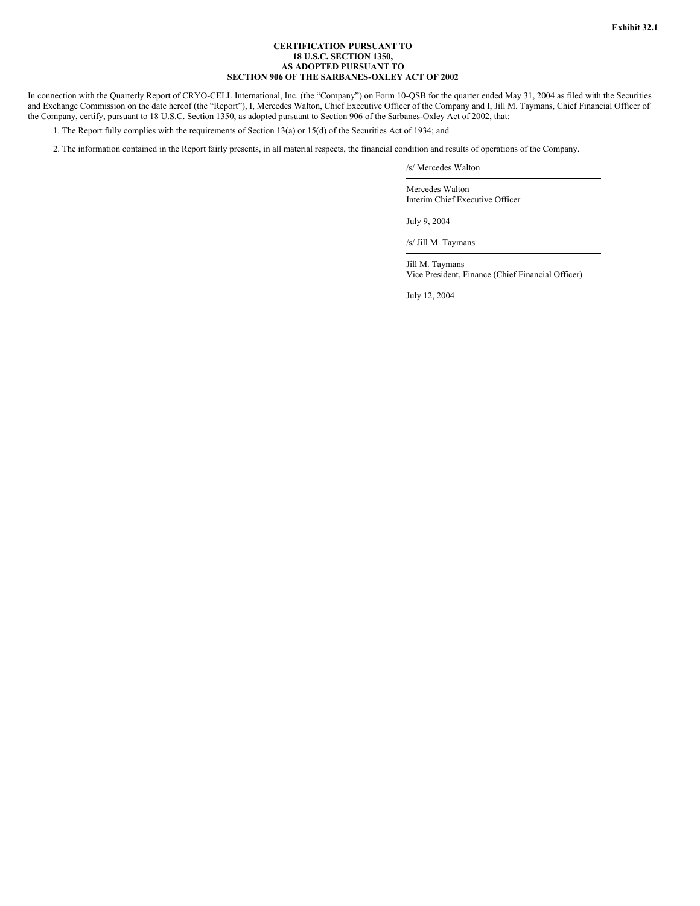**Exhibit 32.1**

**CERTIFICATION PURSUANT TO**
**18 U.S.C. SECTION 1350,**
**AS ADOPTED PURSUANT TO**
**SECTION 906 OF THE SARBANES-OXLEY ACT OF 2002**

In connection with the Quarterly Report of CRYO-CELL International, Inc. (the “Company”) on Form 10-QSB for the quarter ended May 31, 2004 as filed with the Securities and Exchange Commission on the date hereof (the “Report”), I, Mercedes Walton, Chief Executive Officer of the Company and I, Jill M. Taymans, Chief Financial Officer of the Company, certify, pursuant to 18 U.S.C. Section 1350, as adopted pursuant to Section 906 of the Sarbanes-Oxley Act of 2002, that:

1. The Report fully complies with the requirements of Section 13(a) or 15(d) of the Securities Act of 1934; and

2. The information contained in the Report fairly presents, in all material respects, the financial condition and results of operations of the Company.

/s/ Mercedes Walton

Mercedes Walton
Interim Chief Executive Officer

July 9, 2004

/s/ Jill M. Taymans

Jill M. Taymans
Vice President, Finance (Chief Financial Officer)

July 12, 2004